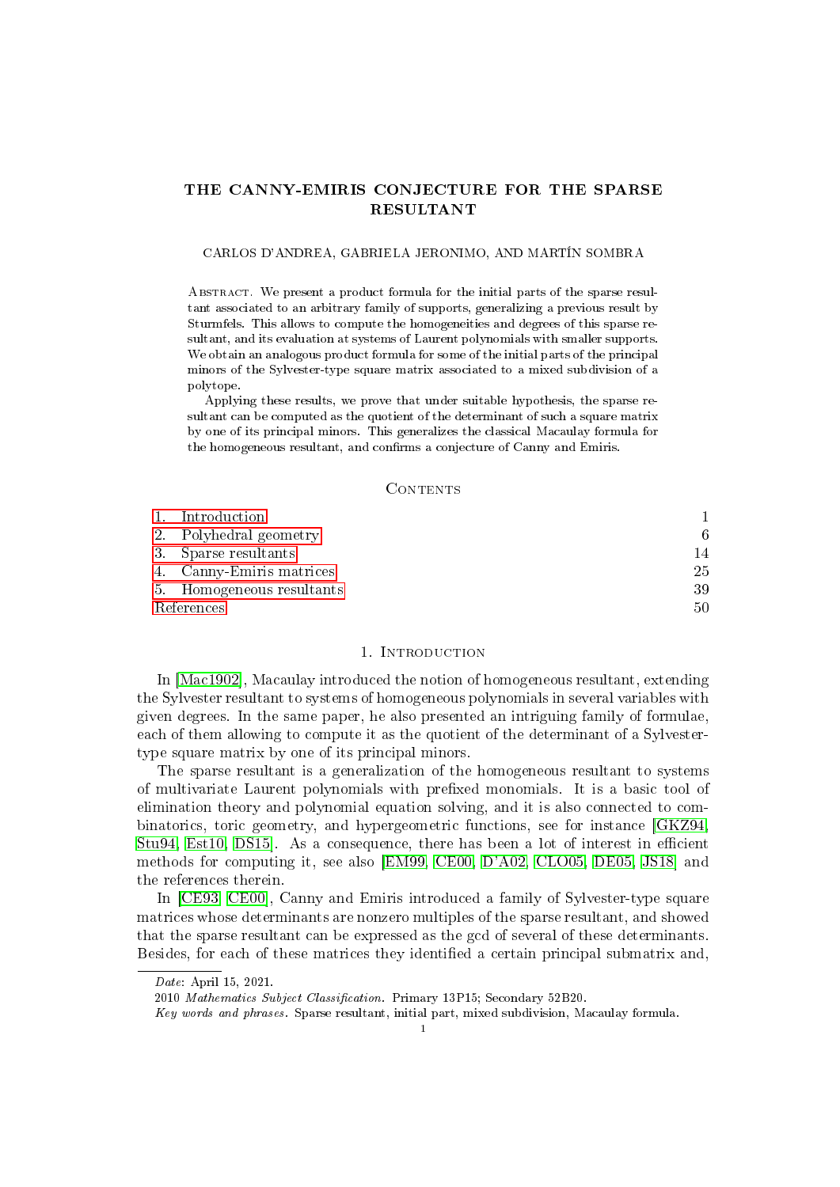# THE CANNY-EMIRIS CONJECTURE FOR THE SPARSE RESULTANT

CARLOS D'ANDREA, GABRIELA JERONIMO, AND MARTÍN SOMBRA

Abstract. We present a product formula for the initial parts of the sparse resultant associated to an arbitrary family of supports, generalizing a previous result by Sturmfels. This allows to compute the homogeneities and degrees of this sparse resultant, and its evaluation at systems of Laurent polynomials with smaller supports. We obtain an analogous product formula for some of the initial parts of the principal minors of the Sylvester-type square matrix associated to a mixed subdivision of a polytope.

Applying these results, we prove that under suitable hypothesis, the sparse resultant can be computed as the quotient of the determinant of such a square matrix by one of its principal minors. This generalizes the classical Macaulay formula for the homogeneous resultant, and confirms a conjecture of Canny and Emiris.

## Contents

1. Introduction 1
2. Polyhedral geometry 6
3. Sparse resultants 14
4. Canny-Emiris matrices 25
5. Homogeneous resultants 39

References 50

## 1. Introduction

In [Mac1902], Macaulay introduced the notion of homogeneous resultant, extending the Sylvester resultant to systems of homogeneous polynomials in several variables with given degrees. In the same paper, he also presented an intriguing family of formulae, each of them allowing to compute it as the quotient of the determinant of a Sylvester-type square matrix by one of its principal minors.

The sparse resultant is a generalization of the homogeneous resultant to systems of multivariate Laurent polynomials with prefixed monomials. It is a basic tool of elimination theory and polynomial equation solving, and it is also connected to combinatorics, toric geometry, and hypergeometric functions, see for instance [GKZ94, Stu94, Est10, DS15]. As a consequence, there has been a lot of interest in efficient methods for computing it, see also [EM99, CE00, D'A02, CLO05, DE05, JS18] and the references therein.

In [CE93, CE00], Canny and Emiris introduced a family of Sylvester-type square matrices whose determinants are nonzero multiples of the sparse resultant, and showed that the sparse resultant can be expressed as the gcd of several of these determinants. Besides, for each of these matrices they identified a certain principal submatrix and,

---

*Date*: April 15, 2021.

2010 *Mathematics Subject Classification.* Primary 13P15; Secondary 52B20.

*Key words and phrases.* Sparse resultant, initial part, mixed subdivision, Macaulay formula.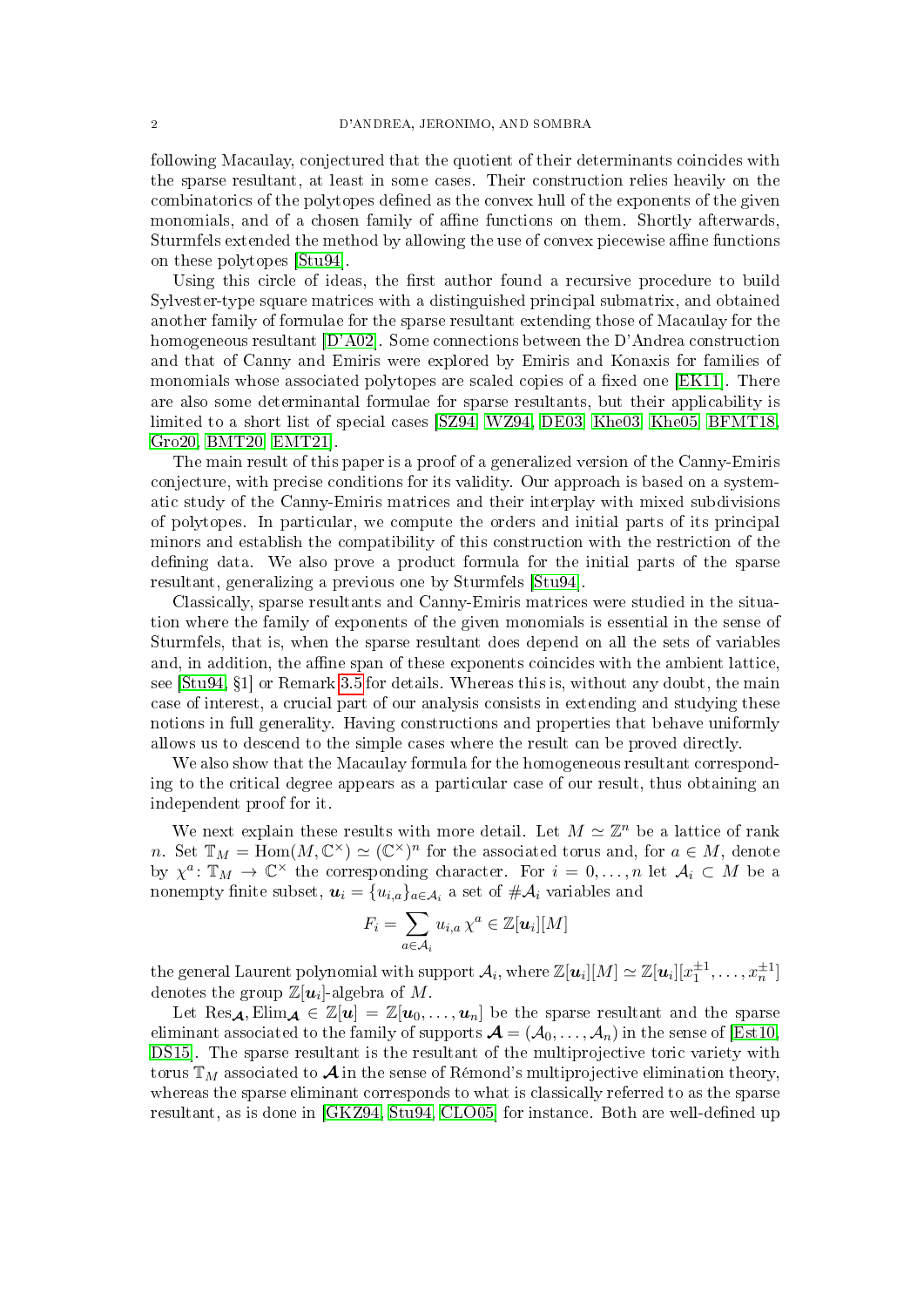following Macaulay, conjectured that the quotient of their determinants coincides with the sparse resultant, at least in some cases. Their construction relies heavily on the combinatorics of the polytopes defined as the convex hull of the exponents of the given monomials, and of a chosen family of affine functions on them. Shortly afterwards, Sturmfels extended the method by allowing the use of convex piecewise affine functions on these polytopes [Stu94].

Using this circle of ideas, the first author found a recursive procedure to build Sylvester-type square matrices with a distinguished principal submatrix, and obtained another family of formulae for the sparse resultant extending those of Macaulay for the homogeneous resultant [D'A02]. Some connections between the D'Andrea construction and that of Canny and Emiris were explored by Emiris and Konaxis for families of monomials whose associated polytopes are scaled copies of a fixed one [EK11]. There are also some determinantal formulae for sparse resultants, but their applicability is limited to a short list of special cases [SZ94, WZ94, DE03, Khe03, Khe05, BFMT18, Gro20, BMT20, EMT21].

The main result of this paper is a proof of a generalized version of the Canny-Emiris conjecture, with precise conditions for its validity. Our approach is based on a systematic study of the Canny-Emiris matrices and their interplay with mixed subdivisions of polytopes. In particular, we compute the orders and initial parts of its principal minors and establish the compatibility of this construction with the restriction of the defining data. We also prove a product formula for the initial parts of the sparse resultant, generalizing a previous one by Sturmfels [Stu94].

Classically, sparse resultants and Canny-Emiris matrices were studied in the situation where the family of exponents of the given monomials is essential in the sense of Sturmfels, that is, when the sparse resultant does depend on all the sets of variables and, in addition, the affine span of these exponents coincides with the ambient lattice, see [Stu94, §1] or Remark 3.5 for details. Whereas this is, without any doubt, the main case of interest, a crucial part of our analysis consists in extending and studying these notions in full generality. Having constructions and properties that behave uniformly allows us to descend to the simple cases where the result can be proved directly.

We also show that the Macaulay formula for the homogeneous resultant corresponding to the critical degree appears as a particular case of our result, thus obtaining an independent proof for it.

We next explain these results with more detail. Let $M \simeq \mathbb{Z}^n$ be a lattice of rank $n$. Set $\mathbb{T}_M = \operatorname{Hom}(M, \mathbb{C}^\times) \simeq (\mathbb{C}^\times)^n$ for the associated torus and, for $a \in M$, denote by $\chi^a \colon \mathbb{T}_M \to \mathbb{C}^\times$ the corresponding character. For $i = 0, \dots, n$ let $\mathcal{A}_i \subset M$ be a nonempty finite subset, $\boldsymbol{u}_i = \{u_{i,a}\}_{a \in \mathcal{A}_i}$ a set of $\#\mathcal{A}_i$ variables and

$$F_i = \sum_{a \in \mathcal{A}_i} u_{i,a}\, \chi^a \in \mathbb{Z}[\boldsymbol{u}_i][M]$$

the general Laurent polynomial with support $\mathcal{A}_i$, where $\mathbb{Z}[\boldsymbol{u}_i][M] \simeq \mathbb{Z}[\boldsymbol{u}_i][x_1^{\pm 1}, \dots, x_n^{\pm 1}]$ denotes the group $\mathbb{Z}[\boldsymbol{u}_i]$-algebra of $M$.

Let $\operatorname{Res}_{\boldsymbol{\mathcal{A}}}, \operatorname{Elim}_{\boldsymbol{\mathcal{A}}} \in \mathbb{Z}[\boldsymbol{u}] = \mathbb{Z}[\boldsymbol{u}_0, \dots, \boldsymbol{u}_n]$ be the sparse resultant and the sparse eliminant associated to the family of supports $\boldsymbol{\mathcal{A}} = (\mathcal{A}_0, \dots, \mathcal{A}_n)$ in the sense of [Est10, DS15]. The sparse resultant is the resultant of the multiprojective toric variety with torus $\mathbb{T}_M$ associated to $\boldsymbol{\mathcal{A}}$ in the sense of Rémond's multiprojective elimination theory, whereas the sparse eliminant corresponds to what is classically referred to as the sparse resultant, as is done in [GKZ94, Stu94, CLO05] for instance. Both are well-defined up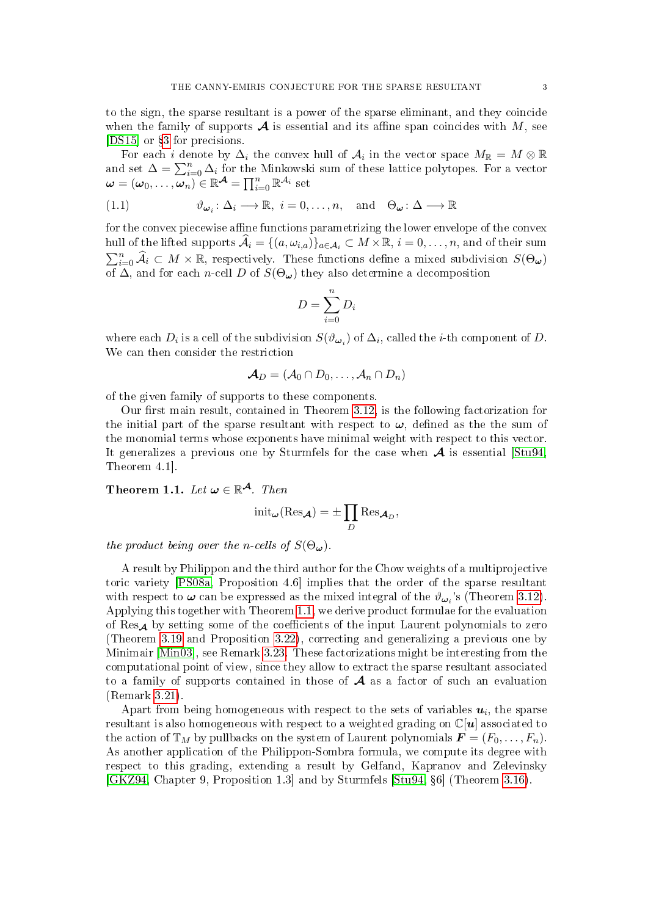to the sign, the sparse resultant is a power of the sparse eliminant, and they coincide when the family of supports $\boldsymbol{\mathcal{A}}$ is essential and its affine span coincides with $M$, see [DS15] or §3 for precisions.

For each $i$ denote by $\Delta_i$ the convex hull of $\mathcal{A}_i$ in the vector space $M_{\mathbb{R}} = M \otimes \mathbb{R}$ and set $\Delta = \sum_{i=0}^{n} \Delta_i$ for the Minkowski sum of these lattice polytopes. For a vector $\boldsymbol{\omega} = (\boldsymbol{\omega}_0, \dots, \boldsymbol{\omega}_n) \in \mathbb{R}^{\boldsymbol{\mathcal{A}}} = \prod_{i=0}^{n} \mathbb{R}^{\mathcal{A}_i}$ set

$$\vartheta_{\boldsymbol{\omega}_i} \colon \Delta_i \longrightarrow \mathbb{R},\ i = 0, \dots, n, \quad \text{and} \quad \Theta_{\boldsymbol{\omega}} \colon \Delta \longrightarrow \mathbb{R} \tag{1.1}$$

for the convex piecewise affine functions parametrizing the lower envelope of the convex hull of the lifted supports $\widehat{\mathcal{A}}_i = \{(a, \omega_{i,a})\}_{a \in \mathcal{A}_i} \subset M \times \mathbb{R}$, $i = 0, \dots, n$, and of their sum $\sum_{i=0}^{n} \widehat{\mathcal{A}}_i \subset M \times \mathbb{R}$, respectively. These functions define a mixed subdivision $S(\Theta_{\boldsymbol{\omega}})$ of $\Delta$, and for each $n$-cell $D$ of $S(\Theta_{\boldsymbol{\omega}})$ they also determine a decomposition

$$D = \sum_{i=0}^{n} D_i$$

where each $D_i$ is a cell of the subdivision $S(\vartheta_{\boldsymbol{\omega}_i})$ of $\Delta_i$, called the $i$-th component of $D$. We can then consider the restriction

$$\boldsymbol{\mathcal{A}}_D = (\mathcal{A}_0 \cap D_0, \dots, \mathcal{A}_n \cap D_n)$$

of the given family of supports to these components.

Our first main result, contained in Theorem 3.12, is the following factorization for the initial part of the sparse resultant with respect to $\boldsymbol{\omega}$, defined as the the sum of the monomial terms whose exponents have minimal weight with respect to this vector. It generalizes a previous one by Sturmfels for the case when $\boldsymbol{\mathcal{A}}$ is essential [Stu94, Theorem 4.1].

**Theorem 1.1.** *Let $\boldsymbol{\omega} \in \mathbb{R}^{\boldsymbol{\mathcal{A}}}$. Then*

$$\mathrm{init}_{\boldsymbol{\omega}}(\mathrm{Res}_{\boldsymbol{\mathcal{A}}}) = \pm \prod_{D} \mathrm{Res}_{\boldsymbol{\mathcal{A}}_D},$$

*the product being over the $n$-cells of $S(\Theta_{\boldsymbol{\omega}})$.*

A result by Philippon and the third author for the Chow weights of a multiprojective toric variety [PS08a, Proposition 4.6] implies that the order of the sparse resultant with respect to $\boldsymbol{\omega}$ can be expressed as the mixed integral of the $\vartheta_{\boldsymbol{\omega}_i}$'s (Theorem 3.12). Applying this together with Theorem 1.1, we derive product formulae for the evaluation of $\mathrm{Res}_{\boldsymbol{\mathcal{A}}}$ by setting some of the coefficients of the input Laurent polynomials to zero (Theorem 3.19 and Proposition 3.22), correcting and generalizing a previous one by Minimair [Min03], see Remark 3.23. These factorizations might be interesting from the computational point of view, since they allow to extract the sparse resultant associated to a family of supports contained in those of $\boldsymbol{\mathcal{A}}$ as a factor of such an evaluation (Remark 3.21).

Apart from being homogeneous with respect to the sets of variables $\boldsymbol{u}_i$, the sparse resultant is also homogeneous with respect to a weighted grading on $\mathbb{C}[\boldsymbol{u}]$ associated to the action of $\mathbb{T}_M$ by pullbacks on the system of Laurent polynomials $\boldsymbol{F} = (F_0, \dots, F_n)$. As another application of the Philippon-Sombra formula, we compute its degree with respect to this grading, extending a result by Gelfand, Kapranov and Zelevinsky [GKZ94, Chapter 9, Proposition 1.3] and by Sturmfels [Stu94, §6] (Theorem 3.16).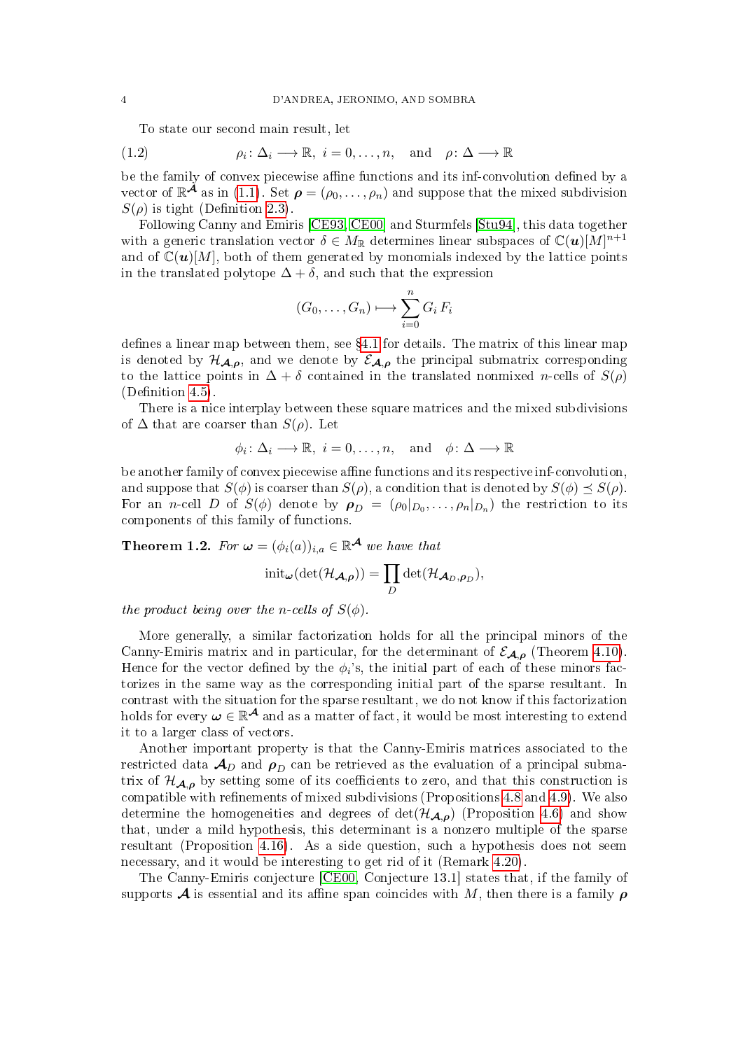To state our second main result, let

$$\rho_i\colon \Delta_i \longrightarrow \mathbb{R},\ i=0,\dots,n, \quad \text{and} \quad \rho\colon \Delta \longrightarrow \mathbb{R} \tag{1.2}$$

be the family of convex piecewise affine functions and its inf-convolution defined by a vector of $\mathbb{R}^{\boldsymbol{\mathcal{A}}}$ as in (1.1). Set $\boldsymbol{\rho} = (\rho_0, \dots, \rho_n)$ and suppose that the mixed subdivision $S(\rho)$ is tight (Definition 2.3).

Following Canny and Emiris [CE93, CE00] and Sturmfels [Stu94], this data together with a generic translation vector $\delta \in M_{\mathbb{R}}$ determines linear subspaces of $\mathbb{C}(\boldsymbol{u})[M]^{n+1}$ and of $\mathbb{C}(\boldsymbol{u})[M]$, both of them generated by monomials indexed by the lattice points in the translated polytope $\Delta + \delta$, and such that the expression

$$(G_0, \dots, G_n) \longmapsto \sum_{i=0}^{n} G_i\, F_i$$

defines a linear map between them, see §4.1 for details. The matrix of this linear map is denoted by $\mathcal{H}_{\boldsymbol{\mathcal{A}},\boldsymbol{\rho}}$, and we denote by $\mathcal{E}_{\boldsymbol{\mathcal{A}},\boldsymbol{\rho}}$ the principal submatrix corresponding to the lattice points in $\Delta + \delta$ contained in the translated nonmixed $n$-cells of $S(\rho)$ (Definition 4.5).

There is a nice interplay between these square matrices and the mixed subdivisions of $\Delta$ that are coarser than $S(\rho)$. Let

$$\phi_i\colon \Delta_i \longrightarrow \mathbb{R},\ i=0,\dots,n, \quad \text{and} \quad \phi\colon \Delta \longrightarrow \mathbb{R}$$

be another family of convex piecewise affine functions and its respective inf-convolution, and suppose that $S(\phi)$ is coarser than $S(\rho)$, a condition that is denoted by $S(\phi) \preceq S(\rho)$. For an $n$-cell $D$ of $S(\phi)$ denote by $\boldsymbol{\rho}_D = (\rho_0|_{D_0}, \dots, \rho_n|_{D_n})$ the restriction to its components of this family of functions.

**Theorem 1.2.** *For $\boldsymbol{\omega} = (\phi_i(a))_{i,a} \in \mathbb{R}^{\boldsymbol{\mathcal{A}}}$ we have that*

$$\operatorname{init}_{\boldsymbol{\omega}}(\det(\mathcal{H}_{\boldsymbol{\mathcal{A}},\boldsymbol{\rho}})) = \prod_{D} \det(\mathcal{H}_{\boldsymbol{\mathcal{A}}_D,\boldsymbol{\rho}_D}),$$

*the product being over the $n$-cells of $S(\phi)$.*

More generally, a similar factorization holds for all the principal minors of the Canny-Emiris matrix and in particular, for the determinant of $\mathcal{E}_{\boldsymbol{\mathcal{A}},\boldsymbol{\rho}}$ (Theorem 4.10). Hence for the vector defined by the $\phi_i$'s, the initial part of each of these minors factorizes in the same way as the corresponding initial part of the sparse resultant. In contrast with the situation for the sparse resultant, we do not know if this factorization holds for every $\boldsymbol{\omega} \in \mathbb{R}^{\boldsymbol{\mathcal{A}}}$ and as a matter of fact, it would be most interesting to extend it to a larger class of vectors.

Another important property is that the Canny-Emiris matrices associated to the restricted data $\boldsymbol{\mathcal{A}}_D$ and $\boldsymbol{\rho}_D$ can be retrieved as the evaluation of a principal submatrix of $\mathcal{H}_{\boldsymbol{\mathcal{A}},\boldsymbol{\rho}}$ by setting some of its coefficients to zero, and that this construction is compatible with refinements of mixed subdivisions (Propositions 4.8 and 4.9). We also determine the homogeneities and degrees of $\det(\mathcal{H}_{\boldsymbol{\mathcal{A}},\boldsymbol{\rho}})$ (Proposition 4.6) and show that, under a mild hypothesis, this determinant is a nonzero multiple of the sparse resultant (Proposition 4.16). As a side question, such a hypothesis does not seem necessary, and it would be interesting to get rid of it (Remark 4.20).

The Canny-Emiris conjecture [CE00, Conjecture 13.1] states that, if the family of supports $\boldsymbol{\mathcal{A}}$ is essential and its affine span coincides with $M$, then there is a family $\boldsymbol{\rho}$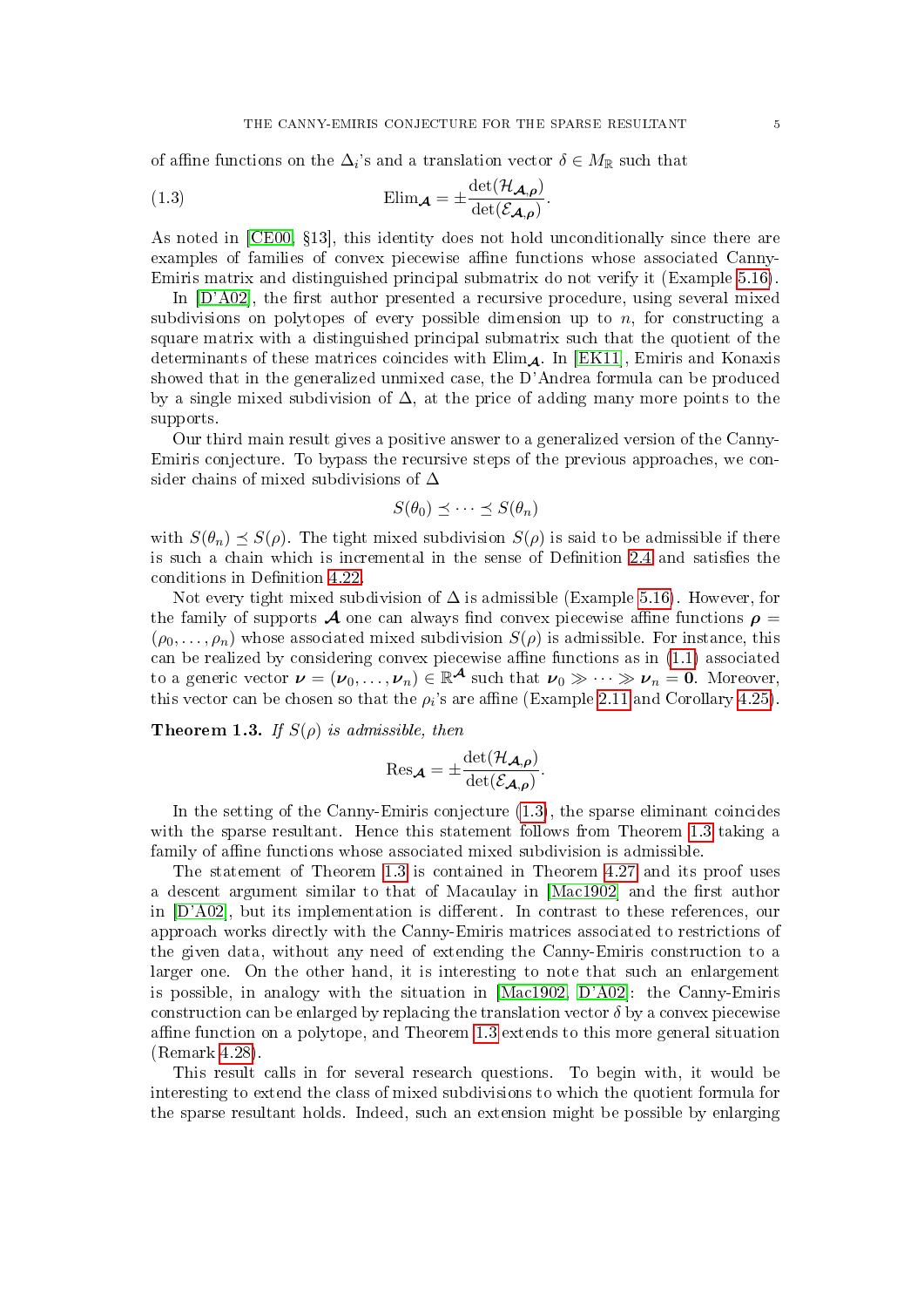of affine functions on the $\Delta_i$'s and a translation vector $\delta \in M_{\mathbb{R}}$ such that

$$\mathrm{Elim}_{\boldsymbol{\mathcal{A}}} = \pm \frac{\det(\mathcal{H}_{\boldsymbol{\mathcal{A}},\boldsymbol{\rho}})}{\det(\mathcal{E}_{\boldsymbol{\mathcal{A}},\boldsymbol{\rho}})}. \tag{1.3}$$

As noted in [CE00, §13], this identity does not hold unconditionally since there are examples of families of convex piecewise affine functions whose associated Canny-Emiris matrix and distinguished principal submatrix do not verify it (Example 5.16).

In [D'A02], the first author presented a recursive procedure, using several mixed subdivisions on polytopes of every possible dimension up to $n$, for constructing a square matrix with a distinguished principal submatrix such that the quotient of the determinants of these matrices coincides with $\mathrm{Elim}_{\boldsymbol{\mathcal{A}}}$. In [EK11], Emiris and Konaxis showed that in the generalized unmixed case, the D'Andrea formula can be produced by a single mixed subdivision of $\Delta$, at the price of adding many more points to the supports.

Our third main result gives a positive answer to a generalized version of the Canny-Emiris conjecture. To bypass the recursive steps of the previous approaches, we consider chains of mixed subdivisions of $\Delta$

$$S(\theta_0) \preceq \cdots \preceq S(\theta_n)$$

with $S(\theta_n) \preceq S(\rho)$. The tight mixed subdivision $S(\rho)$ is said to be admissible if there is such a chain which is incremental in the sense of Definition 2.4 and satisfies the conditions in Definition 4.22.

Not every tight mixed subdivision of $\Delta$ is admissible (Example 5.16). However, for the family of supports $\boldsymbol{\mathcal{A}}$ one can always find convex piecewise affine functions $\boldsymbol{\rho} = (\rho_0, \dots, \rho_n)$ whose associated mixed subdivision $S(\rho)$ is admissible. For instance, this can be realized by considering convex piecewise affine functions as in (1.1) associated to a generic vector $\boldsymbol{\nu} = (\boldsymbol{\nu}_0, \dots, \boldsymbol{\nu}_n) \in \mathbb{R}^{\boldsymbol{\mathcal{A}}}$ such that $\boldsymbol{\nu}_0 \gg \cdots \gg \boldsymbol{\nu}_n = \mathbf{0}$. Moreover, this vector can be chosen so that the $\rho_i$'s are affine (Example 2.11 and Corollary 4.25).

**Theorem 1.3.** *If $S(\rho)$ is admissible, then*

$$\mathrm{Res}_{\boldsymbol{\mathcal{A}}} = \pm \frac{\det(\mathcal{H}_{\boldsymbol{\mathcal{A}},\boldsymbol{\rho}})}{\det(\mathcal{E}_{\boldsymbol{\mathcal{A}},\boldsymbol{\rho}})}.$$

In the setting of the Canny-Emiris conjecture (1.3), the sparse eliminant coincides with the sparse resultant. Hence this statement follows from Theorem 1.3 taking a family of affine functions whose associated mixed subdivision is admissible.

The statement of Theorem 1.3 is contained in Theorem 4.27 and its proof uses a descent argument similar to that of Macaulay in [Mac1902] and the first author in [D'A02], but its implementation is different. In contrast to these references, our approach works directly with the Canny-Emiris matrices associated to restrictions of the given data, without any need of extending the Canny-Emiris construction to a larger one. On the other hand, it is interesting to note that such an enlargement is possible, in analogy with the situation in [Mac1902, D'A02]: the Canny-Emiris construction can be enlarged by replacing the translation vector $\delta$ by a convex piecewise affine function on a polytope, and Theorem 1.3 extends to this more general situation (Remark 4.28).

This result calls in for several research questions. To begin with, it would be interesting to extend the class of mixed subdivisions to which the quotient formula for the sparse resultant holds. Indeed, such an extension might be possible by enlarging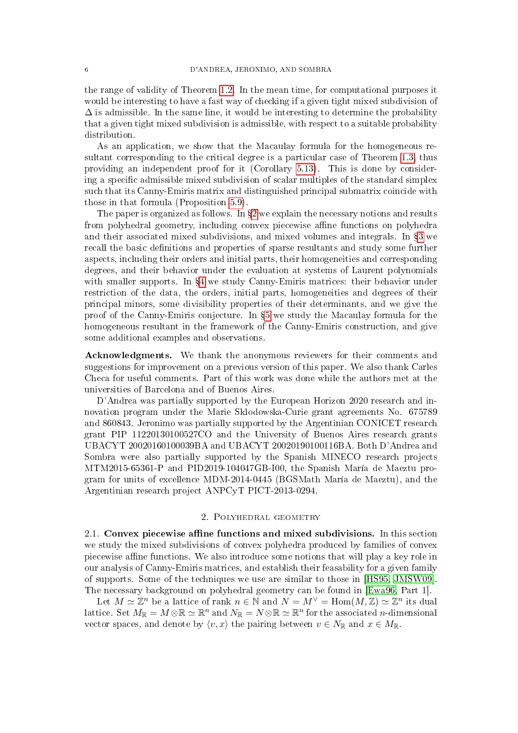the range of validity of Theorem 1.2. In the mean time, for computational purposes it would be interesting to have a fast way of checking if a given tight mixed subdivision of $\Delta$ is admissible. In the same line, it would be interesting to determine the probability that a given tight mixed subdivision is admissible, with respect to a suitable probability distribution.

As an application, we show that the Macaulay formula for the homogeneous resultant corresponding to the critical degree is a particular case of Theorem 1.3, thus providing an independent proof for it (Corollary 5.13). This is done by considering a specific admissible mixed subdivision of scalar multiples of the standard simplex such that its Canny-Emiris matrix and distinguished principal submatrix coincide with those in that formula (Proposition 5.9).

The paper is organized as follows. In §2 we explain the necessary notions and results from polyhedral geometry, including convex piecewise affine functions on polyhedra and their associated mixed subdivisions, and mixed volumes and integrals. In §3 we recall the basic definitions and properties of sparse resultants and study some further aspects, including their orders and initial parts, their homogeneities and corresponding degrees, and their behavior under the evaluation at systems of Laurent polynomials with smaller supports. In §4 we study Canny-Emiris matrices: their behavior under restriction of the data, the orders, initial parts, homogeneities and degrees of their principal minors, some divisibility properties of their determinants, and we give the proof of the Canny-Emiris conjecture. In §5 we study the Macaulay formula for the homogeneous resultant in the framework of the Canny-Emiris construction, and give some additional examples and observations.

**Acknowledgments.** We thank the anonymous reviewers for their comments and suggestions for improvement on a previous version of this paper. We also thank Carles Checa for useful comments. Part of this work was done while the authors met at the universities of Barcelona and of Buenos Aires.

D'Andrea was partially supported by the European Horizon 2020 research and innovation program under the Marie Sklodowska-Curie grant agreements No. 675789 and 860843. Jeronimo was partially supported by the Argentinian CONICET research grant PIP 11220130100527CO and the University of Buenos Aires research grants UBACYT 20020160100039BA and UBACYT 20020190100116BA. Both D'Andrea and Sombra were also partially supported by the Spanish MINECO research projects MTM2015-65361-P and PID2019-104047GB-I00, the Spanish María de Maeztu program for units of excellence MDM-2014-0445 (BGSMath María de Maeztu), and the Argentinian research project ANPCyT PICT-2013-0294.

## 2. Polyhedral geometry

**2.1. Convex piecewise affine functions and mixed subdivisions.** In this section we study the mixed subdivisions of convex polyhedra produced by families of convex piecewise affine functions. We also introduce some notions that will play a key role in our analysis of Canny-Emiris matrices, and establish their feasability for a given family of supports. Some of the techniques we use are similar to those in [HS95, JMSW09]. The necessary background on polyhedral geometry can be found in [Ewa96, Part 1].

Let $M \simeq \mathbb{Z}^n$ be a lattice of rank $n \in \mathbb{N}$ and $N = M^\vee = \operatorname{Hom}(M, \mathbb{Z}) \simeq \mathbb{Z}^n$ its dual lattice. Set $M_\mathbb{R} = M \otimes \mathbb{R} \simeq \mathbb{R}^n$ and $N_\mathbb{R} = N \otimes \mathbb{R} \simeq \mathbb{R}^n$ for the associated $n$-dimensional vector spaces, and denote by $\langle v, x \rangle$ the pairing between $v \in N_\mathbb{R}$ and $x \in M_\mathbb{R}$.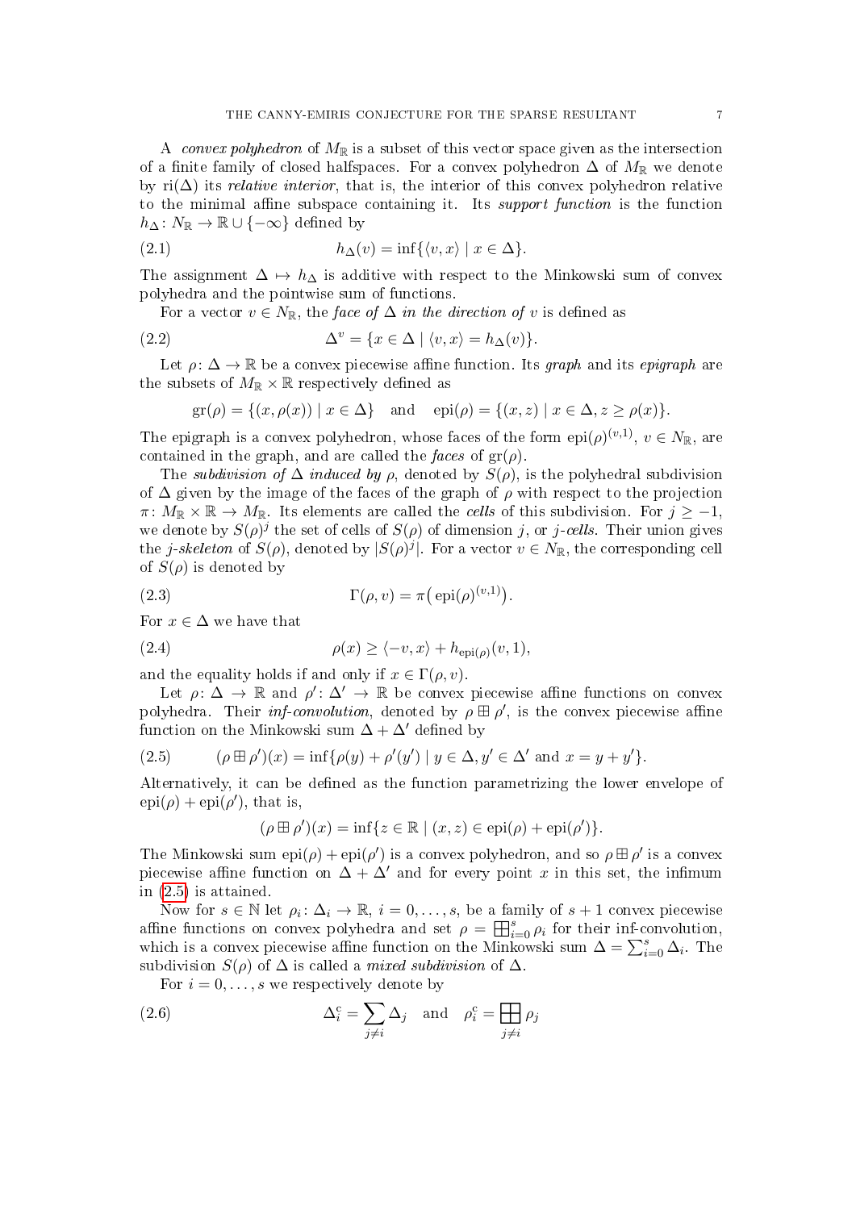A *convex polyhedron* of $M_{\mathbb{R}}$ is a subset of this vector space given as the intersection of a finite family of closed halfspaces. For a convex polyhedron $\Delta$ of $M_{\mathbb{R}}$ we denote by $\mathrm{ri}(\Delta)$ its *relative interior*, that is, the interior of this convex polyhedron relative to the minimal affine subspace containing it. Its *support function* is the function $h_\Delta \colon N_{\mathbb{R}} \to \mathbb{R} \cup \{-\infty\}$ defined by

$$h_\Delta(v) = \inf\{\langle v, x\rangle \mid x \in \Delta\}. \tag{2.1}$$

The assignment $\Delta \mapsto h_\Delta$ is additive with respect to the Minkowski sum of convex polyhedra and the pointwise sum of functions.

For a vector $v \in N_{\mathbb{R}}$, the *face of* $\Delta$ *in the direction of* $v$ is defined as

$$\Delta^v = \{x \in \Delta \mid \langle v, x\rangle = h_\Delta(v)\}. \tag{2.2}$$

Let $\rho \colon \Delta \to \mathbb{R}$ be a convex piecewise affine function. Its *graph* and its *epigraph* are the subsets of $M_{\mathbb{R}} \times \mathbb{R}$ respectively defined as

$$\mathrm{gr}(\rho) = \{(x, \rho(x)) \mid x \in \Delta\} \quad \text{and} \quad \mathrm{epi}(\rho) = \{(x, z) \mid x \in \Delta, z \geq \rho(x)\}.$$

The epigraph is a convex polyhedron, whose faces of the form $\mathrm{epi}(\rho)^{(v,1)}$, $v \in N_{\mathbb{R}}$, are contained in the graph, and are called the *faces* of $\mathrm{gr}(\rho)$.

The *subdivision of* $\Delta$ *induced by* $\rho$, denoted by $S(\rho)$, is the polyhedral subdivision of $\Delta$ given by the image of the faces of the graph of $\rho$ with respect to the projection $\pi \colon M_{\mathbb{R}} \times \mathbb{R} \to M_{\mathbb{R}}$. Its elements are called the *cells* of this subdivision. For $j \geq -1$, we denote by $S(\rho)^j$ the set of cells of $S(\rho)$ of dimension $j$, or *$j$-cells*. Their union gives the *$j$-skeleton* of $S(\rho)$, denoted by $|S(\rho)^j|$. For a vector $v \in N_{\mathbb{R}}$, the corresponding cell of $S(\rho)$ is denoted by

$$\Gamma(\rho, v) = \pi\big(\mathrm{epi}(\rho)^{(v,1)}\big). \tag{2.3}$$

For $x \in \Delta$ we have that

$$\rho(x) \geq \langle -v, x\rangle + h_{\mathrm{epi}(\rho)}(v, 1), \tag{2.4}$$

and the equality holds if and only if $x \in \Gamma(\rho, v)$.

Let $\rho \colon \Delta \to \mathbb{R}$ and $\rho' \colon \Delta' \to \mathbb{R}$ be convex piecewise affine functions on convex polyhedra. Their *inf-convolution*, denoted by $\rho \boxplus \rho'$, is the convex piecewise affine function on the Minkowski sum $\Delta + \Delta'$ defined by

$$(\rho \boxplus \rho')(x) = \inf\{\rho(y) + \rho'(y') \mid y \in \Delta, y' \in \Delta' \text{ and } x = y + y'\}. \tag{2.5}$$

Alternatively, it can be defined as the function parametrizing the lower envelope of $\mathrm{epi}(\rho) + \mathrm{epi}(\rho')$, that is,

$$(\rho \boxplus \rho')(x) = \inf\{z \in \mathbb{R} \mid (x, z) \in \mathrm{epi}(\rho) + \mathrm{epi}(\rho')\}.$$

The Minkowski sum $\mathrm{epi}(\rho) + \mathrm{epi}(\rho')$ is a convex polyhedron, and so $\rho \boxplus \rho'$ is a convex piecewise affine function on $\Delta + \Delta'$ and for every point $x$ in this set, the infimum in (2.5) is attained.

Now for $s \in \mathbb{N}$ let $\rho_i \colon \Delta_i \to \mathbb{R}$, $i = 0, \dots, s$, be a family of $s+1$ convex piecewise affine functions on convex polyhedra and set $\rho = \boxplus_{i=0}^s \rho_i$ for their inf-convolution, which is a convex piecewise affine function on the Minkowski sum $\Delta = \sum_{i=0}^s \Delta_i$. The subdivision $S(\rho)$ of $\Delta$ is called a *mixed subdivision* of $\Delta$.

For $i = 0, \dots, s$ we respectively denote by

$$\Delta_i^{\mathrm{c}} = \sum_{j \neq i} \Delta_j \quad \text{and} \quad \rho_i^{\mathrm{c}} = \boxplus_{j \neq i} \rho_j \tag{2.6}$$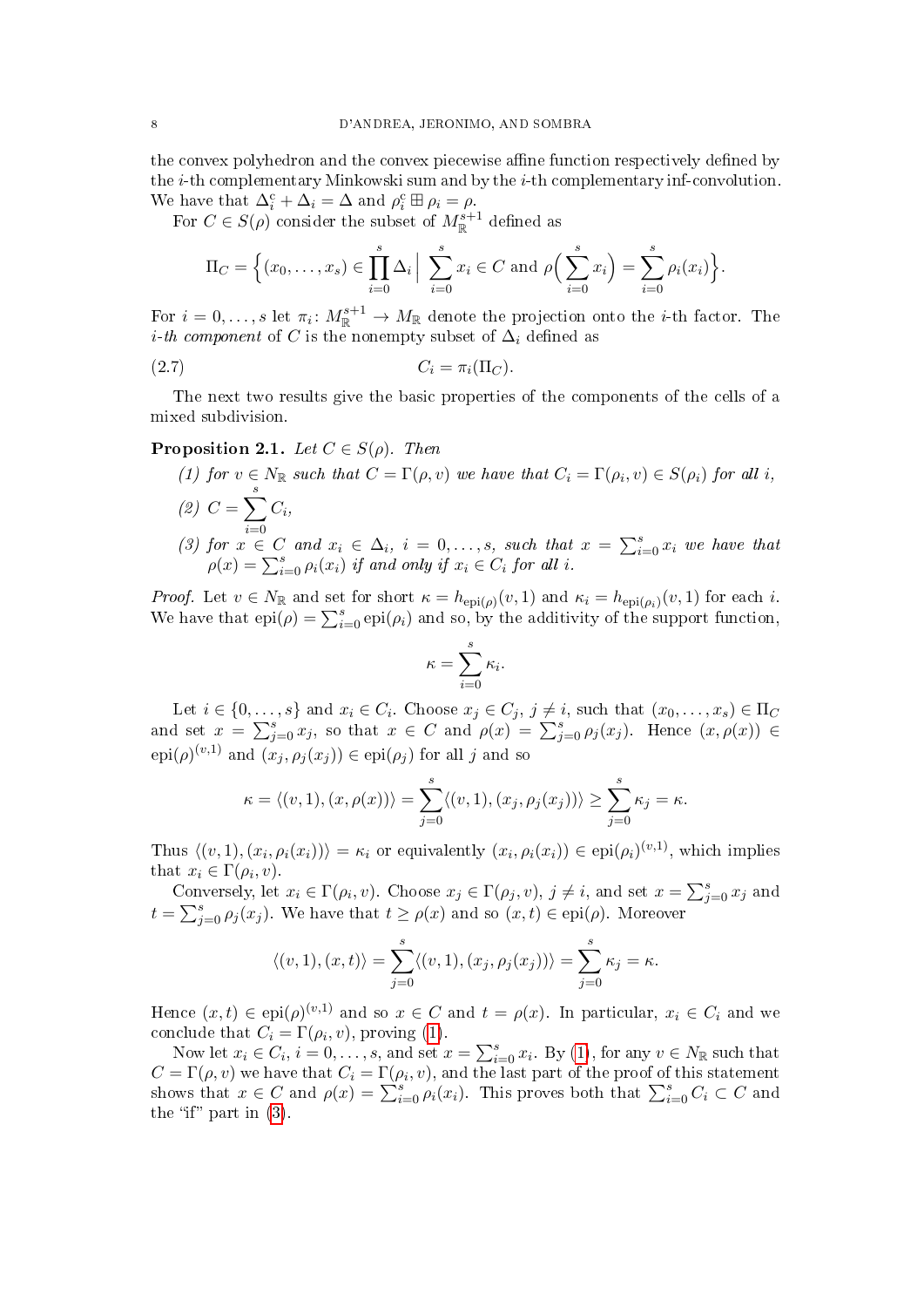the convex polyhedron and the convex piecewise affine function respectively defined by the $i$-th complementary Minkowski sum and by the $i$-th complementary inf-convolution. We have that $\Delta_i^{\rm c} + \Delta_i = \Delta$ and $\rho_i^{\rm c} \boxplus \rho_i = \rho$.

For $C \in S(\rho)$ consider the subset of $M_{\mathbb{R}}^{s+1}$ defined as

$$\Pi_C = \Big\{(x_0,\dots,x_s) \in \prod_{i=0}^{s} \Delta_i \,\Big|\, \sum_{i=0}^{s} x_i \in C \text{ and } \rho\Big(\sum_{i=0}^{s} x_i\Big) = \sum_{i=0}^{s} \rho_i(x_i)\Big\}.$$

For $i = 0,\dots,s$ let $\pi_i \colon M_{\mathbb{R}}^{s+1} \to M_{\mathbb{R}}$ denote the projection onto the $i$-th factor. The *$i$-th component* of $C$ is the nonempty subset of $\Delta_i$ defined as

$$C_i = \pi_i(\Pi_C). \tag{2.7}$$

The next two results give the basic properties of the components of the cells of a mixed subdivision.

**Proposition 2.1.** *Let $C \in S(\rho)$. Then*

*(1) for $v \in N_{\mathbb{R}}$ such that $C = \Gamma(\rho, v)$ we have that $C_i = \Gamma(\rho_i, v) \in S(\rho_i)$ for all $i$,*

*(2) $C = \sum_{i=0}^{s} C_i$,*

*(3) for $x \in C$ and $x_i \in \Delta_i$, $i = 0,\dots,s$, such that $x = \sum_{i=0}^{s} x_i$ we have that $\rho(x) = \sum_{i=0}^{s} \rho_i(x_i)$ if and only if $x_i \in C_i$ for all $i$.*

*Proof.* Let $v \in N_{\mathbb{R}}$ and set for short $\kappa = h_{\operatorname{epi}(\rho)}(v,1)$ and $\kappa_i = h_{\operatorname{epi}(\rho_i)}(v,1)$ for each $i$. We have that $\operatorname{epi}(\rho) = \sum_{i=0}^{s} \operatorname{epi}(\rho_i)$ and so, by the additivity of the support function,

$$\kappa = \sum_{i=0}^{s} \kappa_i.$$

Let $i \in \{0,\dots,s\}$ and $x_i \in C_i$. Choose $x_j \in C_j$, $j \neq i$, such that $(x_0,\dots,x_s) \in \Pi_C$ and set $x = \sum_{j=0}^{s} x_j$, so that $x \in C$ and $\rho(x) = \sum_{j=0}^{s} \rho_j(x_j)$. Hence $(x, \rho(x)) \in \operatorname{epi}(\rho)^{(v,1)}$ and $(x_j, \rho_j(x_j)) \in \operatorname{epi}(\rho_j)$ for all $j$ and so

$$\kappa = \langle (v,1), (x, \rho(x))\rangle = \sum_{j=0}^{s} \langle (v,1), (x_j, \rho_j(x_j))\rangle \geq \sum_{j=0}^{s} \kappa_j = \kappa.$$

Thus $\langle (v,1), (x_i, \rho_i(x_i))\rangle = \kappa_i$ or equivalently $(x_i, \rho_i(x_i)) \in \operatorname{epi}(\rho_i)^{(v,1)}$, which implies that $x_i \in \Gamma(\rho_i, v)$.

Conversely, let $x_i \in \Gamma(\rho_i, v)$. Choose $x_j \in \Gamma(\rho_j, v)$, $j \neq i$, and set $x = \sum_{j=0}^{s} x_j$ and $t = \sum_{j=0}^{s} \rho_j(x_j)$. We have that $t \geq \rho(x)$ and so $(x,t) \in \operatorname{epi}(\rho)$. Moreover

$$\langle (v,1), (x,t)\rangle = \sum_{j=0}^{s} \langle (v,1), (x_j, \rho_j(x_j))\rangle = \sum_{j=0}^{s} \kappa_j = \kappa.$$

Hence $(x,t) \in \operatorname{epi}(\rho)^{(v,1)}$ and so $x \in C$ and $t = \rho(x)$. In particular, $x_i \in C_i$ and we conclude that $C_i = \Gamma(\rho_i, v)$, proving (1).

Now let $x_i \in C_i$, $i = 0,\dots,s$, and set $x = \sum_{i=0}^{s} x_i$. By (1), for any $v \in N_{\mathbb{R}}$ such that $C = \Gamma(\rho, v)$ we have that $C_i = \Gamma(\rho_i, v)$, and the last part of the proof of this statement shows that $x \in C$ and $\rho(x) = \sum_{i=0}^{s} \rho_i(x_i)$. This proves both that $\sum_{i=0}^{s} C_i \subset C$ and the "if" part in (3).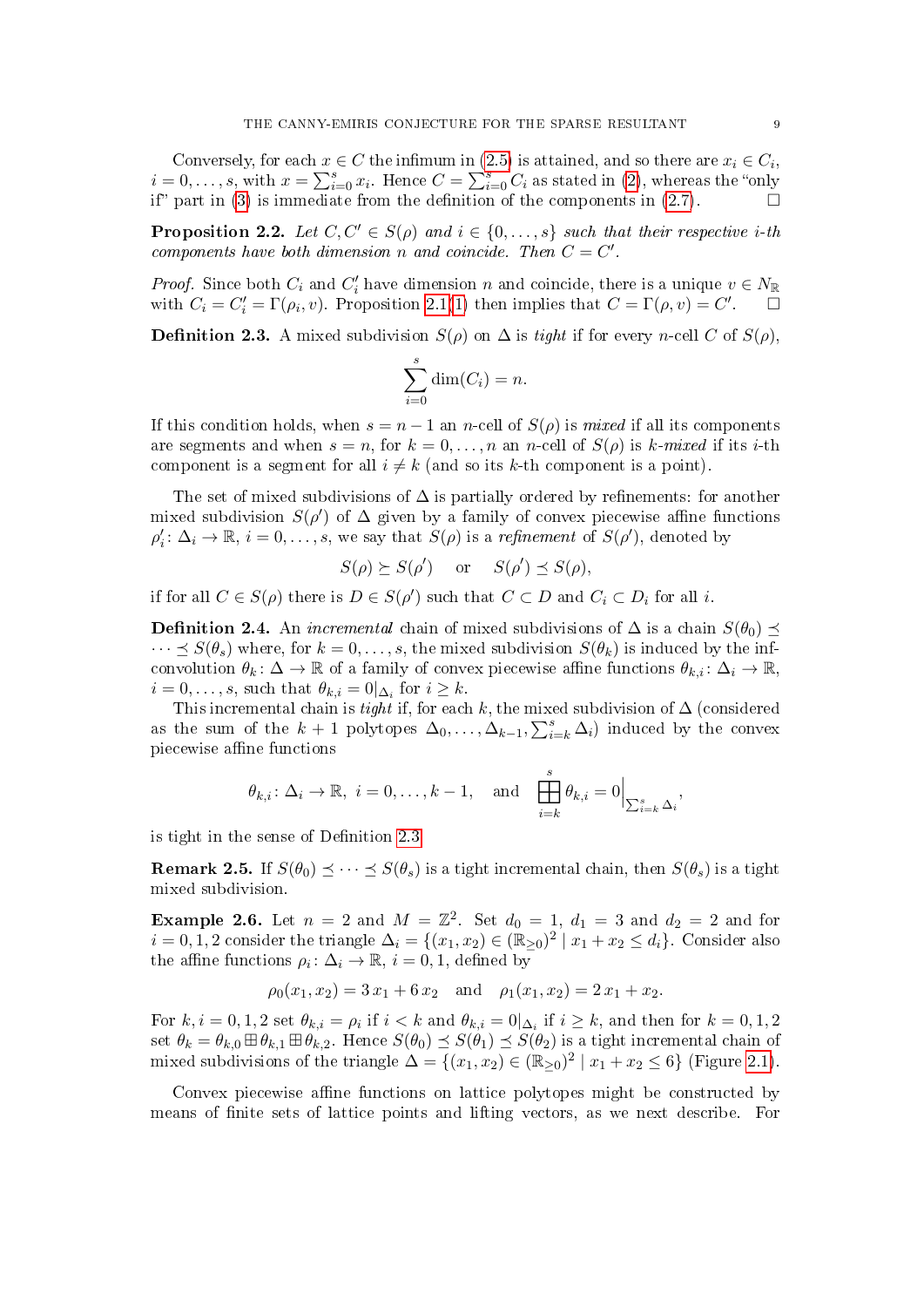Conversely, for each $x \in C$ the infimum in (2.5) is attained, and so there are $x_i \in C_i$, $i = 0, \dots, s$, with $x = \sum_{i=0}^{s} x_i$. Hence $C = \sum_{i=0}^{s} C_i$ as stated in (2), whereas the "only if" part in (3) is immediate from the definition of the components in (2.7). $\square$

**Proposition 2.2.** *Let $C, C' \in S(\rho)$ and $i \in \{0, \dots, s\}$ such that their respective $i$-th components have both dimension $n$ and coincide. Then $C = C'$.*

*Proof.* Since both $C_i$ and $C'_i$ have dimension $n$ and coincide, there is a unique $v \in N_{\mathbb{R}}$ with $C_i = C'_i = \Gamma(\rho_i, v)$. Proposition 2.1(1) then implies that $C = \Gamma(\rho, v) = C'$. $\square$

**Definition 2.3.** A mixed subdivision $S(\rho)$ on $\Delta$ is *tight* if for every $n$-cell $C$ of $S(\rho)$,

$$\sum_{i=0}^{s} \dim(C_i) = n.$$

If this condition holds, when $s = n-1$ an $n$-cell of $S(\rho)$ is *mixed* if all its components are segments and when $s = n$, for $k = 0, \dots, n$ an $n$-cell of $S(\rho)$ is *$k$-mixed* if its $i$-th component is a segment for all $i \neq k$ (and so its $k$-th component is a point).

The set of mixed subdivisions of $\Delta$ is partially ordered by refinements: for another mixed subdivision $S(\rho')$ of $\Delta$ given by a family of convex piecewise affine functions $\rho'_i \colon \Delta_i \to \mathbb{R}$, $i = 0, \dots, s$, we say that $S(\rho)$ is a *refinement* of $S(\rho')$, denoted by

$$S(\rho) \succeq S(\rho') \quad \text{or} \quad S(\rho') \preceq S(\rho),$$

if for all $C \in S(\rho)$ there is $D \in S(\rho')$ such that $C \subset D$ and $C_i \subset D_i$ for all $i$.

**Definition 2.4.** An *incremental* chain of mixed subdivisions of $\Delta$ is a chain $S(\theta_0) \preceq \cdots \preceq S(\theta_s)$ where, for $k = 0, \dots, s$, the mixed subdivision $S(\theta_k)$ is induced by the inf-convolution $\theta_k \colon \Delta \to \mathbb{R}$ of a family of convex piecewise affine functions $\theta_{k,i} \colon \Delta_i \to \mathbb{R}$, $i = 0, \dots, s$, such that $\theta_{k,i} = 0|_{\Delta_i}$ for $i \geq k$.

This incremental chain is *tight* if, for each $k$, the mixed subdivision of $\Delta$ (considered as the sum of the $k+1$ polytopes $\Delta_0, \dots, \Delta_{k-1}, \sum_{i=k}^{s} \Delta_i$) induced by the convex piecewise affine functions

$$\theta_{k,i} \colon \Delta_i \to \mathbb{R}, \ i = 0, \dots, k-1, \quad \text{and} \quad \boxplus_{i=k}^{s} \theta_{k,i} = 0\Big|_{\sum_{i=k}^{s} \Delta_i},$$

is tight in the sense of Definition 2.3.

**Remark 2.5.** If $S(\theta_0) \preceq \cdots \preceq S(\theta_s)$ is a tight incremental chain, then $S(\theta_s)$ is a tight mixed subdivision.

**Example 2.6.** Let $n = 2$ and $M = \mathbb{Z}^2$. Set $d_0 = 1$, $d_1 = 3$ and $d_2 = 2$ and for $i = 0, 1, 2$ consider the triangle $\Delta_i = \{(x_1, x_2) \in (\mathbb{R}_{\geq 0})^2 \mid x_1 + x_2 \leq d_i\}$. Consider also the affine functions $\rho_i \colon \Delta_i \to \mathbb{R}$, $i = 0, 1$, defined by

$$\rho_0(x_1, x_2) = 3\,x_1 + 6\,x_2 \quad \text{and} \quad \rho_1(x_1, x_2) = 2\,x_1 + x_2.$$

For $k, i = 0, 1, 2$ set $\theta_{k,i} = \rho_i$ if $i < k$ and $\theta_{k,i} = 0|_{\Delta_i}$ if $i \geq k$, and then for $k = 0, 1, 2$ set $\theta_k = \theta_{k,0} \boxplus \theta_{k,1} \boxplus \theta_{k,2}$. Hence $S(\theta_0) \preceq S(\theta_1) \preceq S(\theta_2)$ is a tight incremental chain of mixed subdivisions of the triangle $\Delta = \{(x_1, x_2) \in (\mathbb{R}_{\geq 0})^2 \mid x_1 + x_2 \leq 6\}$ (Figure 2.1).

Convex piecewise affine functions on lattice polytopes might be constructed by means of finite sets of lattice points and lifting vectors, as we next describe. For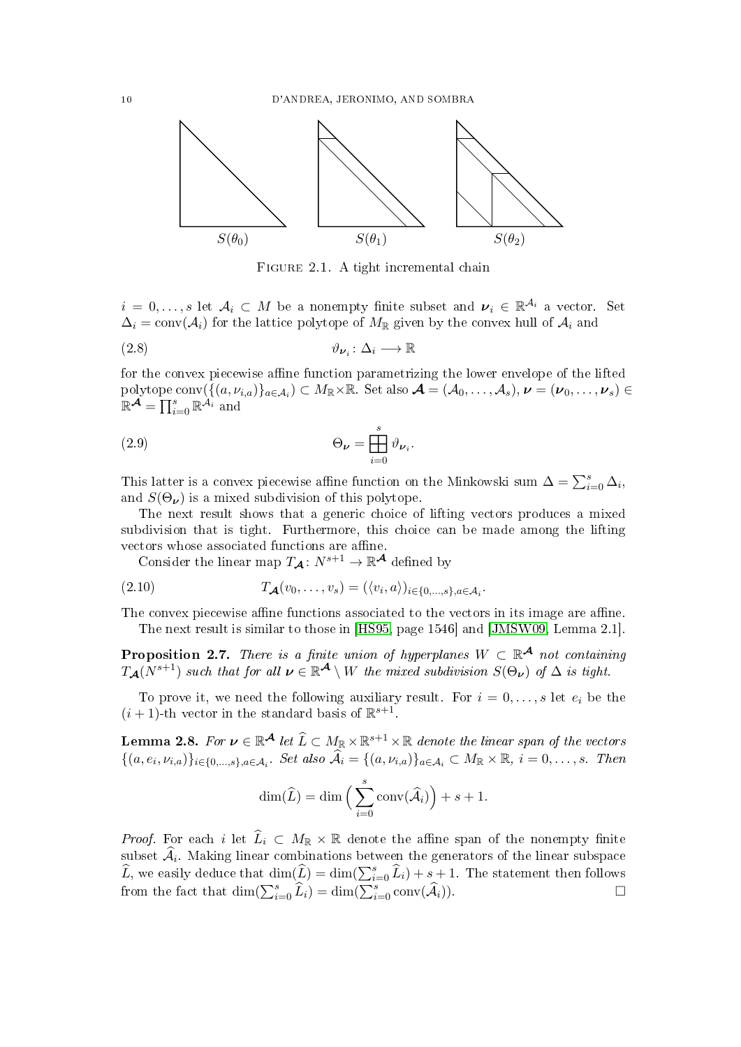$S(\theta_0)$ $S(\theta_1)$ $S(\theta_2)$

Figure 2.1. A tight incremental chain

$i = 0, \dots, s$ let $\mathcal{A}_i \subset M$ be a nonempty finite subset and $\boldsymbol{\nu}_i \in \mathbb{R}^{\mathcal{A}_i}$ a vector. Set $\Delta_i = \mathrm{conv}(\mathcal{A}_i)$ for the lattice polytope of $M_\mathbb{R}$ given by the convex hull of $\mathcal{A}_i$ and

$$\vartheta_{\boldsymbol{\nu}_i} \colon \Delta_i \longrightarrow \mathbb{R} \tag{2.8}$$

for the convex piecewise affine function parametrizing the lower envelope of the lifted polytope $\mathrm{conv}(\{(a, \nu_{i,a})\}_{a \in \mathcal{A}_i}) \subset M_\mathbb{R} \times \mathbb{R}$. Set also $\boldsymbol{\mathcal{A}} = (\mathcal{A}_0, \dots, \mathcal{A}_s)$, $\boldsymbol{\nu} = (\boldsymbol{\nu}_0, \dots, \boldsymbol{\nu}_s) \in \mathbb{R}^{\boldsymbol{\mathcal{A}}} = \prod_{i=0}^s \mathbb{R}^{\mathcal{A}_i}$ and

$$\Theta_{\boldsymbol{\nu}} = \boxplus_{i=0}^{s} \vartheta_{\boldsymbol{\nu}_i}. \tag{2.9}$$

This latter is a convex piecewise affine function on the Minkowski sum $\Delta = \sum_{i=0}^s \Delta_i$, and $S(\Theta_{\boldsymbol{\nu}})$ is a mixed subdivision of this polytope.

The next result shows that a generic choice of lifting vectors produces a mixed subdivision that is tight. Furthermore, this choice can be made among the lifting vectors whose associated functions are affine.

Consider the linear map $T_{\boldsymbol{\mathcal{A}}} \colon N^{s+1} \to \mathbb{R}^{\boldsymbol{\mathcal{A}}}$ defined by

$$T_{\boldsymbol{\mathcal{A}}}(v_0, \dots, v_s) = (\langle v_i, a \rangle)_{i \in \{0,\dots,s\}, a \in \mathcal{A}_i}. \tag{2.10}$$

The convex piecewise affine functions associated to the vectors in its image are affine.

The next result is similar to those in [HS95, page 1546] and [JMSW09, Lemma 2.1].

**Proposition 2.7.** *There is a finite union of hyperplanes $W \subset \mathbb{R}^{\boldsymbol{\mathcal{A}}}$ not containing $T_{\boldsymbol{\mathcal{A}}}(N^{s+1})$ such that for all $\boldsymbol{\nu} \in \mathbb{R}^{\boldsymbol{\mathcal{A}}} \setminus W$ the mixed subdivision $S(\Theta_{\boldsymbol{\nu}})$ of $\Delta$ is tight.*

To prove it, we need the following auxiliary result. For $i = 0, \dots, s$ let $e_i$ be the $(i+1)$-th vector in the standard basis of $\mathbb{R}^{s+1}$.

**Lemma 2.8.** *For $\boldsymbol{\nu} \in \mathbb{R}^{\boldsymbol{\mathcal{A}}}$ let $\widehat{L} \subset M_\mathbb{R} \times \mathbb{R}^{s+1} \times \mathbb{R}$ denote the linear span of the vectors $\{(a, e_i, \nu_{i,a})\}_{i \in \{0,\dots,s\}, a \in \mathcal{A}_i}$. Set also $\widehat{\mathcal{A}}_i = \{(a, \nu_{i,a})\}_{a \in \mathcal{A}_i} \subset M_\mathbb{R} \times \mathbb{R}$, $i = 0, \dots, s$. Then*

$$\dim(\widehat{L}) = \dim\Big(\sum_{i=0}^s \mathrm{conv}(\widehat{\mathcal{A}}_i)\Big) + s + 1.$$

*Proof.* For each $i$ let $\widehat{L}_i \subset M_\mathbb{R} \times \mathbb{R}$ denote the affine span of the nonempty finite subset $\widehat{\mathcal{A}}_i$. Making linear combinations between the generators of the linear subspace $\widehat{L}$, we easily deduce that $\dim(\widehat{L}) = \dim(\sum_{i=0}^s \widehat{L}_i) + s + 1$. The statement then follows from the fact that $\dim(\sum_{i=0}^s \widehat{L}_i) = \dim(\sum_{i=0}^s \mathrm{conv}(\widehat{\mathcal{A}}_i))$. □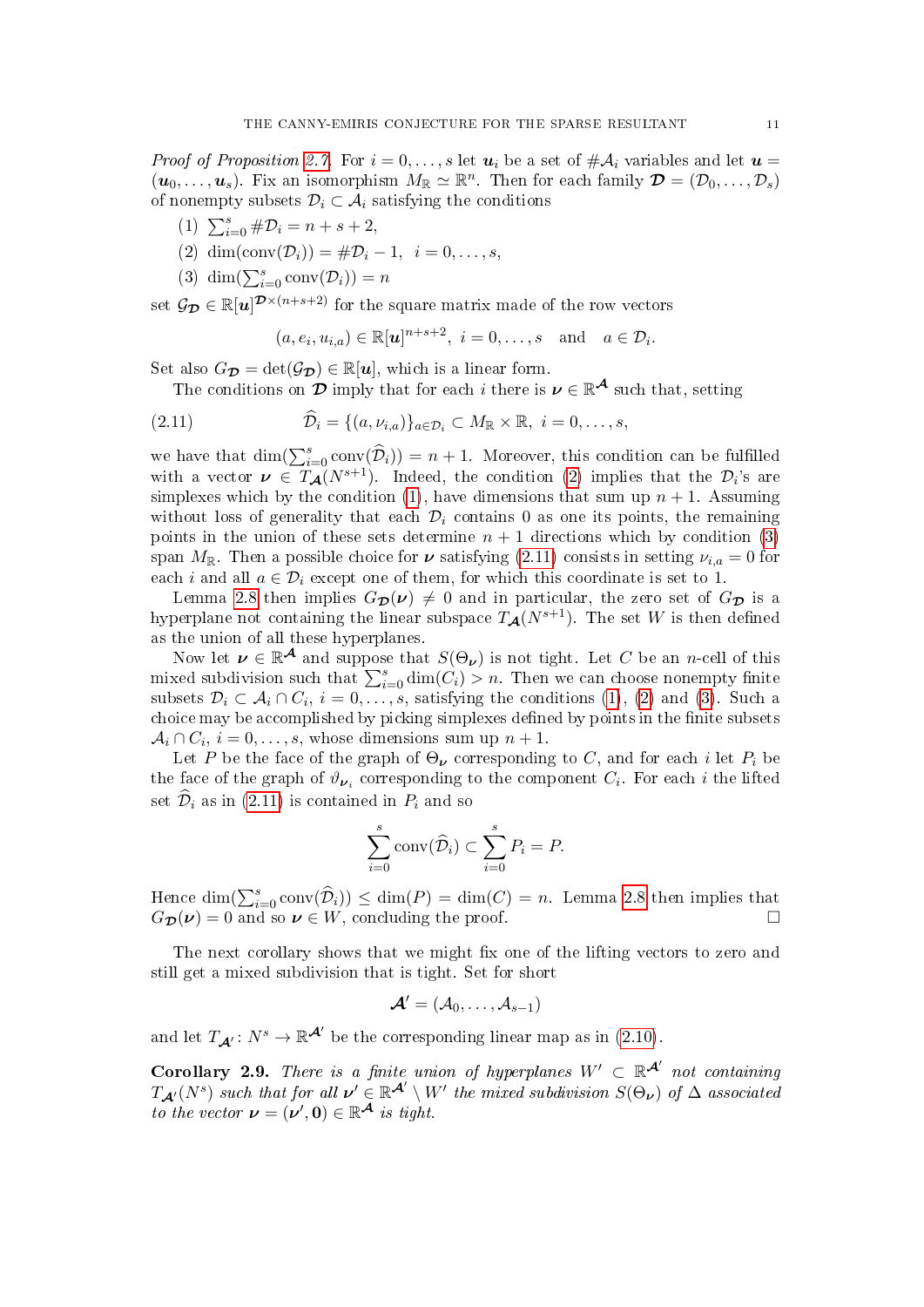*Proof of Proposition 2.7.* For $i = 0, \dots, s$ let $\boldsymbol{u}_i$ be a set of $\#\mathcal{A}_i$ variables and let $\boldsymbol{u} = (\boldsymbol{u}_0, \dots, \boldsymbol{u}_s)$. Fix an isomorphism $M_{\mathbb{R}} \simeq \mathbb{R}^n$. Then for each family $\boldsymbol{\mathcal{D}} = (\mathcal{D}_0, \dots, \mathcal{D}_s)$ of nonempty subsets $\mathcal{D}_i \subset \mathcal{A}_i$ satisfying the conditions

(1) $\sum_{i=0}^{s} \#\mathcal{D}_i = n + s + 2$,

(2) $\dim(\mathrm{conv}(\mathcal{D}_i)) = \#\mathcal{D}_i - 1, \ \ i = 0, \dots, s$,

(3) $\dim(\sum_{i=0}^{s} \mathrm{conv}(\mathcal{D}_i)) = n$

set $\mathcal{G}_{\boldsymbol{\mathcal{D}}} \in \mathbb{R}[\boldsymbol{u}]^{\boldsymbol{\mathcal{D}} \times (n+s+2)}$ for the square matrix made of the row vectors

$$(a, e_i, u_{i,a}) \in \mathbb{R}[\boldsymbol{u}]^{n+s+2}, \ i = 0, \dots, s \quad \text{and} \quad a \in \mathcal{D}_i.$$

Set also $G_{\boldsymbol{\mathcal{D}}} = \det(\mathcal{G}_{\boldsymbol{\mathcal{D}}}) \in \mathbb{R}[\boldsymbol{u}]$, which is a linear form.

The conditions on $\boldsymbol{\mathcal{D}}$ imply that for each $i$ there is $\boldsymbol{\nu} \in \mathbb{R}^{\boldsymbol{\mathcal{A}}}$ such that, setting

$$\widehat{\mathcal{D}}_i = \{(a, \nu_{i,a})\}_{a \in \mathcal{D}_i} \subset M_{\mathbb{R}} \times \mathbb{R}, \ i = 0, \dots, s, \tag{2.11}$$

we have that $\dim(\sum_{i=0}^{s} \mathrm{conv}(\widehat{\mathcal{D}}_i)) = n + 1$. Moreover, this condition can be fulfilled with a vector $\boldsymbol{\nu} \in T_{\boldsymbol{\mathcal{A}}}(N^{s+1})$. Indeed, the condition (2) implies that the $\mathcal{D}_i$'s are simplexes which by the condition (1), have dimensions that sum up $n+1$. Assuming without loss of generality that each $\mathcal{D}_i$ contains 0 as one its points, the remaining points in the union of these sets determine $n+1$ directions which by condition (3) span $M_{\mathbb{R}}$. Then a possible choice for $\boldsymbol{\nu}$ satisfying (2.11) consists in setting $\nu_{i,a} = 0$ for each $i$ and all $a \in \mathcal{D}_i$ except one of them, for which this coordinate is set to 1.

Lemma 2.8 then implies $G_{\boldsymbol{\mathcal{D}}}(\boldsymbol{\nu}) \neq 0$ and in particular, the zero set of $G_{\boldsymbol{\mathcal{D}}}$ is a hyperplane not containing the linear subspace $T_{\boldsymbol{\mathcal{A}}}(N^{s+1})$. The set $W$ is then defined as the union of all these hyperplanes.

Now let $\boldsymbol{\nu} \in \mathbb{R}^{\boldsymbol{\mathcal{A}}}$ and suppose that $S(\Theta_{\boldsymbol{\nu}})$ is not tight. Let $C$ be an $n$-cell of this mixed subdivision such that $\sum_{i=0}^{s} \dim(C_i) > n$. Then we can choose nonempty finite subsets $\mathcal{D}_i \subset \mathcal{A}_i \cap C_i$, $i = 0, \dots, s$, satisfying the conditions (1), (2) and (3). Such a choice may be accomplished by picking simplexes defined by points in the finite subsets $\mathcal{A}_i \cap C_i$, $i = 0, \dots, s$, whose dimensions sum up $n+1$.

Let $P$ be the face of the graph of $\Theta_{\boldsymbol{\nu}}$ corresponding to $C$, and for each $i$ let $P_i$ be the face of the graph of $\vartheta_{\boldsymbol{\nu}_i}$ corresponding to the component $C_i$. For each $i$ the lifted set $\widehat{\mathcal{D}}_i$ as in (2.11) is contained in $P_i$ and so

$$\sum_{i=0}^{s} \mathrm{conv}(\widehat{\mathcal{D}}_i) \subset \sum_{i=0}^{s} P_i = P.$$

Hence $\dim(\sum_{i=0}^{s} \mathrm{conv}(\widehat{\mathcal{D}}_i)) \leq \dim(P) = \dim(C) = n$. Lemma 2.8 then implies that $G_{\boldsymbol{\mathcal{D}}}(\boldsymbol{\nu}) = 0$ and so $\boldsymbol{\nu} \in W$, concluding the proof. □

The next corollary shows that we might fix one of the lifting vectors to zero and still get a mixed subdivision that is tight. Set for short

$$\boldsymbol{\mathcal{A}}' = (\mathcal{A}_0, \dots, \mathcal{A}_{s-1})$$

and let $T_{\boldsymbol{\mathcal{A}}'} \colon N^s \to \mathbb{R}^{\boldsymbol{\mathcal{A}}'}$ be the corresponding linear map as in (2.10).

**Corollary 2.9.** *There is a finite union of hyperplanes $W' \subset \mathbb{R}^{\boldsymbol{\mathcal{A}}'}$ not containing $T_{\boldsymbol{\mathcal{A}}'}(N^s)$ such that for all $\boldsymbol{\nu}' \in \mathbb{R}^{\boldsymbol{\mathcal{A}}'} \setminus W'$ the mixed subdivision $S(\Theta_{\boldsymbol{\nu}})$ of $\Delta$ associated to the vector $\boldsymbol{\nu} = (\boldsymbol{\nu}', \boldsymbol{0}) \in \mathbb{R}^{\boldsymbol{\mathcal{A}}}$ is tight.*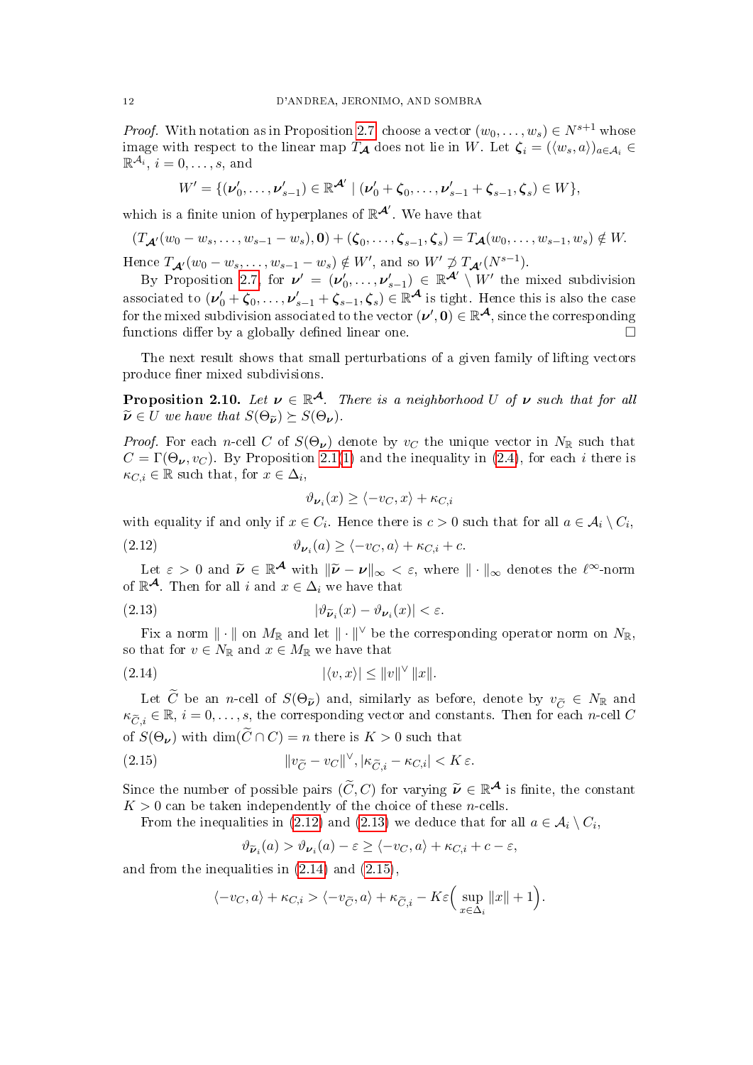*Proof.* With notation as in Proposition 2.7, choose a vector $(w_0, \dots, w_s) \in N^{s+1}$ whose image with respect to the linear map $T_{\mathcal{A}}$ does not lie in $W$. Let $\boldsymbol{\zeta}_i = (\langle w_s, a\rangle)_{a\in\mathcal{A}_i} \in \mathbb{R}^{\mathcal{A}_i}$, $i = 0, \dots, s$, and

$$W' = \{(\boldsymbol{\nu}'_0, \dots, \boldsymbol{\nu}'_{s-1}) \in \mathbb{R}^{\mathcal{A}'} \mid (\boldsymbol{\nu}'_0 + \boldsymbol{\zeta}_0, \dots, \boldsymbol{\nu}'_{s-1} + \boldsymbol{\zeta}_{s-1}, \boldsymbol{\zeta}_s) \in W\},$$

which is a finite union of hyperplanes of $\mathbb{R}^{\mathcal{A}'}$. We have that

$$(T_{\mathcal{A}'}(w_0 - w_s, \dots, w_{s-1} - w_s), \mathbf{0}) + (\boldsymbol{\zeta}_0, \dots, \boldsymbol{\zeta}_{s-1}, \boldsymbol{\zeta}_s) = T_{\mathcal{A}}(w_0, \dots, w_{s-1}, w_s) \notin W.$$

Hence $T_{\mathcal{A}'}(w_0 - w_s, \dots, w_{s-1} - w_s) \notin W'$, and so $W' \not\supset T_{\mathcal{A}'}(N^{s-1})$.

By Proposition 2.7, for $\boldsymbol{\nu}' = (\boldsymbol{\nu}'_0, \dots, \boldsymbol{\nu}'_{s-1}) \in \mathbb{R}^{\mathcal{A}'} \setminus W'$ the mixed subdivision associated to $(\boldsymbol{\nu}'_0 + \boldsymbol{\zeta}_0, \dots, \boldsymbol{\nu}'_{s-1} + \boldsymbol{\zeta}_{s-1}, \boldsymbol{\zeta}_s) \in \mathbb{R}^{\mathcal{A}}$ is tight. Hence this is also the case for the mixed subdivision associated to the vector $(\boldsymbol{\nu}', \mathbf{0}) \in \mathbb{R}^{\mathcal{A}}$, since the corresponding functions differ by a globally defined linear one. □

The next result shows that small perturbations of a given family of lifting vectors produce finer mixed subdivisions.

**Proposition 2.10.** *Let $\boldsymbol{\nu} \in \mathbb{R}^{\mathcal{A}}$. There is a neighborhood $U$ of $\boldsymbol{\nu}$ such that for all $\widetilde{\boldsymbol{\nu}} \in U$ we have that $S(\Theta_{\widetilde{\boldsymbol{\nu}}}) \succeq S(\Theta_{\boldsymbol{\nu}})$.*

*Proof.* For each $n$-cell $C$ of $S(\Theta_{\boldsymbol{\nu}})$ denote by $v_C$ the unique vector in $N_{\mathbb{R}}$ such that $C = \Gamma(\Theta_{\boldsymbol{\nu}}, v_C)$. By Proposition 2.1(1) and the inequality in (2.4), for each $i$ there is $\kappa_{C,i} \in \mathbb{R}$ such that, for $x \in \Delta_i$,

$$\vartheta_{\boldsymbol{\nu}_i}(x) \geq \langle -v_C, x\rangle + \kappa_{C,i}$$

with equality if and only if $x \in C_i$. Hence there is $c > 0$ such that for all $a \in \mathcal{A}_i \setminus C_i$,

$$\vartheta_{\boldsymbol{\nu}_i}(a) \geq \langle -v_C, a\rangle + \kappa_{C,i} + c. \tag{2.12}$$

Let $\varepsilon > 0$ and $\widetilde{\boldsymbol{\nu}} \in \mathbb{R}^{\mathcal{A}}$ with $\|\widetilde{\boldsymbol{\nu}} - \boldsymbol{\nu}\|_\infty < \varepsilon$, where $\|\cdot\|_\infty$ denotes the $\ell^\infty$-norm of $\mathbb{R}^{\mathcal{A}}$. Then for all $i$ and $x \in \Delta_i$ we have that

$$|\vartheta_{\widetilde{\boldsymbol{\nu}}_i}(x) - \vartheta_{\boldsymbol{\nu}_i}(x)| < \varepsilon. \tag{2.13}$$

Fix a norm $\|\cdot\|$ on $M_{\mathbb{R}}$ and let $\|\cdot\|^\vee$ be the corresponding operator norm on $N_{\mathbb{R}}$, so that for $v \in N_{\mathbb{R}}$ and $x \in M_{\mathbb{R}}$ we have that

$$|\langle v, x\rangle| \leq \|v\|^\vee \, \|x\|. \tag{2.14}$$

Let $\widetilde{C}$ be an $n$-cell of $S(\Theta_{\widetilde{\boldsymbol{\nu}}})$ and, similarly as before, denote by $v_{\widetilde{C}} \in N_{\mathbb{R}}$ and $\kappa_{\widetilde{C},i} \in \mathbb{R}$, $i = 0, \dots, s$, the corresponding vector and constants. Then for each $n$-cell $C$ of $S(\Theta_{\boldsymbol{\nu}})$ with $\dim(\widetilde{C} \cap C) = n$ there is $K > 0$ such that

$$\|v_{\widetilde{C}} - v_C\|^\vee, |\kappa_{\widetilde{C},i} - \kappa_{C,i}| < K\,\varepsilon. \tag{2.15}$$

Since the number of possible pairs $(\widetilde{C}, C)$ for varying $\widetilde{\boldsymbol{\nu}} \in \mathbb{R}^{\mathcal{A}}$ is finite, the constant $K > 0$ can be taken independently of the choice of these $n$-cells.

From the inequalities in (2.12) and (2.13) we deduce that for all $a \in \mathcal{A}_i \setminus C_i$,

$$\vartheta_{\widetilde{\boldsymbol{\nu}}_i}(a) > \vartheta_{\boldsymbol{\nu}_i}(a) - \varepsilon \geq \langle -v_C, a\rangle + \kappa_{C,i} + c - \varepsilon,$$

and from the inequalities in (2.14) and (2.15),

$$\langle -v_C, a\rangle + \kappa_{C,i} > \langle -v_{\widetilde{C}}, a\rangle + \kappa_{\widetilde{C},i} - K\varepsilon\Big(\sup_{x\in\Delta_i}\|x\| + 1\Big).$$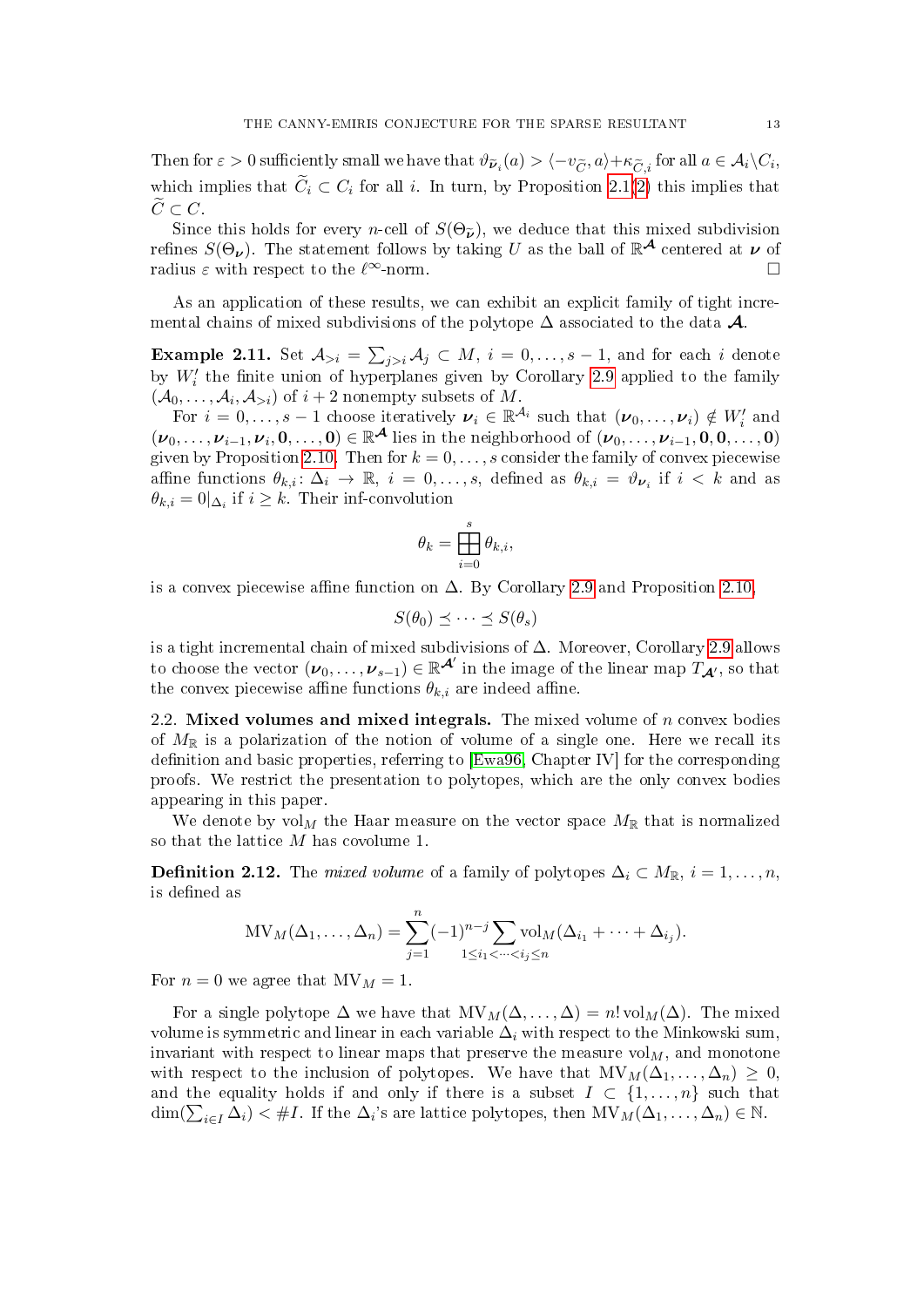Then for $\varepsilon > 0$ sufficiently small we have that $\vartheta_{\widetilde{\boldsymbol{\nu}}_i}(a) > \langle -v_{\widetilde{C}}, a\rangle + \kappa_{\widetilde{C},i}$ for all $a \in \mathcal{A}_i \setminus C_i$, which implies that $\widetilde{C}_i \subset C_i$ for all $i$. In turn, by Proposition 2.1(2) this implies that $\widetilde{C} \subset C$.

Since this holds for every $n$-cell of $S(\Theta_{\widetilde{\boldsymbol{\nu}}})$, we deduce that this mixed subdivision refines $S(\Theta_{\boldsymbol{\nu}})$. The statement follows by taking $U$ as the ball of $\mathbb{R}^{\boldsymbol{\mathcal{A}}}$ centered at $\boldsymbol{\nu}$ of radius $\varepsilon$ with respect to the $\ell^\infty$-norm. □

As an application of these results, we can exhibit an explicit family of tight incremental chains of mixed subdivisions of the polytope $\Delta$ associated to the data $\boldsymbol{\mathcal{A}}$.

**Example 2.11.** Set $\mathcal{A}_{>i} = \sum_{j>i} \mathcal{A}_j \subset M$, $i = 0, \dots, s-1$, and for each $i$ denote by $W_i'$ the finite union of hyperplanes given by Corollary 2.9 applied to the family $(\mathcal{A}_0, \dots, \mathcal{A}_i, \mathcal{A}_{>i})$ of $i+2$ nonempty subsets of $M$.

For $i = 0, \dots, s-1$ choose iteratively $\boldsymbol{\nu}_i \in \mathbb{R}^{\mathcal{A}_i}$ such that $(\boldsymbol{\nu}_0, \dots, \boldsymbol{\nu}_i) \notin W_i'$ and $(\boldsymbol{\nu}_0, \dots, \boldsymbol{\nu}_{i-1}, \boldsymbol{\nu}_i, \mathbf{0}, \dots, \mathbf{0}) \in \mathbb{R}^{\boldsymbol{\mathcal{A}}}$ lies in the neighborhood of $(\boldsymbol{\nu}_0, \dots, \boldsymbol{\nu}_{i-1}, \mathbf{0}, \mathbf{0}, \dots, \mathbf{0})$ given by Proposition 2.10. Then for $k = 0, \dots, s$ consider the family of convex piecewise affine functions $\theta_{k,i} \colon \Delta_i \to \mathbb{R}$, $i = 0, \dots, s$, defined as $\theta_{k,i} = \vartheta_{\boldsymbol{\nu}_i}$ if $i < k$ and as $\theta_{k,i} = 0|_{\Delta_i}$ if $i \geq k$. Their inf-convolution

$$\theta_k = \boxplus_{i=0}^{s} \theta_{k,i},$$

is a convex piecewise affine function on $\Delta$. By Corollary 2.9 and Proposition 2.10,

$$S(\theta_0) \preceq \cdots \preceq S(\theta_s)$$

is a tight incremental chain of mixed subdivisions of $\Delta$. Moreover, Corollary 2.9 allows to choose the vector $(\boldsymbol{\nu}_0, \dots, \boldsymbol{\nu}_{s-1}) \in \mathbb{R}^{\boldsymbol{\mathcal{A}}'}$ in the image of the linear map $T_{\boldsymbol{\mathcal{A}}'}$, so that the convex piecewise affine functions $\theta_{k,i}$ are indeed affine.

## 2.2. Mixed volumes and mixed integrals.

The mixed volume of $n$ convex bodies of $M_{\mathbb{R}}$ is a polarization of the notion of volume of a single one. Here we recall its definition and basic properties, referring to [Ewa96, Chapter IV] for the corresponding proofs. We restrict the presentation to polytopes, which are the only convex bodies appearing in this paper.

We denote by $\mathrm{vol}_M$ the Haar measure on the vector space $M_{\mathbb{R}}$ that is normalized so that the lattice $M$ has covolume 1.

**Definition 2.12.** The *mixed volume* of a family of polytopes $\Delta_i \subset M_{\mathbb{R}}$, $i = 1, \dots, n$, is defined as

$$\mathrm{MV}_M(\Delta_1, \dots, \Delta_n) = \sum_{j=1}^{n} (-1)^{n-j} \sum_{1 \leq i_1 < \cdots < i_j \leq n} \mathrm{vol}_M(\Delta_{i_1} + \cdots + \Delta_{i_j}).$$

For $n = 0$ we agree that $\mathrm{MV}_M = 1$.

For a single polytope $\Delta$ we have that $\mathrm{MV}_M(\Delta, \dots, \Delta) = n! \,\mathrm{vol}_M(\Delta)$. The mixed volume is symmetric and linear in each variable $\Delta_i$ with respect to the Minkowski sum, invariant with respect to linear maps that preserve the measure $\mathrm{vol}_M$, and monotone with respect to the inclusion of polytopes. We have that $\mathrm{MV}_M(\Delta_1, \dots, \Delta_n) \geq 0$, and the equality holds if and only if there is a subset $I \subset \{1, \dots, n\}$ such that $\dim(\sum_{i \in I} \Delta_i) < \# I$. If the $\Delta_i$'s are lattice polytopes, then $\mathrm{MV}_M(\Delta_1, \dots, \Delta_n) \in \mathbb{N}$.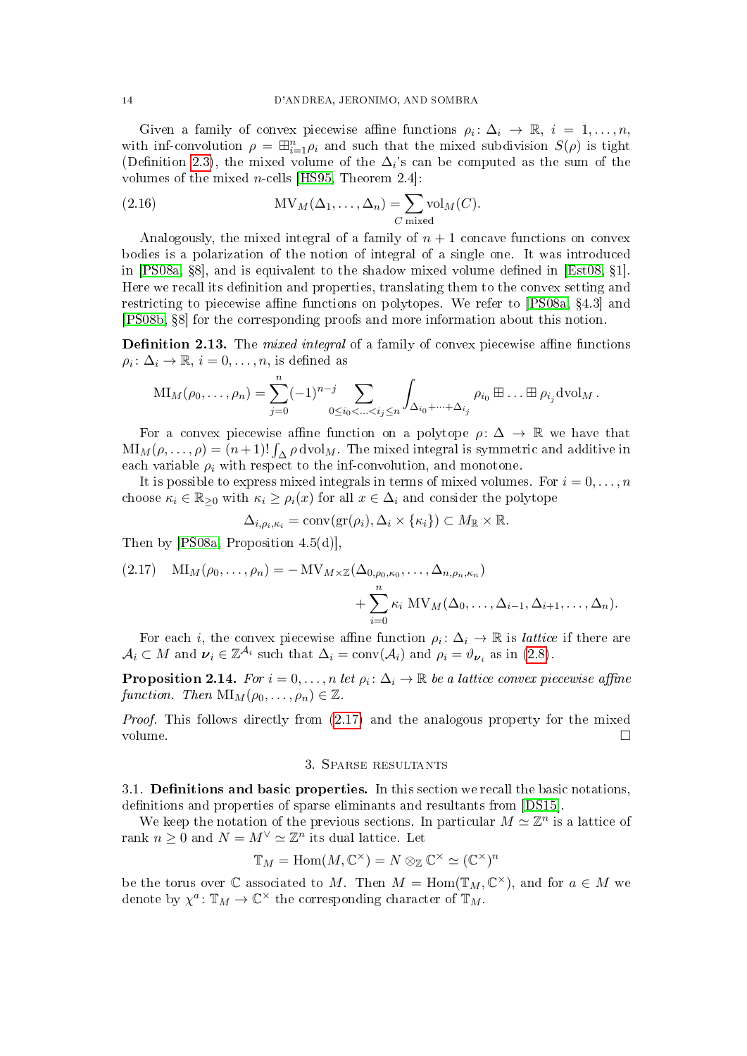Given a family of convex piecewise affine functions $\rho_i\colon \Delta_i \to \mathbb{R}$, $i = 1, \dots, n$, with inf-convolution $\rho = \boxplus_{i=1}^n \rho_i$ and such that the mixed subdivision $S(\rho)$ is tight (Definition 2.3), the mixed volume of the $\Delta_i$'s can be computed as the sum of the volumes of the mixed $n$-cells [HS95, Theorem 2.4]:

$$\mathrm{MV}_M(\Delta_1, \dots, \Delta_n) = \sum_{C \text{ mixed}} \mathrm{vol}_M(C). \tag{2.16}$$

Analogously, the mixed integral of a family of $n+1$ concave functions on convex bodies is a polarization of the notion of integral of a single one. It was introduced in [PS08a, §8], and is equivalent to the shadow mixed volume defined in [Est08, §1]. Here we recall its definition and properties, translating them to the convex setting and restricting to piecewise affine functions on polytopes. We refer to [PS08a, §4.3] and [PS08b, §8] for the corresponding proofs and more information about this notion.

**Definition 2.13.** The *mixed integral* of a family of convex piecewise affine functions $\rho_i\colon \Delta_i \to \mathbb{R}$, $i = 0, \dots, n$, is defined as

$$\mathrm{MI}_M(\rho_0, \dots, \rho_n) = \sum_{j=0}^{n} (-1)^{n-j} \sum_{0 \le i_0 < \dots < i_j \le n} \int_{\Delta_{i_0} + \dots + \Delta_{i_j}} \rho_{i_0} \boxplus \dots \boxplus \rho_{i_j} \,\mathrm{dvol}_M .$$

For a convex piecewise affine function on a polytope $\rho\colon \Delta \to \mathbb{R}$ we have that $\mathrm{MI}_M(\rho, \dots, \rho) = (n+1)! \int_\Delta \rho \,\mathrm{dvol}_M$. The mixed integral is symmetric and additive in each variable $\rho_i$ with respect to the inf-convolution, and monotone.

It is possible to express mixed integrals in terms of mixed volumes. For $i = 0, \dots, n$ choose $\kappa_i \in \mathbb{R}_{\ge 0}$ with $\kappa_i \ge \rho_i(x)$ for all $x \in \Delta_i$ and consider the polytope

$$\Delta_{i,\rho_i,\kappa_i} = \mathrm{conv}(\mathrm{gr}(\rho_i), \Delta_i \times \{\kappa_i\}) \subset M_\mathbb{R} \times \mathbb{R}.$$

Then by [PS08a, Proposition 4.5(d)],

$$\mathrm{MI}_M(\rho_0, \dots, \rho_n) = -\,\mathrm{MV}_{M\times\mathbb{Z}}(\Delta_{0,\rho_0,\kappa_0}, \dots, \Delta_{n,\rho_n,\kappa_n}) + \sum_{i=0}^{n} \kappa_i \,\mathrm{MV}_M(\Delta_0, \dots, \Delta_{i-1}, \Delta_{i+1}, \dots, \Delta_n). \tag{2.17}$$

For each $i$, the convex piecewise affine function $\rho_i\colon \Delta_i \to \mathbb{R}$ is *lattice* if there are $\mathcal{A}_i \subset M$ and $\boldsymbol{\nu}_i \in \mathbb{Z}^{\mathcal{A}_i}$ such that $\Delta_i = \mathrm{conv}(\mathcal{A}_i)$ and $\rho_i = \vartheta_{\boldsymbol{\nu}_i}$ as in (2.8).

**Proposition 2.14.** *For $i = 0, \dots, n$ let $\rho_i\colon \Delta_i \to \mathbb{R}$ be a lattice convex piecewise affine function. Then $\mathrm{MI}_M(\rho_0, \dots, \rho_n) \in \mathbb{Z}$.*

*Proof.* This follows directly from (2.17) and the analogous property for the mixed volume. □

## 3. Sparse resultants

### 3.1. Definitions and basic properties.

In this section we recall the basic notations, definitions and properties of sparse eliminants and resultants from [DS15].

We keep the notation of the previous sections. In particular $M \simeq \mathbb{Z}^n$ is a lattice of rank $n \ge 0$ and $N = M^\vee \simeq \mathbb{Z}^n$ its dual lattice. Let

$$\mathbb{T}_M = \mathrm{Hom}(M, \mathbb{C}^\times) = N \otimes_\mathbb{Z} \mathbb{C}^\times \simeq (\mathbb{C}^\times)^n$$

be the torus over $\mathbb{C}$ associated to $M$. Then $M = \mathrm{Hom}(\mathbb{T}_M, \mathbb{C}^\times)$, and for $a \in M$ we denote by $\chi^a\colon \mathbb{T}_M \to \mathbb{C}^\times$ the corresponding character of $\mathbb{T}_M$.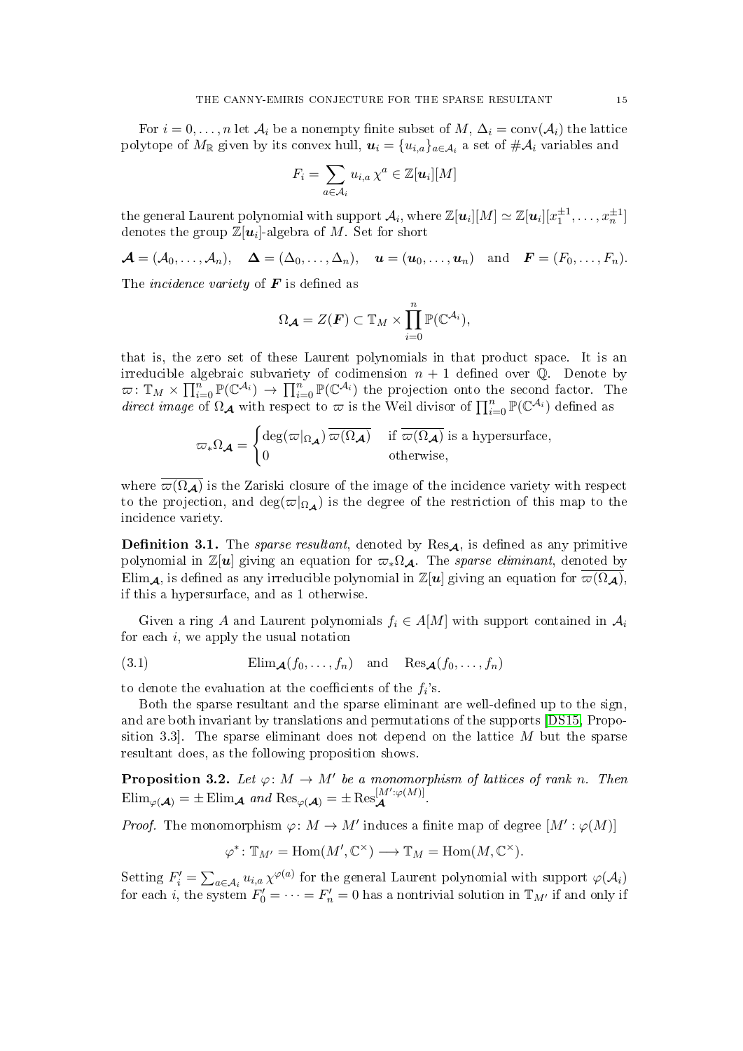For $i = 0, \dots, n$ let $\mathcal{A}_i$ be a nonempty finite subset of $M$, $\Delta_i = \operatorname{conv}(\mathcal{A}_i)$ the lattice polytope of $M_{\mathbb{R}}$ given by its convex hull, $\boldsymbol{u}_i = \{u_{i,a}\}_{a \in \mathcal{A}_i}$ a set of $\#\mathcal{A}_i$ variables and

$$F_i = \sum_{a \in \mathcal{A}_i} u_{i,a} \, \chi^a \in \mathbb{Z}[\boldsymbol{u}_i][M]$$

the general Laurent polynomial with support $\mathcal{A}_i$, where $\mathbb{Z}[\boldsymbol{u}_i][M] \simeq \mathbb{Z}[\boldsymbol{u}_i][x_1^{\pm 1}, \dots, x_n^{\pm 1}]$ denotes the group $\mathbb{Z}[\boldsymbol{u}_i]$-algebra of $M$. Set for short

$$\boldsymbol{\mathcal{A}} = (\mathcal{A}_0, \dots, \mathcal{A}_n), \quad \boldsymbol{\Delta} = (\Delta_0, \dots, \Delta_n), \quad \boldsymbol{u} = (\boldsymbol{u}_0, \dots, \boldsymbol{u}_n) \quad \text{and} \quad \boldsymbol{F} = (F_0, \dots, F_n).$$

The *incidence variety* of $\boldsymbol{F}$ is defined as

$$\Omega_{\boldsymbol{\mathcal{A}}} = Z(\boldsymbol{F}) \subset \mathbb{T}_M \times \prod_{i=0}^n \mathbb{P}(\mathbb{C}^{\mathcal{A}_i}),$$

that is, the zero set of these Laurent polynomials in that product space. It is an irreducible algebraic subvariety of codimension $n+1$ defined over $\mathbb{Q}$. Denote by $\varpi \colon \mathbb{T}_M \times \prod_{i=0}^n \mathbb{P}(\mathbb{C}^{\mathcal{A}_i}) \to \prod_{i=0}^n \mathbb{P}(\mathbb{C}^{\mathcal{A}_i})$ the projection onto the second factor. The *direct image* of $\Omega_{\boldsymbol{\mathcal{A}}}$ with respect to $\varpi$ is the Weil divisor of $\prod_{i=0}^n \mathbb{P}(\mathbb{C}^{\mathcal{A}_i})$ defined as

$$\varpi_* \Omega_{\boldsymbol{\mathcal{A}}} = \begin{cases} \deg(\varpi|_{\Omega_{\boldsymbol{\mathcal{A}}}}) \, \overline{\varpi(\Omega_{\boldsymbol{\mathcal{A}}})} & \text{if } \overline{\varpi(\Omega_{\boldsymbol{\mathcal{A}}})} \text{ is a hypersurface,} \\ 0 & \text{otherwise,} \end{cases}$$

where $\overline{\varpi(\Omega_{\boldsymbol{\mathcal{A}}})}$ is the Zariski closure of the image of the incidence variety with respect to the projection, and $\deg(\varpi|_{\Omega_{\boldsymbol{\mathcal{A}}}})$ is the degree of the restriction of this map to the incidence variety.

**Definition 3.1.** The *sparse resultant*, denoted by $\operatorname{Res}_{\boldsymbol{\mathcal{A}}}$, is defined as any primitive polynomial in $\mathbb{Z}[\boldsymbol{u}]$ giving an equation for $\varpi_* \Omega_{\boldsymbol{\mathcal{A}}}$. The *sparse eliminant*, denoted by $\operatorname{Elim}_{\boldsymbol{\mathcal{A}}}$, is defined as any irreducible polynomial in $\mathbb{Z}[\boldsymbol{u}]$ giving an equation for $\overline{\varpi(\Omega_{\boldsymbol{\mathcal{A}}})}$, if this a hypersurface, and as 1 otherwise.

Given a ring $A$ and Laurent polynomials $f_i \in A[M]$ with support contained in $\mathcal{A}_i$ for each $i$, we apply the usual notation

$$\operatorname{Elim}_{\boldsymbol{\mathcal{A}}}(f_0, \dots, f_n) \quad \text{and} \quad \operatorname{Res}_{\boldsymbol{\mathcal{A}}}(f_0, \dots, f_n) \tag{3.1}$$

to denote the evaluation at the coefficients of the $f_i$'s.

Both the sparse resultant and the sparse eliminant are well-defined up to the sign, and are both invariant by translations and permutations of the supports [DS15, Proposition 3.3]. The sparse eliminant does not depend on the lattice $M$ but the sparse resultant does, as the following proposition shows.

**Proposition 3.2.** *Let $\varphi \colon M \to M'$ be a monomorphism of lattices of rank $n$. Then $\operatorname{Elim}_{\varphi(\boldsymbol{\mathcal{A}})} = \pm \operatorname{Elim}_{\boldsymbol{\mathcal{A}}}$ and $\operatorname{Res}_{\varphi(\boldsymbol{\mathcal{A}})} = \pm \operatorname{Res}_{\boldsymbol{\mathcal{A}}}^{[M' : \varphi(M)]}$.*

*Proof.* The monomorphism $\varphi \colon M \to M'$ induces a finite map of degree $[M' : \varphi(M)]$

$$\varphi^* \colon \mathbb{T}_{M'} = \operatorname{Hom}(M', \mathbb{C}^\times) \longrightarrow \mathbb{T}_M = \operatorname{Hom}(M, \mathbb{C}^\times).$$

Setting $F_i' = \sum_{a \in \mathcal{A}_i} u_{i,a} \, \chi^{\varphi(a)}$ for the general Laurent polynomial with support $\varphi(\mathcal{A}_i)$ for each $i$, the system $F_0' = \dots = F_n' = 0$ has a nontrivial solution in $\mathbb{T}_{M'}$ if and only if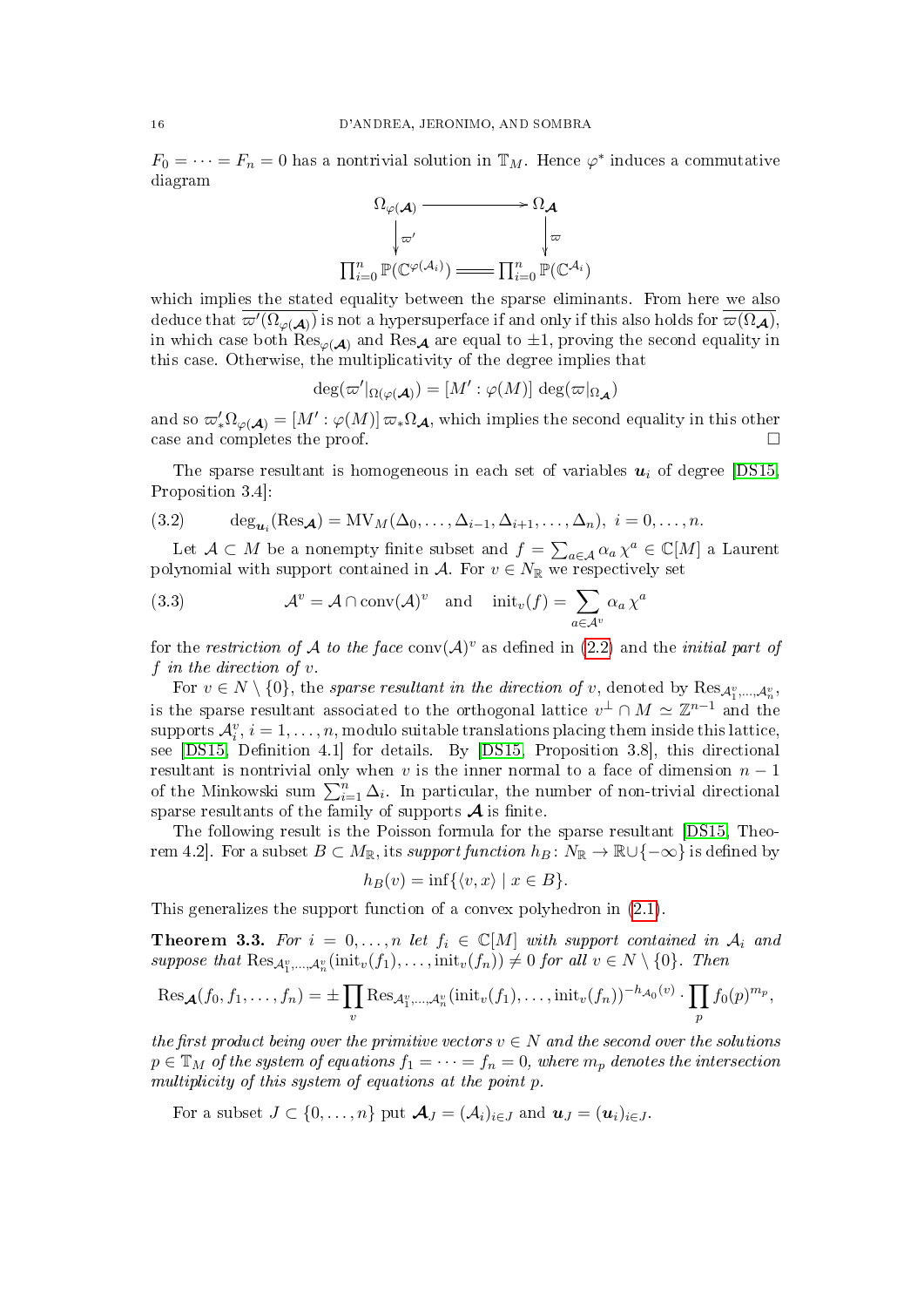$F_0 = \cdots = F_n = 0$ has a nontrivial solution in $\mathbb{T}_M$. Hence $\varphi^*$ induces a commutative diagram

$$\begin{array}{ccc} \Omega_{\varphi(\boldsymbol{\mathcal{A}})} & \longrightarrow & \Omega_{\boldsymbol{\mathcal{A}}} \\ \big\downarrow \varpi' & & \big\downarrow \varpi \\ \prod_{i=0}^n \mathbb{P}(\mathbb{C}^{\varphi(\mathcal{A}_i)}) & = & \prod_{i=0}^n \mathbb{P}(\mathbb{C}^{\mathcal{A}_i}) \end{array}$$

which implies the stated equality between the sparse eliminants. From here we also deduce that $\overline{\varpi'(\Omega_{\varphi(\boldsymbol{\mathcal{A}})})}$ is not a hypersuperface if and only if this also holds for $\overline{\varpi(\Omega_{\boldsymbol{\mathcal{A}}})}$, in which case both $\mathrm{Res}_{\varphi(\boldsymbol{\mathcal{A}})}$ and $\mathrm{Res}_{\boldsymbol{\mathcal{A}}}$ are equal to $\pm 1$, proving the second equality in this case. Otherwise, the multiplicativity of the degree implies that

$$\deg(\varpi'|_{\Omega(\varphi(\boldsymbol{\mathcal{A}})}) = [M' : \varphi(M)] \deg(\varpi|_{\Omega_{\boldsymbol{\mathcal{A}}}})$$

and so $\varpi'_* \Omega_{\varphi(\boldsymbol{\mathcal{A}})} = [M' : \varphi(M)]\, \varpi_* \Omega_{\boldsymbol{\mathcal{A}}}$, which implies the second equality in this other case and completes the proof. $\square$

The sparse resultant is homogeneous in each set of variables $\boldsymbol{u}_i$ of degree [DS15, Proposition 3.4]:

$$\deg_{\boldsymbol{u}_i}(\mathrm{Res}_{\boldsymbol{\mathcal{A}}}) = \mathrm{MV}_M(\Delta_0, \dots, \Delta_{i-1}, \Delta_{i+1}, \dots, \Delta_n), \ i = 0, \dots, n. \tag{3.2}$$

Let $\mathcal{A} \subset M$ be a nonempty finite subset and $f = \sum_{a \in \mathcal{A}} \alpha_a \chi^a \in \mathbb{C}[M]$ a Laurent polynomial with support contained in $\mathcal{A}$. For $v \in N_{\mathbb{R}}$ we respectively set

$$\mathcal{A}^v = \mathcal{A} \cap \mathrm{conv}(\mathcal{A})^v \quad \text{and} \quad \mathrm{init}_v(f) = \sum_{a \in \mathcal{A}^v} \alpha_a \chi^a \tag{3.3}$$

for the *restriction of* $\mathcal{A}$ *to the face* $\mathrm{conv}(\mathcal{A})^v$ as defined in (2.2) and the *initial part of* $f$ *in the direction of* $v$.

For $v \in N \setminus \{0\}$, the *sparse resultant in the direction of* $v$, denoted by $\mathrm{Res}_{\mathcal{A}_1^v, \dots, \mathcal{A}_n^v}$, is the sparse resultant associated to the orthogonal lattice $v^\perp \cap M \simeq \mathbb{Z}^{n-1}$ and the supports $\mathcal{A}_i^v$, $i = 1, \dots, n$, modulo suitable translations placing them inside this lattice, see [DS15, Definition 4.1] for details. By [DS15, Proposition 3.8], this directional resultant is nontrivial only when $v$ is the inner normal to a face of dimension $n-1$ of the Minkowski sum $\sum_{i=1}^n \Delta_i$. In particular, the number of non-trivial directional sparse resultants of the family of supports $\boldsymbol{\mathcal{A}}$ is finite.

The following result is the Poisson formula for the sparse resultant [DS15, Theorem 4.2]. For a subset $B \subset M_{\mathbb{R}}$, its *support function* $h_B \colon N_{\mathbb{R}} \to \mathbb{R} \cup \{-\infty\}$ is defined by

$$h_B(v) = \inf\{\langle v, x \rangle \mid x \in B\}.$$

This generalizes the support function of a convex polyhedron in (2.1).

**Theorem 3.3.** *For* $i = 0, \dots, n$ *let* $f_i \in \mathbb{C}[M]$ *with support contained in* $\mathcal{A}_i$ *and suppose that* $\mathrm{Res}_{\mathcal{A}_1^v, \dots, \mathcal{A}_n^v}(\mathrm{init}_v(f_1), \dots, \mathrm{init}_v(f_n)) \neq 0$ *for all* $v \in N \setminus \{0\}$. *Then*

$$\mathrm{Res}_{\boldsymbol{\mathcal{A}}}(f_0, f_1, \dots, f_n) = \pm \prod_v \mathrm{Res}_{\mathcal{A}_1^v, \dots, \mathcal{A}_n^v}(\mathrm{init}_v(f_1), \dots, \mathrm{init}_v(f_n))^{-h_{\mathcal{A}_0}(v)} \cdot \prod_p f_0(p)^{m_p},$$

*the first product being over the primitive vectors* $v \in N$ *and the second over the solutions* $p \in \mathbb{T}_M$ *of the system of equations* $f_1 = \cdots = f_n = 0$, *where* $m_p$ *denotes the intersection multiplicity of this system of equations at the point* $p$.

For a subset $J \subset \{0, \dots, n\}$ put $\boldsymbol{\mathcal{A}}_J = (\mathcal{A}_i)_{i \in J}$ and $\boldsymbol{u}_J = (\boldsymbol{u}_i)_{i \in J}$.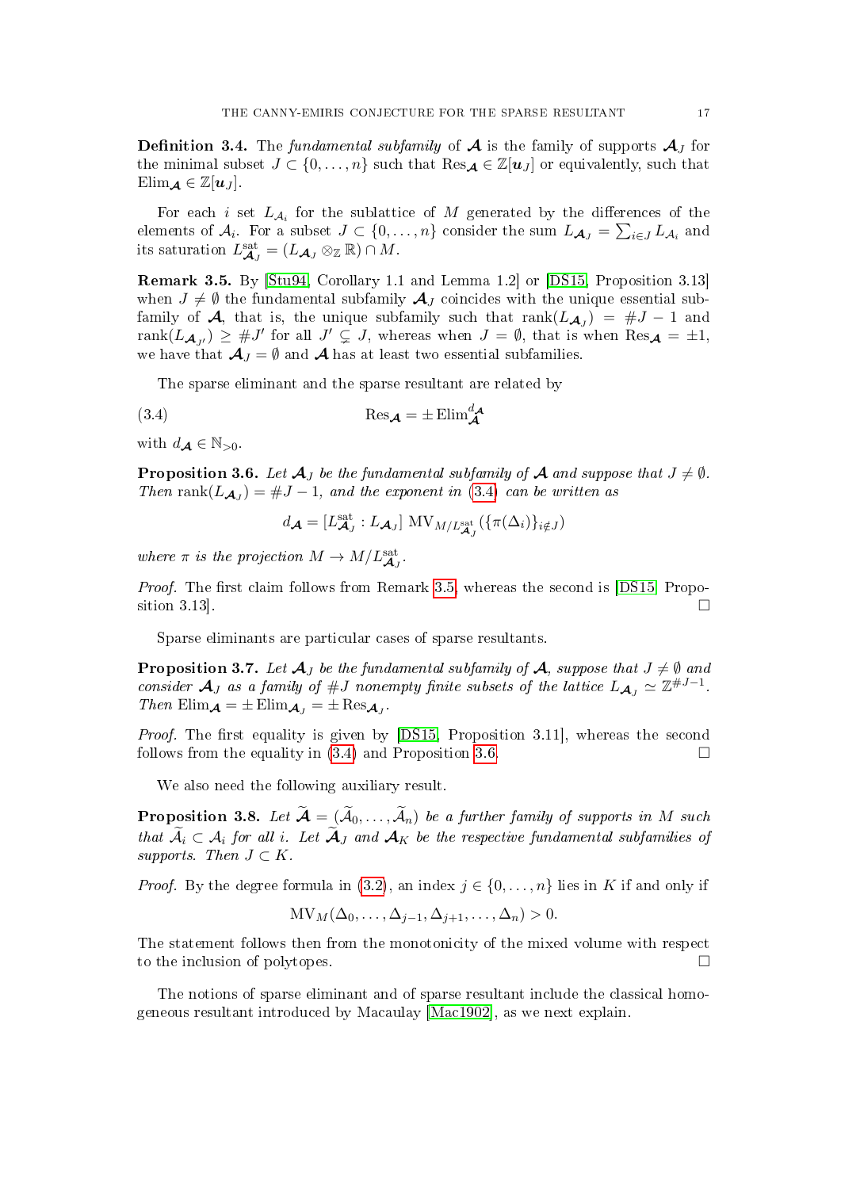**Definition 3.4.** The *fundamental subfamily* of $\boldsymbol{\mathcal{A}}$ is the family of supports $\boldsymbol{\mathcal{A}}_J$ for the minimal subset $J \subset \{0, \dots, n\}$ such that $\mathrm{Res}_{\boldsymbol{\mathcal{A}}} \in \mathbb{Z}[\boldsymbol{u}_J]$ or equivalently, such that $\mathrm{Elim}_{\boldsymbol{\mathcal{A}}} \in \mathbb{Z}[\boldsymbol{u}_J]$.

For each $i$ set $L_{\mathcal{A}_i}$ for the sublattice of $M$ generated by the differences of the elements of $\mathcal{A}_i$. For a subset $J \subset \{0, \dots, n\}$ consider the sum $L_{\boldsymbol{\mathcal{A}}_J} = \sum_{i \in J} L_{\mathcal{A}_i}$ and its saturation $L_{\boldsymbol{\mathcal{A}}_J}^{\mathrm{sat}} = (L_{\boldsymbol{\mathcal{A}}_J} \otimes_{\mathbb{Z}} \mathbb{R}) \cap M$.

**Remark 3.5.** By [Stu94, Corollary 1.1 and Lemma 1.2] or [DS15, Proposition 3.13] when $J \neq \emptyset$ the fundamental subfamily $\boldsymbol{\mathcal{A}}_J$ coincides with the unique essential subfamily of $\boldsymbol{\mathcal{A}}$, that is, the unique subfamily such that $\mathrm{rank}(L_{\boldsymbol{\mathcal{A}}_J}) = \#J - 1$ and $\mathrm{rank}(L_{\boldsymbol{\mathcal{A}}_{J'}}) \geq \#J'$ for all $J' \subsetneq J$, whereas when $J = \emptyset$, that is when $\mathrm{Res}_{\boldsymbol{\mathcal{A}}} = \pm 1$, we have that $\boldsymbol{\mathcal{A}}_J = \emptyset$ and $\boldsymbol{\mathcal{A}}$ has at least two essential subfamilies.

The sparse eliminant and the sparse resultant are related by

$$\mathrm{Res}_{\boldsymbol{\mathcal{A}}} = \pm \, \mathrm{Elim}_{\boldsymbol{\mathcal{A}}}^{d_{\boldsymbol{\mathcal{A}}}} \tag{3.4}$$

with $d_{\boldsymbol{\mathcal{A}}} \in \mathbb{N}_{>0}$.

**Proposition 3.6.** *Let $\boldsymbol{\mathcal{A}}_J$ be the fundamental subfamily of $\boldsymbol{\mathcal{A}}$ and suppose that $J \neq \emptyset$. Then $\mathrm{rank}(L_{\boldsymbol{\mathcal{A}}_J}) = \#J - 1$, and the exponent in (3.4) can be written as*

$$d_{\boldsymbol{\mathcal{A}}} = [L_{\boldsymbol{\mathcal{A}}_J}^{\mathrm{sat}} : L_{\boldsymbol{\mathcal{A}}_J}] \, \mathrm{MV}_{M/L_{\boldsymbol{\mathcal{A}}_J}^{\mathrm{sat}}}(\{\pi(\Delta_i)\}_{i \notin J})$$

*where $\pi$ is the projection $M \to M/L_{\boldsymbol{\mathcal{A}}_J}^{\mathrm{sat}}$.*

*Proof.* The first claim follows from Remark 3.5, whereas the second is [DS15, Proposition 3.13]. $\square$

Sparse eliminants are particular cases of sparse resultants.

**Proposition 3.7.** *Let $\boldsymbol{\mathcal{A}}_J$ be the fundamental subfamily of $\boldsymbol{\mathcal{A}}$, suppose that $J \neq \emptyset$ and consider $\boldsymbol{\mathcal{A}}_J$ as a family of $\#J$ nonempty finite subsets of the lattice $L_{\boldsymbol{\mathcal{A}}_J} \simeq \mathbb{Z}^{\#J-1}$. Then $\mathrm{Elim}_{\boldsymbol{\mathcal{A}}} = \pm \, \mathrm{Elim}_{\boldsymbol{\mathcal{A}}_J} = \pm \, \mathrm{Res}_{\boldsymbol{\mathcal{A}}_J}$.*

*Proof.* The first equality is given by [DS15, Proposition 3.11], whereas the second follows from the equality in (3.4) and Proposition 3.6. $\square$

We also need the following auxiliary result.

**Proposition 3.8.** *Let $\widetilde{\boldsymbol{\mathcal{A}}} = (\widetilde{\mathcal{A}}_0, \dots, \widetilde{\mathcal{A}}_n)$ be a further family of supports in $M$ such that $\widetilde{\mathcal{A}}_i \subset \mathcal{A}_i$ for all $i$. Let $\widetilde{\boldsymbol{\mathcal{A}}}_J$ and $\boldsymbol{\mathcal{A}}_K$ be the respective fundamental subfamilies of supports. Then $J \subset K$.*

*Proof.* By the degree formula in (3.2), an index $j \in \{0, \dots, n\}$ lies in $K$ if and only if

$$\mathrm{MV}_M(\Delta_0, \dots, \Delta_{j-1}, \Delta_{j+1}, \dots, \Delta_n) > 0.$$

The statement follows then from the monotonicity of the mixed volume with respect to the inclusion of polytopes. $\square$

The notions of sparse eliminant and of sparse resultant include the classical homogeneous resultant introduced by Macaulay [Mac1902], as we next explain.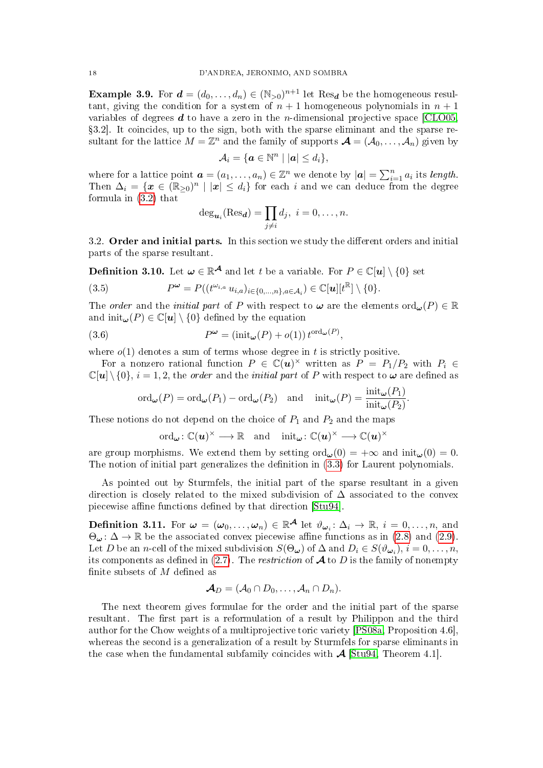**Example 3.9.** For $\boldsymbol{d} = (d_0, \dots, d_n) \in (\mathbb{N}_{>0})^{n+1}$ let $\mathrm{Res}_{\boldsymbol{d}}$ be the homogeneous resultant, giving the condition for a system of $n+1$ homogeneous polynomials in $n+1$ variables of degrees $\boldsymbol{d}$ to have a zero in the $n$-dimensional projective space [CLO05, §3.2]. It coincides, up to the sign, both with the sparse eliminant and the sparse resultant for the lattice $M = \mathbb{Z}^n$ and the family of supports $\boldsymbol{\mathcal{A}} = (\mathcal{A}_0, \dots, \mathcal{A}_n)$ given by

$$\mathcal{A}_i = \{\boldsymbol{a} \in \mathbb{N}^n \mid |\boldsymbol{a}| \leq d_i\},$$

where for a lattice point $\boldsymbol{a} = (a_1, \dots, a_n) \in \mathbb{Z}^n$ we denote by $|\boldsymbol{a}| = \sum_{i=1}^n a_i$ its *length*. Then $\Delta_i = \{\boldsymbol{x} \in (\mathbb{R}_{\geq 0})^n \mid |\boldsymbol{x}| \leq d_i\}$ for each $i$ and we can deduce from the degree formula in (3.2) that

$$\deg_{\boldsymbol{u}_i}(\mathrm{Res}_{\boldsymbol{d}}) = \prod_{j \neq i} d_j, \ \ i = 0, \dots, n.$$

## 3.2. Order and initial parts.

In this section we study the different orders and initial parts of the sparse resultant.

**Definition 3.10.** Let $\boldsymbol{\omega} \in \mathbb{R}^{\boldsymbol{\mathcal{A}}}$ and let $t$ be a variable. For $P \in \mathbb{C}[\boldsymbol{u}] \setminus \{0\}$ set

$$P^{\boldsymbol{\omega}} = P((t^{\omega_{i,a}}\, u_{i,a})_{i \in \{0,\dots,n\}, a \in \mathcal{A}_i}) \in \mathbb{C}[\boldsymbol{u}][t^{\mathbb{R}}] \setminus \{0\}. \tag{3.5}$$

The *order* and the *initial part* of $P$ with respect to $\boldsymbol{\omega}$ are the elements $\mathrm{ord}_{\boldsymbol{\omega}}(P) \in \mathbb{R}$ and $\mathrm{init}_{\boldsymbol{\omega}}(P) \in \mathbb{C}[\boldsymbol{u}] \setminus \{0\}$ defined by the equation

$$P^{\boldsymbol{\omega}} = (\mathrm{init}_{\boldsymbol{\omega}}(P) + o(1))\, t^{\mathrm{ord}_{\boldsymbol{\omega}}(P)}, \tag{3.6}$$

where $o(1)$ denotes a sum of terms whose degree in $t$ is strictly positive.

For a nonzero rational function $P \in \mathbb{C}(\boldsymbol{u})^{\times}$ written as $P = P_1/P_2$ with $P_i \in \mathbb{C}[\boldsymbol{u}] \setminus \{0\}$, $i = 1, 2$, the *order* and the *initial part* of $P$ with respect to $\boldsymbol{\omega}$ are defined as

$$\mathrm{ord}_{\boldsymbol{\omega}}(P) = \mathrm{ord}_{\boldsymbol{\omega}}(P_1) - \mathrm{ord}_{\boldsymbol{\omega}}(P_2) \quad \text{and} \quad \mathrm{init}_{\boldsymbol{\omega}}(P) = \frac{\mathrm{init}_{\boldsymbol{\omega}}(P_1)}{\mathrm{init}_{\boldsymbol{\omega}}(P_2)}.$$

These notions do not depend on the choice of $P_1$ and $P_2$ and the maps

$$\mathrm{ord}_{\boldsymbol{\omega}} \colon \mathbb{C}(\boldsymbol{u})^{\times} \longrightarrow \mathbb{R} \quad \text{and} \quad \mathrm{init}_{\boldsymbol{\omega}} \colon \mathbb{C}(\boldsymbol{u})^{\times} \longrightarrow \mathbb{C}(\boldsymbol{u})^{\times}$$

are group morphisms. We extend them by setting $\mathrm{ord}_{\boldsymbol{\omega}}(0) = +\infty$ and $\mathrm{init}_{\boldsymbol{\omega}}(0) = 0$. The notion of initial part generalizes the definition in (3.3) for Laurent polynomials.

As pointed out by Sturmfels, the initial part of the sparse resultant in a given direction is closely related to the mixed subdivision of $\Delta$ associated to the convex piecewise affine functions defined by that direction [Stu94].

**Definition 3.11.** For $\boldsymbol{\omega} = (\boldsymbol{\omega}_0, \dots, \boldsymbol{\omega}_n) \in \mathbb{R}^{\boldsymbol{\mathcal{A}}}$ let $\vartheta_{\boldsymbol{\omega}_i} \colon \Delta_i \to \mathbb{R}$, $i = 0, \dots, n$, and $\Theta_{\boldsymbol{\omega}} \colon \Delta \to \mathbb{R}$ be the associated convex piecewise affine functions as in (2.8) and (2.9). Let $D$ be an $n$-cell of the mixed subdivision $S(\Theta_{\boldsymbol{\omega}})$ of $\Delta$ and $D_i \in S(\vartheta_{\boldsymbol{\omega}_i})$, $i = 0, \dots, n$, its components as defined in (2.7). The *restriction* of $\boldsymbol{\mathcal{A}}$ to $D$ is the family of nonempty finite subsets of $M$ defined as

$$\boldsymbol{\mathcal{A}}_D = (\mathcal{A}_0 \cap D_0, \dots, \mathcal{A}_n \cap D_n).$$

The next theorem gives formulae for the order and the initial part of the sparse resultant. The first part is a reformulation of a result by Philippon and the third author for the Chow weights of a multiprojective toric variety [PS08a, Proposition 4.6], whereas the second is a generalization of a result by Sturmfels for sparse eliminants in the case when the fundamental subfamily coincides with $\boldsymbol{\mathcal{A}}$ [Stu94, Theorem 4.1].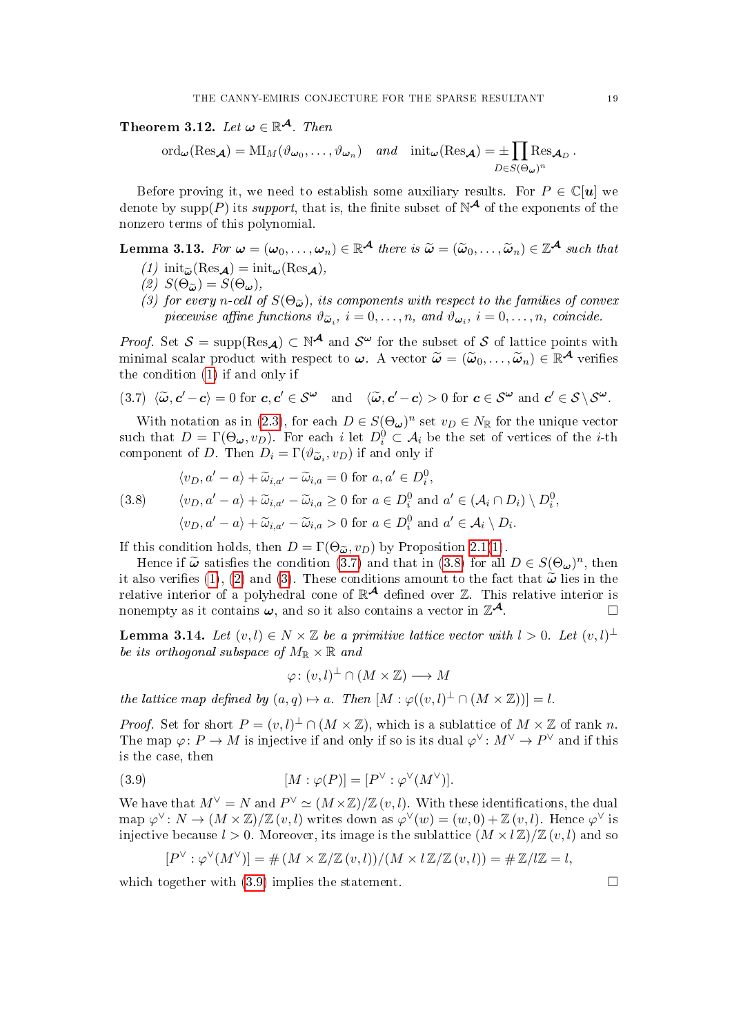**Theorem 3.12.** *Let $\boldsymbol{\omega} \in \mathbb{R}^{\boldsymbol{\mathcal{A}}}$. Then*

$$\operatorname{ord}_{\boldsymbol{\omega}}(\operatorname{Res}_{\boldsymbol{\mathcal{A}}}) = \operatorname{MI}_M(\vartheta_{\boldsymbol{\omega}_0}, \dots, \vartheta_{\boldsymbol{\omega}_n}) \quad \textit{and} \quad \operatorname{init}_{\boldsymbol{\omega}}(\operatorname{Res}_{\boldsymbol{\mathcal{A}}}) = \pm \prod_{D \in S(\Theta_{\boldsymbol{\omega}})^n} \operatorname{Res}_{\boldsymbol{\mathcal{A}}_D}.$$

Before proving it, we need to establish some auxiliary results. For $P \in \mathbb{C}[\boldsymbol{u}]$ we denote by $\operatorname{supp}(P)$ its *support*, that is, the finite subset of $\mathbb{N}^{\boldsymbol{\mathcal{A}}}$ of the exponents of the nonzero terms of this polynomial.

**Lemma 3.13.** *For $\boldsymbol{\omega} = (\boldsymbol{\omega}_0, \dots, \boldsymbol{\omega}_n) \in \mathbb{R}^{\boldsymbol{\mathcal{A}}}$ there is $\widetilde{\boldsymbol{\omega}} = (\widetilde{\boldsymbol{\omega}}_0, \dots, \widetilde{\boldsymbol{\omega}}_n) \in \mathbb{Z}^{\boldsymbol{\mathcal{A}}}$ such that*

*(1) $\operatorname{init}_{\widetilde{\boldsymbol{\omega}}}(\operatorname{Res}_{\boldsymbol{\mathcal{A}}}) = \operatorname{init}_{\boldsymbol{\omega}}(\operatorname{Res}_{\boldsymbol{\mathcal{A}}})$,*

*(2) $S(\Theta_{\widetilde{\boldsymbol{\omega}}}) = S(\Theta_{\boldsymbol{\omega}})$,*

*(3) for every $n$-cell of $S(\Theta_{\widetilde{\boldsymbol{\omega}}})$, its components with respect to the families of convex piecewise affine functions $\vartheta_{\widetilde{\boldsymbol{\omega}}_i}$, $i = 0, \dots, n$, and $\vartheta_{\boldsymbol{\omega}_i}$, $i = 0, \dots, n$, coincide.*

*Proof.* Set $\mathcal{S} = \operatorname{supp}(\operatorname{Res}_{\boldsymbol{\mathcal{A}}}) \subset \mathbb{N}^{\boldsymbol{\mathcal{A}}}$ and $\mathcal{S}^{\boldsymbol{\omega}}$ for the subset of $\mathcal{S}$ of lattice points with minimal scalar product with respect to $\boldsymbol{\omega}$. A vector $\widetilde{\boldsymbol{\omega}} = (\widetilde{\boldsymbol{\omega}}_0, \dots, \widetilde{\boldsymbol{\omega}}_n) \in \mathbb{R}^{\boldsymbol{\mathcal{A}}}$ verifies the condition (1) if and only if

(3.7) $\langle \widetilde{\boldsymbol{\omega}}, \boldsymbol{c}' - \boldsymbol{c} \rangle = 0$ for $\boldsymbol{c}, \boldsymbol{c}' \in \mathcal{S}^{\boldsymbol{\omega}}$ and $\langle \widetilde{\boldsymbol{\omega}}, \boldsymbol{c}' - \boldsymbol{c} \rangle > 0$ for $\boldsymbol{c} \in \mathcal{S}^{\boldsymbol{\omega}}$ and $\boldsymbol{c}' \in \mathcal{S} \setminus \mathcal{S}^{\boldsymbol{\omega}}$.

With notation as in (2.3), for each $D \in S(\Theta_{\boldsymbol{\omega}})^n$ set $v_D \in N_{\mathbb{R}}$ for the unique vector such that $D = \Gamma(\Theta_{\boldsymbol{\omega}}, v_D)$. For each $i$ let $D_i^0 \subset \mathcal{A}_i$ be the set of vertices of the $i$-th component of $D$. Then $D_i = \Gamma(\vartheta_{\widetilde{\boldsymbol{\omega}}_i}, v_D)$ if and only if

$$\begin{aligned}
&\langle v_D, a' - a \rangle + \widetilde{\omega}_{i,a'} - \widetilde{\omega}_{i,a} = 0 \text{ for } a, a' \in D_i^0, \\
(3.8) \qquad &\langle v_D, a' - a \rangle + \widetilde{\omega}_{i,a'} - \widetilde{\omega}_{i,a} \geq 0 \text{ for } a \in D_i^0 \text{ and } a' \in (\mathcal{A}_i \cap D_i) \setminus D_i^0, \\
&\langle v_D, a' - a \rangle + \widetilde{\omega}_{i,a'} - \widetilde{\omega}_{i,a} > 0 \text{ for } a \in D_i^0 \text{ and } a' \in \mathcal{A}_i \setminus D_i.
\end{aligned}$$

If this condition holds, then $D = \Gamma(\Theta_{\widetilde{\boldsymbol{\omega}}}, v_D)$ by Proposition 2.1(1).

Hence if $\widetilde{\boldsymbol{\omega}}$ satisfies the condition (3.7) and that in (3.8) for all $D \in S(\Theta_{\boldsymbol{\omega}})^n$, then it also verifies (1), (2) and (3). These conditions amount to the fact that $\widetilde{\boldsymbol{\omega}}$ lies in the relative interior of a polyhedral cone of $\mathbb{R}^{\boldsymbol{\mathcal{A}}}$ defined over $\mathbb{Z}$. This relative interior is nonempty as it contains $\boldsymbol{\omega}$, and so it also contains a vector in $\mathbb{Z}^{\boldsymbol{\mathcal{A}}}$. □

**Lemma 3.14.** *Let $(v, l) \in N \times \mathbb{Z}$ be a primitive lattice vector with $l > 0$. Let $(v, l)^{\perp}$ be its orthogonal subspace of $M_{\mathbb{R}} \times \mathbb{R}$ and*

$$\varphi \colon (v, l)^{\perp} \cap (M \times \mathbb{Z}) \longrightarrow M$$

*the lattice map defined by $(a, q) \mapsto a$. Then $[M : \varphi((v, l)^{\perp} \cap (M \times \mathbb{Z}))] = l$.*

*Proof.* Set for short $P = (v, l)^{\perp} \cap (M \times \mathbb{Z})$, which is a sublattice of $M \times \mathbb{Z}$ of rank $n$. The map $\varphi \colon P \to M$ is injective if and only if so is its dual $\varphi^{\vee} \colon M^{\vee} \to P^{\vee}$ and if this is the case, then

$$[M : \varphi(P)] = [P^{\vee} : \varphi^{\vee}(M^{\vee})]. \tag{3.9}$$

We have that $M^{\vee} = N$ and $P^{\vee} \simeq (M \times \mathbb{Z}) / \mathbb{Z}\,(v, l)$. With these identifications, the dual map $\varphi^{\vee} \colon N \to (M \times \mathbb{Z}) / \mathbb{Z}\,(v, l)$ writes down as $\varphi^{\vee}(w) = (w, 0) + \mathbb{Z}\,(v, l)$. Hence $\varphi^{\vee}$ is injective because $l > 0$. Moreover, its image is the sublattice $(M \times l\,\mathbb{Z}) / \mathbb{Z}\,(v, l)$ and so

$$[P^{\vee} : \varphi^{\vee}(M^{\vee})] = \#\,(M \times \mathbb{Z} / \mathbb{Z}\,(v, l)) / (M \times l\,\mathbb{Z} / \mathbb{Z}\,(v, l)) = \#\,\mathbb{Z}/l\mathbb{Z} = l,$$

which together with (3.9) implies the statement. □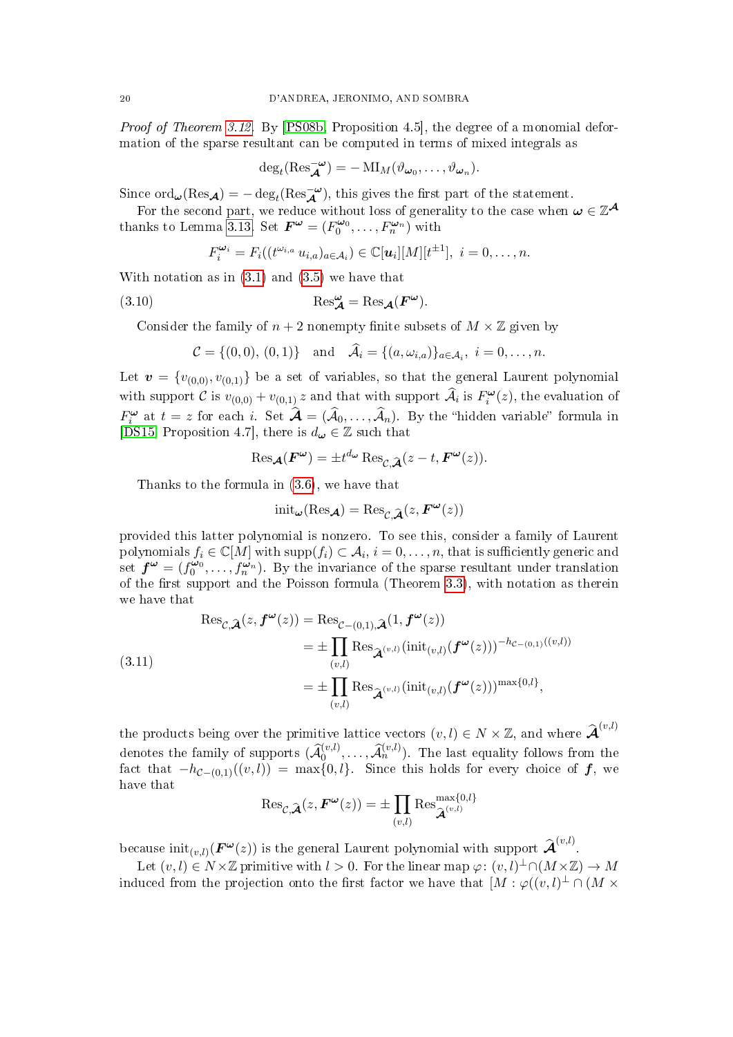*Proof of Theorem 3.12.* By [PS08b, Proposition 4.5], the degree of a monomial deformation of the sparse resultant can be computed in terms of mixed integrals as

$$\deg_t(\mathrm{Res}_{\boldsymbol{\mathcal{A}}}^{-\boldsymbol{\omega}}) = -\,\mathrm{MI}_M(\vartheta_{\boldsymbol{\omega}_0}, \dots, \vartheta_{\boldsymbol{\omega}_n}).$$

Since $\mathrm{ord}_{\boldsymbol{\omega}}(\mathrm{Res}_{\boldsymbol{\mathcal{A}}}) = -\deg_t(\mathrm{Res}_{\boldsymbol{\mathcal{A}}}^{-\boldsymbol{\omega}})$, this gives the first part of the statement.

For the second part, we reduce without loss of generality to the case when $\boldsymbol{\omega} \in \mathbb{Z}^{\boldsymbol{\mathcal{A}}}$ thanks to Lemma 3.13. Set $\boldsymbol{F}^{\boldsymbol{\omega}} = (F_0^{\boldsymbol{\omega}_0}, \dots, F_n^{\boldsymbol{\omega}_n})$ with

$$F_i^{\boldsymbol{\omega}_i} = F_i((t^{\omega_{i,a}}\, u_{i,a})_{a \in \mathcal{A}_i}) \in \mathbb{C}[\boldsymbol{u}_i][M][t^{\pm 1}], \ i = 0, \dots, n.$$

With notation as in (3.1) and (3.5) we have that

$$\mathrm{Res}_{\boldsymbol{\mathcal{A}}}^{\boldsymbol{\omega}} = \mathrm{Res}_{\boldsymbol{\mathcal{A}}}(\boldsymbol{F}^{\boldsymbol{\omega}}). \tag{3.10}$$

Consider the family of $n+2$ nonempty finite subsets of $M \times \mathbb{Z}$ given by

$$\mathcal{C} = \{(0,0),\, (0,1)\} \quad \text{and} \quad \widehat{\mathcal{A}}_i = \{(a, \omega_{i,a})\}_{a \in \mathcal{A}_i}, \ i = 0, \dots, n.$$

Let $\boldsymbol{v} = \{v_{(0,0)}, v_{(0,1)}\}$ be a set of variables, so that the general Laurent polynomial with support $\mathcal{C}$ is $v_{(0,0)} + v_{(0,1)}\, z$ and that with support $\widehat{\mathcal{A}}_i$ is $F_i^{\boldsymbol{\omega}}(z)$, the evaluation of $F_i^{\boldsymbol{\omega}}$ at $t = z$ for each $i$. Set $\widehat{\boldsymbol{\mathcal{A}}} = (\widehat{\mathcal{A}}_0, \dots, \widehat{\mathcal{A}}_n)$. By the "hidden variable" formula in [DS15, Proposition 4.7], there is $d_{\boldsymbol{\omega}} \in \mathbb{Z}$ such that

$$\mathrm{Res}_{\boldsymbol{\mathcal{A}}}(\boldsymbol{F}^{\boldsymbol{\omega}}) = \pm t^{d_{\boldsymbol{\omega}}}\, \mathrm{Res}_{\mathcal{C}, \widehat{\boldsymbol{\mathcal{A}}}}(z - t, \boldsymbol{F}^{\boldsymbol{\omega}}(z)).$$

Thanks to the formula in (3.6), we have that

$$\mathrm{init}_{\boldsymbol{\omega}}(\mathrm{Res}_{\boldsymbol{\mathcal{A}}}) = \mathrm{Res}_{\mathcal{C}, \widehat{\boldsymbol{\mathcal{A}}}}(z, \boldsymbol{F}^{\boldsymbol{\omega}}(z))$$

provided this latter polynomial is nonzero. To see this, consider a family of Laurent polynomials $f_i \in \mathbb{C}[M]$ with $\mathrm{supp}(f_i) \subset \mathcal{A}_i$, $i = 0, \dots, n$, that is sufficiently generic and set $\boldsymbol{f}^{\boldsymbol{\omega}} = (f_0^{\boldsymbol{\omega}_0}, \dots, f_n^{\boldsymbol{\omega}_n})$. By the invariance of the sparse resultant under translation of the first support and the Poisson formula (Theorem 3.3), with notation as therein we have that

$$\begin{aligned}
\mathrm{Res}_{\mathcal{C}, \widehat{\boldsymbol{\mathcal{A}}}}(z, \boldsymbol{f}^{\boldsymbol{\omega}}(z)) &= \mathrm{Res}_{\mathcal{C} - (0,1), \widehat{\boldsymbol{\mathcal{A}}}}(1, \boldsymbol{f}^{\boldsymbol{\omega}}(z)) \\
&= \pm \prod_{(v,l)} \mathrm{Res}_{\widehat{\boldsymbol{\mathcal{A}}}^{(v,l)}}(\mathrm{init}_{(v,l)}(\boldsymbol{f}^{\boldsymbol{\omega}}(z)))^{-h_{\mathcal{C}-(0,1)}((v,l))} \\
&= \pm \prod_{(v,l)} \mathrm{Res}_{\widehat{\boldsymbol{\mathcal{A}}}^{(v,l)}}(\mathrm{init}_{(v,l)}(\boldsymbol{f}^{\boldsymbol{\omega}}(z)))^{\max\{0,l\}},
\end{aligned} \tag{3.11}$$

the products being over the primitive lattice vectors $(v,l) \in N \times \mathbb{Z}$, and where $\widehat{\boldsymbol{\mathcal{A}}}^{(v,l)}$ denotes the family of supports $(\widehat{\mathcal{A}}_0^{(v,l)}, \dots, \widehat{\mathcal{A}}_n^{(v,l)})$. The last equality follows from the fact that $-h_{\mathcal{C}-(0,1)}((v,l)) = \max\{0,l\}$. Since this holds for every choice of $\boldsymbol{f}$, we have that

$$\mathrm{Res}_{\mathcal{C}, \widehat{\boldsymbol{\mathcal{A}}}}(z, \boldsymbol{F}^{\boldsymbol{\omega}}(z)) = \pm \prod_{(v,l)} \mathrm{Res}_{\widehat{\boldsymbol{\mathcal{A}}}^{(v,l)}}^{\max\{0,l\}}$$

because $\mathrm{init}_{(v,l)}(\boldsymbol{F}^{\boldsymbol{\omega}}(z))$ is the general Laurent polynomial with support $\widehat{\boldsymbol{\mathcal{A}}}^{(v,l)}$.

Let $(v,l) \in N \times \mathbb{Z}$ primitive with $l > 0$. For the linear map $\varphi \colon (v,l)^{\perp} \cap (M \times \mathbb{Z}) \to M$ induced from the projection onto the first factor we have that $[M : \varphi((v,l)^{\perp} \cap (M \times$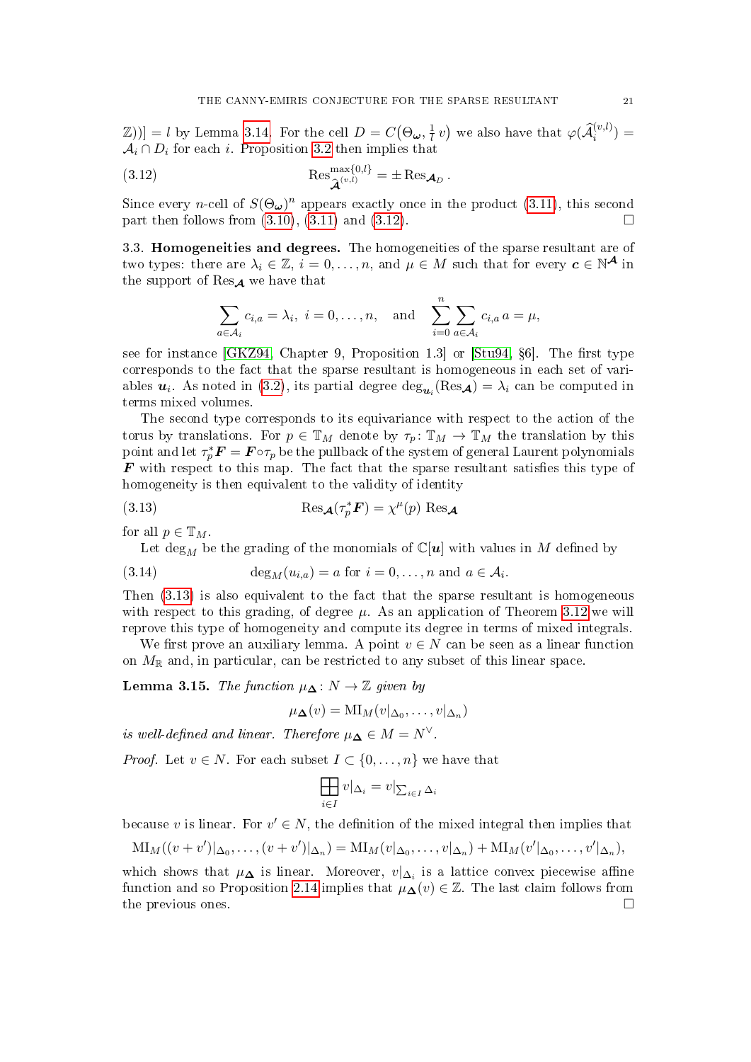$\mathbb{Z}))] = l$ by Lemma 3.14. For the cell $D = C\big(\Theta_{\boldsymbol{\omega}}, \frac{1}{l}\, v\big)$ we also have that $\varphi(\widehat{\mathcal{A}}_i^{(v,l)}) = \mathcal{A}_i \cap D_i$ for each $i$. Proposition 3.2 then implies that

$$\mathrm{Res}_{\widehat{\boldsymbol{\mathcal{A}}}^{(v,l)}}^{\max\{0,l\}} = \pm \mathrm{Res}_{\boldsymbol{\mathcal{A}}_D}\,. \tag{3.12}$$

Since every $n$-cell of $S(\Theta_{\boldsymbol{\omega}})^n$ appears exactly once in the product (3.11), this second part then follows from (3.10), (3.11) and (3.12). $\square$

3.3. **Homogeneities and degrees.** The homogeneities of the sparse resultant are of two types: there are $\lambda_i \in \mathbb{Z}$, $i = 0, \dots, n$, and $\mu \in M$ such that for every $\boldsymbol{c} \in \mathbb{N}^{\boldsymbol{\mathcal{A}}}$ in the support of $\mathrm{Res}_{\boldsymbol{\mathcal{A}}}$ we have that

$$\sum_{a \in \mathcal{A}_i} c_{i,a} = \lambda_i, \ i = 0, \dots, n, \quad \text{and} \quad \sum_{i=0}^{n} \sum_{a \in \mathcal{A}_i} c_{i,a}\, a = \mu,$$

see for instance [GKZ94, Chapter 9, Proposition 1.3] or [Stu94, §6]. The first type corresponds to the fact that the sparse resultant is homogeneous in each set of variables $\boldsymbol{u}_i$. As noted in (3.2), its partial degree $\deg_{\boldsymbol{u}_i}(\mathrm{Res}_{\boldsymbol{\mathcal{A}}}) = \lambda_i$ can be computed in terms mixed volumes.

The second type corresponds to its equivariance with respect to the action of the torus by translations. For $p \in \mathbb{T}_M$ denote by $\tau_p \colon \mathbb{T}_M \to \mathbb{T}_M$ the translation by this point and let $\tau_p^* \boldsymbol{F} = \boldsymbol{F} \circ \tau_p$ be the pullback of the system of general Laurent polynomials $\boldsymbol{F}$ with respect to this map. The fact that the sparse resultant satisfies this type of homogeneity is then equivalent to the validity of identity

$$\mathrm{Res}_{\boldsymbol{\mathcal{A}}}(\tau_p^* \boldsymbol{F}) = \chi^{\mu}(p)\ \mathrm{Res}_{\boldsymbol{\mathcal{A}}} \tag{3.13}$$

for all $p \in \mathbb{T}_M$.

Let $\deg_M$ be the grading of the monomials of $\mathbb{C}[\boldsymbol{u}]$ with values in $M$ defined by

$$\deg_M(u_{i,a}) = a \text{ for } i = 0, \dots, n \text{ and } a \in \mathcal{A}_i. \tag{3.14}$$

Then (3.13) is also equivalent to the fact that the sparse resultant is homogeneous with respect to this grading, of degree $\mu$. As an application of Theorem 3.12 we will reprove this type of homogeneity and compute its degree in terms of mixed integrals.

We first prove an auxiliary lemma. A point $v \in N$ can be seen as a linear function on $M_{\mathbb{R}}$ and, in particular, can be restricted to any subset of this linear space.

**Lemma 3.15.** *The function $\mu_{\boldsymbol{\Delta}} \colon N \to \mathbb{Z}$ given by*

$$\mu_{\boldsymbol{\Delta}}(v) = \mathrm{MI}_M(v|_{\Delta_0}, \dots, v|_{\Delta_n})$$

*is well-defined and linear. Therefore $\mu_{\boldsymbol{\Delta}} \in M = N^{\vee}$.*

*Proof.* Let $v \in N$. For each subset $I \subset \{0, \dots, n\}$ we have that

$$\boxplus_{i \in I} v|_{\Delta_i} = v|_{\sum_{i\in I} \Delta_i}$$

because $v$ is linear. For $v' \in N$, the definition of the mixed integral then implies that

$$\mathrm{MI}_M((v+v')|_{\Delta_0}, \dots, (v+v')|_{\Delta_n}) = \mathrm{MI}_M(v|_{\Delta_0}, \dots, v|_{\Delta_n}) + \mathrm{MI}_M(v'|_{\Delta_0}, \dots, v'|_{\Delta_n}),$$

which shows that $\mu_{\boldsymbol{\Delta}}$ is linear. Moreover, $v|_{\Delta_i}$ is a lattice convex piecewise affine function and so Proposition 2.14 implies that $\mu_{\boldsymbol{\Delta}}(v) \in \mathbb{Z}$. The last claim follows from the previous ones. $\square$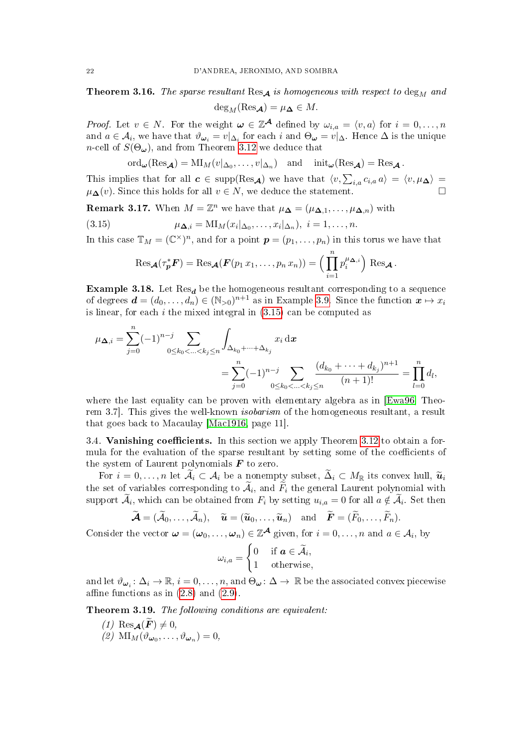**Theorem 3.16.** *The sparse resultant* $\mathrm{Res}_{\boldsymbol{\mathcal{A}}}$ *is homogeneous with respect to* $\deg_M$ *and*

$$\deg_M(\mathrm{Res}_{\boldsymbol{\mathcal{A}}}) = \mu_{\boldsymbol{\Delta}} \in M.$$

*Proof.* Let $v \in N$. For the weight $\boldsymbol{\omega} \in \mathbb{Z}^{\boldsymbol{\mathcal{A}}}$ defined by $\omega_{i,a} = \langle v, a\rangle$ for $i = 0, \dots, n$ and $a \in \mathcal{A}_i$, we have that $\vartheta_{\boldsymbol{\omega}_i} = v|_{\Delta_i}$ for each $i$ and $\Theta_{\boldsymbol{\omega}} = v|_{\Delta}$. Hence $\Delta$ is the unique $n$-cell of $S(\Theta_{\boldsymbol{\omega}})$, and from Theorem 3.12 we deduce that

$$\mathrm{ord}_{\boldsymbol{\omega}}(\mathrm{Res}_{\boldsymbol{\mathcal{A}}}) = \mathrm{MI}_M(v|_{\Delta_0}, \dots, v|_{\Delta_n}) \quad \text{and} \quad \mathrm{init}_{\boldsymbol{\omega}}(\mathrm{Res}_{\boldsymbol{\mathcal{A}}}) = \mathrm{Res}_{\boldsymbol{\mathcal{A}}}.$$

This implies that for all $\boldsymbol{c} \in \mathrm{supp}(\mathrm{Res}_{\boldsymbol{\mathcal{A}}})$ we have that $\langle v, \sum_{i,a} c_{i,a}\, a\rangle = \langle v, \mu_{\boldsymbol{\Delta}}\rangle = \mu_{\boldsymbol{\Delta}}(v)$. Since this holds for all $v \in N$, we deduce the statement. $\square$

**Remark 3.17.** When $M = \mathbb{Z}^n$ we have that $\mu_{\boldsymbol{\Delta}} = (\mu_{\boldsymbol{\Delta},1}, \dots, \mu_{\boldsymbol{\Delta},n})$ with

$$\mu_{\boldsymbol{\Delta},i} = \mathrm{MI}_M(x_i|_{\Delta_0}, \dots, x_i|_{\Delta_n}),\ i = 1, \dots, n. \tag{3.15}$$

In this case $\mathbb{T}_M = (\mathbb{C}^\times)^n$, and for a point $\boldsymbol{p} = (p_1, \dots, p_n)$ in this torus we have that

$$\mathrm{Res}_{\boldsymbol{\mathcal{A}}}(\tau_{\boldsymbol{p}}^* \boldsymbol{F}) = \mathrm{Res}_{\boldsymbol{\mathcal{A}}}(\boldsymbol{F}(p_1\, x_1, \dots, p_n\, x_n)) = \Big(\prod_{i=1}^n p_i^{\mu_{\boldsymbol{\Delta},i}}\Big)\, \mathrm{Res}_{\boldsymbol{\mathcal{A}}}.$$

**Example 3.18.** Let $\mathrm{Res}_{\boldsymbol{d}}$ be the homogeneous resultant corresponding to a sequence of degrees $\boldsymbol{d} = (d_0, \dots, d_n) \in (\mathbb{N}_{>0})^{n+1}$ as in Example 3.9. Since the function $\boldsymbol{x} \mapsto x_i$ is linear, for each $i$ the mixed integral in (3.15) can be computed as

$$\mu_{\boldsymbol{\Delta},i} = \sum_{j=0}^n (-1)^{n-j} \sum_{0 \le k_0 < \dots < k_j \le n} \int_{\Delta_{k_0} + \dots + \Delta_{k_j}} x_i \,\mathrm{d}\boldsymbol{x}$$
$$= \sum_{j=0}^n (-1)^{n-j} \sum_{0 \le k_0 < \dots < k_j \le n} \frac{(d_{k_0} + \dots + d_{k_j})^{n+1}}{(n+1)!} = \prod_{l=0}^n d_l,$$

where the last equality can be proven with elementary algebra as in [Ewa96, Theorem 3.7]. This gives the well-known *isobarism* of the homogeneous resultant, a result that goes back to Macaulay [Mac1916, page 11].

### 3.4. Vanishing coefficients.

In this section we apply Theorem 3.12 to obtain a formula for the evaluation of the sparse resultant by setting some of the coefficients of the system of Laurent polynomials $\boldsymbol{F}$ to zero.

For $i = 0, \dots, n$ let $\widetilde{\mathcal{A}}_i \subset \mathcal{A}_i$ be a nonempty subset, $\widetilde{\Delta}_i \subset M_{\mathbb{R}}$ its convex hull, $\widetilde{\boldsymbol{u}}_i$ the set of variables corresponding to $\widetilde{\mathcal{A}}_i$, and $\widetilde{F}_i$ the general Laurent polynomial with support $\widetilde{\mathcal{A}}_i$, which can be obtained from $F_i$ by setting $u_{i,a} = 0$ for all $a \notin \widetilde{\mathcal{A}}_i$. Set then

$$\widetilde{\boldsymbol{\mathcal{A}}} = (\widetilde{\mathcal{A}}_0, \dots, \widetilde{\mathcal{A}}_n), \quad \widetilde{\boldsymbol{u}} = (\widetilde{\boldsymbol{u}}_0, \dots, \widetilde{\boldsymbol{u}}_n) \quad \text{and} \quad \widetilde{\boldsymbol{F}} = (\widetilde{F}_0, \dots, \widetilde{F}_n).$$

Consider the vector $\boldsymbol{\omega} = (\boldsymbol{\omega}_0, \dots, \boldsymbol{\omega}_n) \in \mathbb{Z}^{\boldsymbol{\mathcal{A}}}$ given, for $i = 0, \dots, n$ and $a \in \mathcal{A}_i$, by

$$\omega_{i,a} = \begin{cases} 0 & \text{if } \boldsymbol{a} \in \widetilde{\mathcal{A}}_i, \\ 1 & \text{otherwise,} \end{cases}$$

and let $\vartheta_{\boldsymbol{\omega}_i} \colon \Delta_i \to \mathbb{R}$, $i = 0, \dots, n$, and $\Theta_{\boldsymbol{\omega}} \colon \Delta \to \mathbb{R}$ be the associated convex piecewise affine functions as in (2.8) and (2.9).

**Theorem 3.19.** *The following conditions are equivalent:*

*(1)* $\mathrm{Res}_{\boldsymbol{\mathcal{A}}}(\widetilde{\boldsymbol{F}}) \neq 0$,

*(2)* $\mathrm{MI}_M(\vartheta_{\boldsymbol{\omega}_0}, \dots, \vartheta_{\boldsymbol{\omega}_n}) = 0$,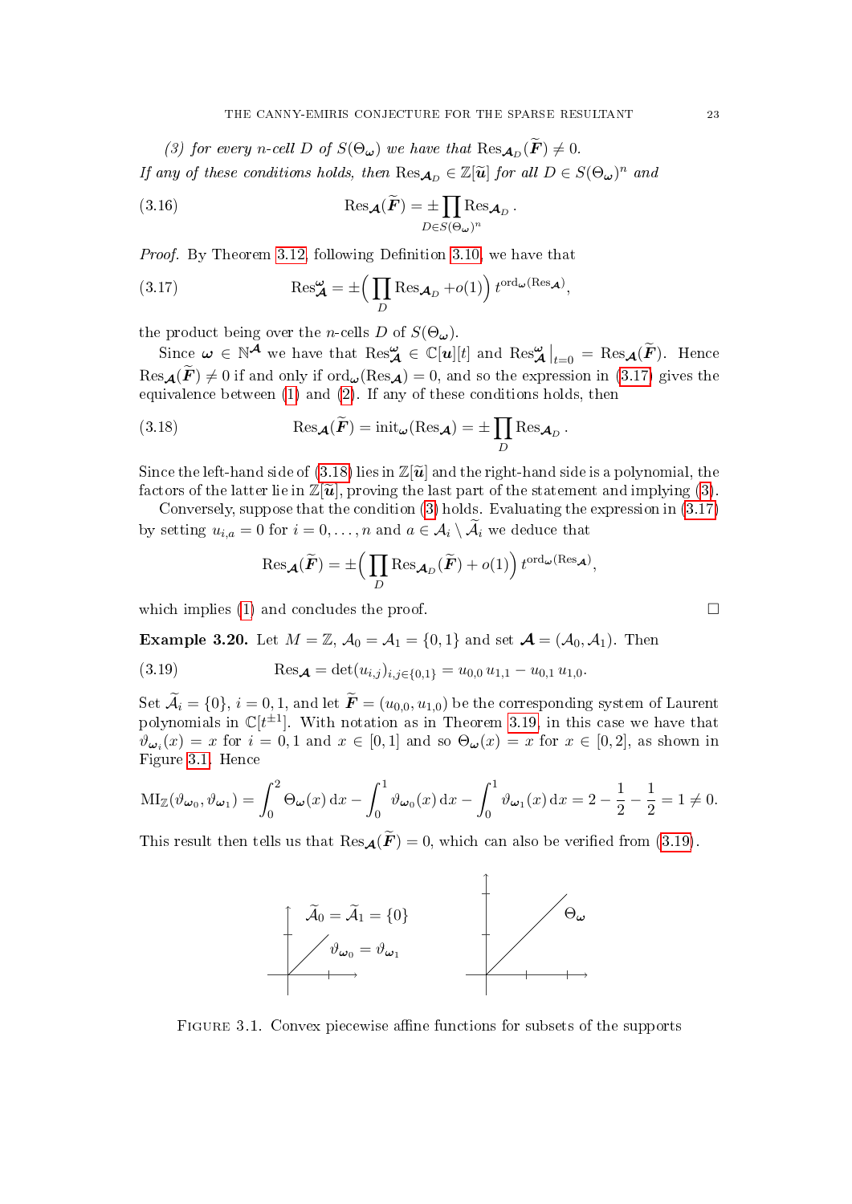*(3) for every $n$-cell $D$ of $S(\Theta_{\boldsymbol{\omega}})$ we have that $\mathrm{Res}_{\boldsymbol{\mathcal{A}}_D}(\widetilde{\boldsymbol{F}}) \neq 0$.*

*If any of these conditions holds, then $\mathrm{Res}_{\boldsymbol{\mathcal{A}}_D} \in \mathbb{Z}[\widetilde{\boldsymbol{u}}]$ for all $D \in S(\Theta_{\boldsymbol{\omega}})^n$ and*

$$\mathrm{Res}_{\boldsymbol{\mathcal{A}}}(\widetilde{\boldsymbol{F}}) = \pm \prod_{D \in S(\Theta_{\boldsymbol{\omega}})^n} \mathrm{Res}_{\boldsymbol{\mathcal{A}}_D}. \tag{3.16}$$

*Proof.* By Theorem 3.12, following Definition 3.10, we have that

$$\mathrm{Res}_{\boldsymbol{\mathcal{A}}}^{\boldsymbol{\omega}} = \pm \Big( \prod_{D} \mathrm{Res}_{\boldsymbol{\mathcal{A}}_D} + o(1) \Big)\, t^{\mathrm{ord}_{\boldsymbol{\omega}}(\mathrm{Res}_{\boldsymbol{\mathcal{A}}})}, \tag{3.17}$$

the product being over the $n$-cells $D$ of $S(\Theta_{\boldsymbol{\omega}})$.

Since $\boldsymbol{\omega} \in \mathbb{N}^{\boldsymbol{\mathcal{A}}}$ we have that $\mathrm{Res}_{\boldsymbol{\mathcal{A}}}^{\boldsymbol{\omega}} \in \mathbb{C}[\boldsymbol{u}][t]$ and $\mathrm{Res}_{\boldsymbol{\mathcal{A}}}^{\boldsymbol{\omega}}\big|_{t=0} = \mathrm{Res}_{\boldsymbol{\mathcal{A}}}(\widetilde{\boldsymbol{F}})$. Hence $\mathrm{Res}_{\boldsymbol{\mathcal{A}}}(\widetilde{\boldsymbol{F}}) \neq 0$ if and only if $\mathrm{ord}_{\boldsymbol{\omega}}(\mathrm{Res}_{\boldsymbol{\mathcal{A}}}) = 0$, and so the expression in (3.17) gives the equivalence between (1) and (2). If any of these conditions holds, then

$$\mathrm{Res}_{\boldsymbol{\mathcal{A}}}(\widetilde{\boldsymbol{F}}) = \mathrm{init}_{\boldsymbol{\omega}}(\mathrm{Res}_{\boldsymbol{\mathcal{A}}}) = \pm \prod_{D} \mathrm{Res}_{\boldsymbol{\mathcal{A}}_D}. \tag{3.18}$$

Since the left-hand side of (3.18) lies in $\mathbb{Z}[\widetilde{\boldsymbol{u}}]$ and the right-hand side is a polynomial, the factors of the latter lie in $\mathbb{Z}[\widetilde{\boldsymbol{u}}]$, proving the last part of the statement and implying (3).

Conversely, suppose that the condition (3) holds. Evaluating the expression in (3.17) by setting $u_{i,a} = 0$ for $i = 0, \dots, n$ and $a \in \mathcal{A}_i \setminus \widetilde{\mathcal{A}}_i$ we deduce that

$$\mathrm{Res}_{\boldsymbol{\mathcal{A}}}(\widetilde{\boldsymbol{F}}) = \pm \Big( \prod_{D} \mathrm{Res}_{\boldsymbol{\mathcal{A}}_D}(\widetilde{\boldsymbol{F}}) + o(1) \Big)\, t^{\mathrm{ord}_{\boldsymbol{\omega}}(\mathrm{Res}_{\boldsymbol{\mathcal{A}}})},$$

which implies (1) and concludes the proof. □

**Example 3.20.** Let $M = \mathbb{Z}$, $\mathcal{A}_0 = \mathcal{A}_1 = \{0, 1\}$ and set $\boldsymbol{\mathcal{A}} = (\mathcal{A}_0, \mathcal{A}_1)$. Then

$$\mathrm{Res}_{\boldsymbol{\mathcal{A}}} = \det(u_{i,j})_{i,j \in \{0,1\}} = u_{0,0}\, u_{1,1} - u_{0,1}\, u_{1,0}. \tag{3.19}$$

Set $\widetilde{\mathcal{A}}_i = \{0\}$, $i = 0, 1$, and let $\widetilde{\boldsymbol{F}} = (u_{0,0}, u_{1,0})$ be the corresponding system of Laurent polynomials in $\mathbb{C}[t^{\pm 1}]$. With notation as in Theorem 3.19, in this case we have that $\vartheta_{\boldsymbol{\omega}_i}(x) = x$ for $i = 0, 1$ and $x \in [0, 1]$ and so $\Theta_{\boldsymbol{\omega}}(x) = x$ for $x \in [0, 2]$, as shown in Figure 3.1. Hence

$$\mathrm{MI}_{\mathbb{Z}}(\vartheta_{\boldsymbol{\omega}_0}, \vartheta_{\boldsymbol{\omega}_1}) = \int_0^2 \Theta_{\boldsymbol{\omega}}(x)\,\mathrm{d}x - \int_0^1 \vartheta_{\boldsymbol{\omega}_0}(x)\,\mathrm{d}x - \int_0^1 \vartheta_{\boldsymbol{\omega}_1}(x)\,\mathrm{d}x = 2 - \frac{1}{2} - \frac{1}{2} = 1 \neq 0.$$

This result then tells us that $\mathrm{Res}_{\boldsymbol{\mathcal{A}}}(\widetilde{\boldsymbol{F}}) = 0$, which can also be verified from (3.19).

Figure 3.1. Convex piecewise affine functions for subsets of the supports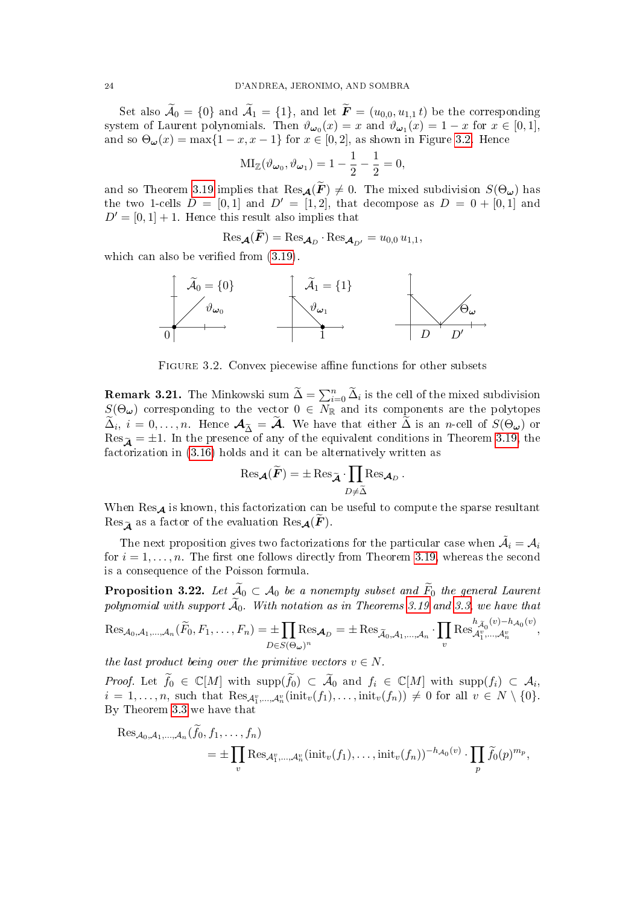Set also $\widetilde{\mathcal{A}}_0 = \{0\}$ and $\widetilde{\mathcal{A}}_1 = \{1\}$, and let $\widetilde{\boldsymbol{F}} = (u_{0,0}, u_{1,1}\, t)$ be the corresponding system of Laurent polynomials. Then $\vartheta_{\boldsymbol{\omega}_0}(x) = x$ and $\vartheta_{\boldsymbol{\omega}_1}(x) = 1 - x$ for $x \in [0,1]$, and so $\Theta_{\boldsymbol{\omega}}(x) = \max\{1-x, x-1\}$ for $x \in [0,2]$, as shown in Figure 3.2. Hence

$$\mathrm{MI}_{\mathbb{Z}}(\vartheta_{\boldsymbol{\omega}_0}, \vartheta_{\boldsymbol{\omega}_1}) = 1 - \frac{1}{2} - \frac{1}{2} = 0,$$

and so Theorem 3.19 implies that $\mathrm{Res}_{\boldsymbol{\mathcal{A}}}(\widetilde{\boldsymbol{F}}) \neq 0$. The mixed subdivision $S(\Theta_{\boldsymbol{\omega}})$ has the two 1-cells $D = [0,1]$ and $D' = [1,2]$, that decompose as $D = 0 + [0,1]$ and $D' = [0,1] + 1$. Hence this result also implies that

$$\mathrm{Res}_{\boldsymbol{\mathcal{A}}}(\widetilde{\boldsymbol{F}}) = \mathrm{Res}_{\boldsymbol{\mathcal{A}}_D} \cdot \mathrm{Res}_{\boldsymbol{\mathcal{A}}_{D'}} = u_{0,0}\, u_{1,1},$$

which can also be verified from (3.19).

FIGURE 3.2. Convex piecewise affine functions for other subsets

**Remark 3.21.** The Minkowski sum $\widetilde{\Delta} = \sum_{i=0}^{n} \widetilde{\Delta}_i$ is the cell of the mixed subdivision $S(\Theta_{\boldsymbol{\omega}})$ corresponding to the vector $0 \in N_{\mathbb{R}}$ and its components are the polytopes $\widetilde{\Delta}_i$, $i = 0, \dots, n$. Hence $\boldsymbol{\mathcal{A}}_{\widetilde{\Delta}} = \widetilde{\boldsymbol{\mathcal{A}}}$. We have that either $\widetilde{\Delta}$ is an $n$-cell of $S(\Theta_{\boldsymbol{\omega}})$ or $\mathrm{Res}_{\widetilde{\boldsymbol{\mathcal{A}}}} = \pm 1$. In the presence of any of the equivalent conditions in Theorem 3.19, the factorization in (3.16) holds and it can be alternatively written as

$$\mathrm{Res}_{\boldsymbol{\mathcal{A}}}(\widetilde{\boldsymbol{F}}) = \pm \mathrm{Res}_{\widetilde{\boldsymbol{\mathcal{A}}}} \cdot \prod_{D \neq \widetilde{\Delta}} \mathrm{Res}_{\boldsymbol{\mathcal{A}}_D}.$$

When $\mathrm{Res}_{\boldsymbol{\mathcal{A}}}$ is known, this factorization can be useful to compute the sparse resultant $\mathrm{Res}_{\widetilde{\boldsymbol{\mathcal{A}}}}$ as a factor of the evaluation $\mathrm{Res}_{\boldsymbol{\mathcal{A}}}(\widetilde{\boldsymbol{F}})$.

The next proposition gives two factorizations for the particular case when $\tilde{\mathcal{A}}_i = \mathcal{A}_i$ for $i = 1, \dots, n$. The first one follows directly from Theorem 3.19, whereas the second is a consequence of the Poisson formula.

**Proposition 3.22.** *Let $\widetilde{\mathcal{A}}_0 \subset \mathcal{A}_0$ be a nonempty subset and $\widetilde{F}_0$ the general Laurent polynomial with support $\widetilde{\mathcal{A}}_0$. With notation as in Theorems 3.19 and 3.3, we have that*

$$\mathrm{Res}_{\mathcal{A}_0, \mathcal{A}_1, \dots, \mathcal{A}_n}(\widetilde{F}_0, F_1, \dots, F_n) = \pm \prod_{D \in S(\Theta_{\boldsymbol{\omega}})^n} \mathrm{Res}_{\boldsymbol{\mathcal{A}}_D} = \pm \mathrm{Res}_{\widetilde{\mathcal{A}}_0, \mathcal{A}_1, \dots, \mathcal{A}_n} \cdot \prod_{v} \mathrm{Res}_{\mathcal{A}_1^v, \dots, \mathcal{A}_n^v}^{h_{\widetilde{\mathcal{A}}_0}(v) - h_{\mathcal{A}_0}(v)},$$

*the last product being over the primitive vectors $v \in N$.*

*Proof.* Let $\widetilde{f}_0 \in \mathbb{C}[M]$ with $\mathrm{supp}(\widetilde{f}_0) \subset \widetilde{\mathcal{A}}_0$ and $f_i \in \mathbb{C}[M]$ with $\mathrm{supp}(f_i) \subset \mathcal{A}_i$, $i = 1, \dots, n$, such that $\mathrm{Res}_{\mathcal{A}_1^v, \dots, \mathcal{A}_n^v}(\mathrm{init}_v(f_1), \dots, \mathrm{init}_v(f_n)) \neq 0$ for all $v \in N \setminus \{0\}$. By Theorem 3.3 we have that

$$\begin{aligned}
&\mathrm{Res}_{\mathcal{A}_0, \mathcal{A}_1, \dots, \mathcal{A}_n}(\widetilde{f}_0, f_1, \dots, f_n) \\
&\qquad = \pm \prod_{v} \mathrm{Res}_{\mathcal{A}_1^v, \dots, \mathcal{A}_n^v}(\mathrm{init}_v(f_1), \dots, \mathrm{init}_v(f_n))^{-h_{\mathcal{A}_0}(v)} \cdot \prod_{p} \widetilde{f}_0(p)^{m_p},
\end{aligned}$$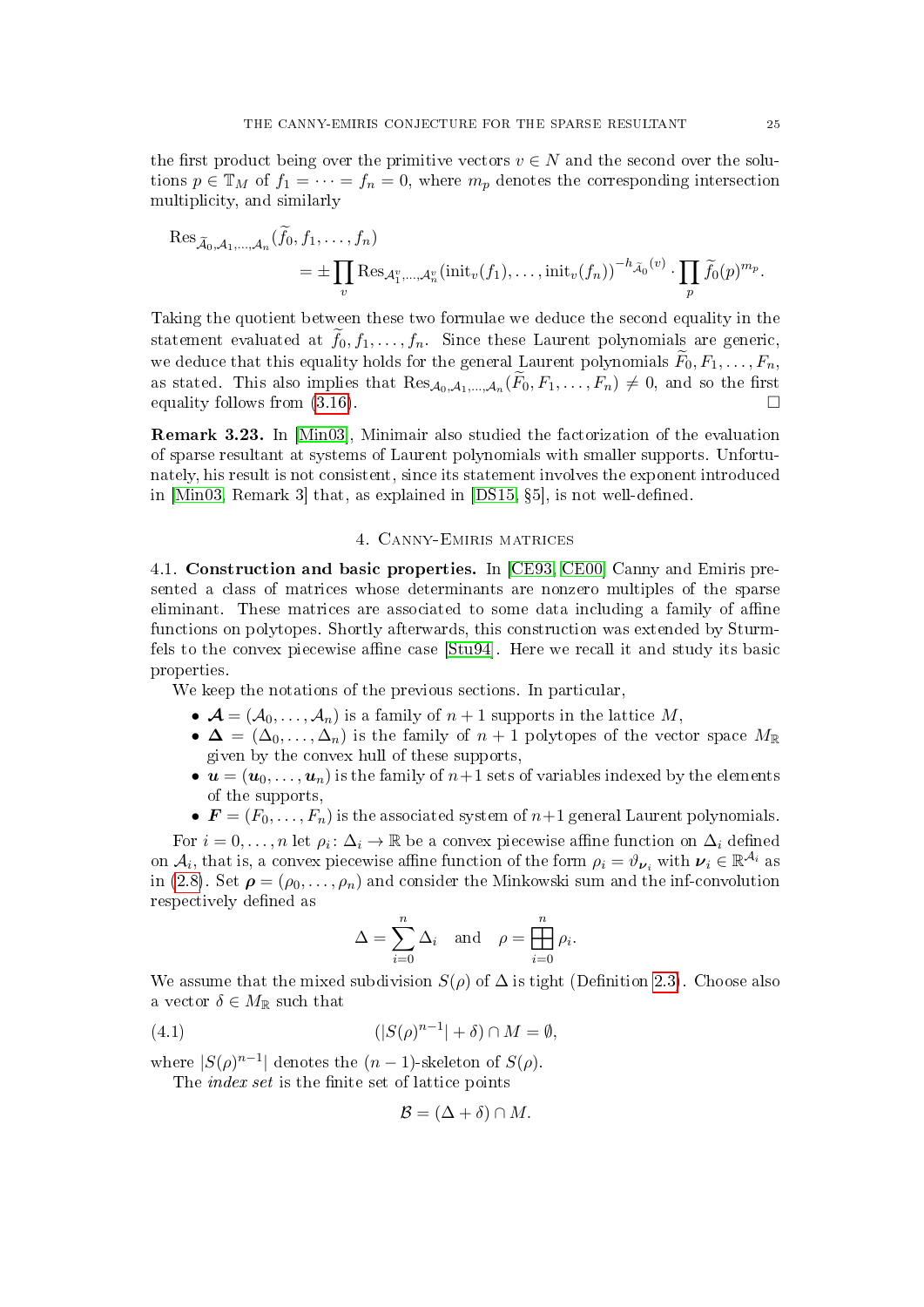the first product being over the primitive vectors $v \in N$ and the second over the solutions $p \in \mathbb{T}_M$ of $f_1 = \cdots = f_n = 0$, where $m_p$ denotes the corresponding intersection multiplicity, and similarly

$$\operatorname{Res}_{\widetilde{\mathcal{A}}_0,\mathcal{A}_1,\dots,\mathcal{A}_n}(\widetilde{f}_0, f_1, \dots, f_n) = \pm \prod_v \operatorname{Res}_{\mathcal{A}_1^v,\dots,\mathcal{A}_n^v}(\operatorname{init}_v(f_1),\dots,\operatorname{init}_v(f_n))^{-h_{\widetilde{\mathcal{A}}_0}(v)} \cdot \prod_p \widetilde{f}_0(p)^{m_p}.$$

Taking the quotient between these two formulae we deduce the second equality in the statement evaluated at $\widetilde{f}_0, f_1, \dots, f_n$. Since these Laurent polynomials are generic, we deduce that this equality holds for the general Laurent polynomials $\widetilde{F}_0, F_1, \dots, F_n$, as stated. This also implies that $\operatorname{Res}_{\mathcal{A}_0,\mathcal{A}_1,\dots,\mathcal{A}_n}(\widetilde{F}_0, F_1, \dots, F_n) \neq 0$, and so the first equality follows from (3.16). □

**Remark 3.23.** In [Min03], Minimair also studied the factorization of the evaluation of sparse resultant at systems of Laurent polynomials with smaller supports. Unfortunately, his result is not consistent, since its statement involves the exponent introduced in [Min03, Remark 3] that, as explained in [DS15, §5], is not well-defined.

## 4. Canny-Emiris matrices

**4.1. Construction and basic properties.** In [CE93, CE00] Canny and Emiris presented a class of matrices whose determinants are nonzero multiples of the sparse eliminant. These matrices are associated to some data including a family of affine functions on polytopes. Shortly afterwards, this construction was extended by Sturmfels to the convex piecewise affine case [Stu94]. Here we recall it and study its basic properties.

We keep the notations of the previous sections. In particular,

- $\boldsymbol{\mathcal{A}} = (\mathcal{A}_0, \dots, \mathcal{A}_n)$ is a family of $n+1$ supports in the lattice $M$,
- $\boldsymbol{\Delta} = (\Delta_0, \dots, \Delta_n)$ is the family of $n+1$ polytopes of the vector space $M_\mathbb{R}$ given by the convex hull of these supports,
- $\boldsymbol{u} = (\boldsymbol{u}_0, \dots, \boldsymbol{u}_n)$ is the family of $n+1$ sets of variables indexed by the elements of the supports,
- $\boldsymbol{F} = (F_0, \dots, F_n)$ is the associated system of $n+1$ general Laurent polynomials.

For $i = 0, \dots, n$ let $\rho_i \colon \Delta_i \to \mathbb{R}$ be a convex piecewise affine function on $\Delta_i$ defined on $\mathcal{A}_i$, that is, a convex piecewise affine function of the form $\rho_i = \vartheta_{\boldsymbol{\nu}_i}$ with $\boldsymbol{\nu}_i \in \mathbb{R}^{\mathcal{A}_i}$ as in (2.8). Set $\boldsymbol{\rho} = (\rho_0, \dots, \rho_n)$ and consider the Minkowski sum and the inf-convolution respectively defined as

$$\Delta = \sum_{i=0}^n \Delta_i \quad \text{and} \quad \rho = \boxplus_{i=0}^n \rho_i.$$

We assume that the mixed subdivision $S(\rho)$ of $\Delta$ is tight (Definition 2.3). Choose also a vector $\delta \in M_\mathbb{R}$ such that

$$(|S(\rho)^{n-1}| + \delta) \cap M = \emptyset, \tag{4.1}$$

where $|S(\rho)^{n-1}|$ denotes the $(n-1)$-skeleton of $S(\rho)$.

The *index set* is the finite set of lattice points

$$\mathcal{B} = (\Delta + \delta) \cap M.$$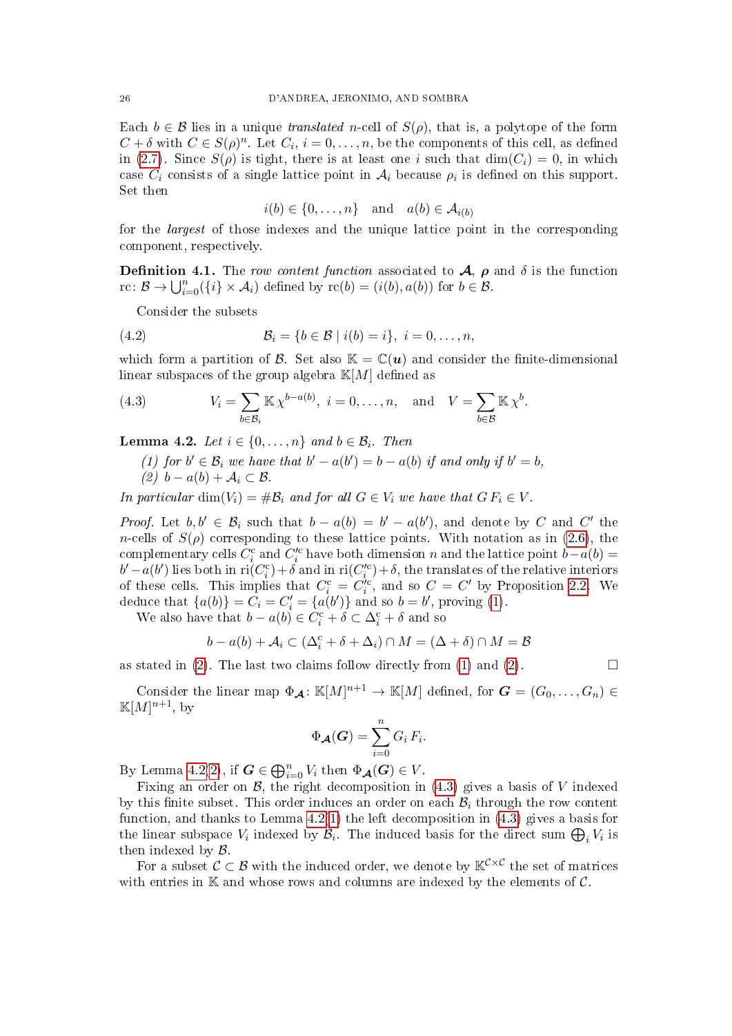Each $b \in \mathcal{B}$ lies in a unique *translated* $n$-cell of $S(\rho)$, that is, a polytope of the form $C + \delta$ with $C \in S(\rho)^n$. Let $C_i$, $i = 0, \dots, n$, be the components of this cell, as defined in (2.7). Since $S(\rho)$ is tight, there is at least one $i$ such that $\dim(C_i) = 0$, in which case $C_i$ consists of a single lattice point in $\mathcal{A}_i$ because $\rho_i$ is defined on this support. Set then

$$i(b) \in \{0, \dots, n\} \quad \text{and} \quad a(b) \in \mathcal{A}_{i(b)}$$

for the *largest* of those indexes and the unique lattice point in the corresponding component, respectively.

**Definition 4.1.** The *row content function* associated to $\boldsymbol{\mathcal{A}}$, $\boldsymbol{\rho}$ and $\delta$ is the function $\mathrm{rc}\colon \mathcal{B} \to \bigcup_{i=0}^{n}(\{i\} \times \mathcal{A}_i)$ defined by $\mathrm{rc}(b) = (i(b), a(b))$ for $b \in \mathcal{B}$.

Consider the subsets

$$\mathcal{B}_i = \{b \in \mathcal{B} \mid i(b) = i\}, \ i = 0, \dots, n, \tag{4.2}$$

which form a partition of $\mathcal{B}$. Set also $\mathbb{K} = \mathbb{C}(\boldsymbol{u})$ and consider the finite-dimensional linear subspaces of the group algebra $\mathbb{K}[M]$ defined as

$$V_i = \sum_{b \in \mathcal{B}_i} \mathbb{K}\, \chi^{b - a(b)}, \ i = 0, \dots, n, \quad \text{and} \quad V = \sum_{b \in \mathcal{B}} \mathbb{K}\, \chi^{b}. \tag{4.3}$$

**Lemma 4.2.** *Let $i \in \{0, \dots, n\}$ and $b \in \mathcal{B}_i$. Then*

*(1) for $b' \in \mathcal{B}_i$ we have that $b' - a(b') = b - a(b)$ if and only if $b' = b$,*
*(2) $b - a(b) + \mathcal{A}_i \subset \mathcal{B}$.*

*In particular $\dim(V_i) = \#\mathcal{B}_i$ and for all $G \in V_i$ we have that $G\,F_i \in V$.*

*Proof.* Let $b, b' \in \mathcal{B}_i$ such that $b - a(b) = b' - a(b')$, and denote by $C$ and $C'$ the $n$-cells of $S(\rho)$ corresponding to these lattice points. With notation as in (2.6), the complementary cells $C_i^{\mathrm{c}}$ and $C_i'^{\mathrm{c}}$ have both dimension $n$ and the lattice point $b - a(b) = b' - a(b')$ lies both in $\mathrm{ri}(C_i^{\mathrm{c}}) + \delta$ and in $\mathrm{ri}(C_i'^{\mathrm{c}}) + \delta$, the translates of the relative interiors of these cells. This implies that $C_i^{\mathrm{c}} = C_i'^{\mathrm{c}}$, and so $C = C'$ by Proposition 2.2. We deduce that $\{a(b)\} = C_i = C_i' = \{a(b')\}$ and so $b = b'$, proving (1).

We also have that $b - a(b) \in C_i^{\mathrm{c}} + \delta \subset \Delta_i^{\mathrm{c}} + \delta$ and so

$$b - a(b) + \mathcal{A}_i \subset (\Delta_i^{\mathrm{c}} + \delta + \Delta_i) \cap M = (\Delta + \delta) \cap M = \mathcal{B}$$

as stated in (2). The last two claims follow directly from (1) and (2). $\square$

Consider the linear map $\Phi_{\boldsymbol{\mathcal{A}}}\colon \mathbb{K}[M]^{n+1} \to \mathbb{K}[M]$ defined, for $\boldsymbol{G} = (G_0, \dots, G_n) \in \mathbb{K}[M]^{n+1}$, by

$$\Phi_{\boldsymbol{\mathcal{A}}}(\boldsymbol{G}) = \sum_{i=0}^{n} G_i\, F_i.$$

By Lemma 4.2(2), if $\boldsymbol{G} \in \bigoplus_{i=0}^{n} V_i$ then $\Phi_{\boldsymbol{\mathcal{A}}}(\boldsymbol{G}) \in V$.

Fixing an order on $\mathcal{B}$, the right decomposition in (4.3) gives a basis of $V$ indexed by this finite subset. This order induces an order on each $\mathcal{B}_i$ through the row content function, and thanks to Lemma 4.2(1) the left decomposition in (4.3) gives a basis for the linear subspace $V_i$ indexed by $\mathcal{B}_i$. The induced basis for the direct sum $\bigoplus_i V_i$ is then indexed by $\mathcal{B}$.

For a subset $\mathcal{C} \subset \mathcal{B}$ with the induced order, we denote by $\mathbb{K}^{\mathcal{C} \times \mathcal{C}}$ the set of matrices with entries in $\mathbb{K}$ and whose rows and columns are indexed by the elements of $\mathcal{C}$.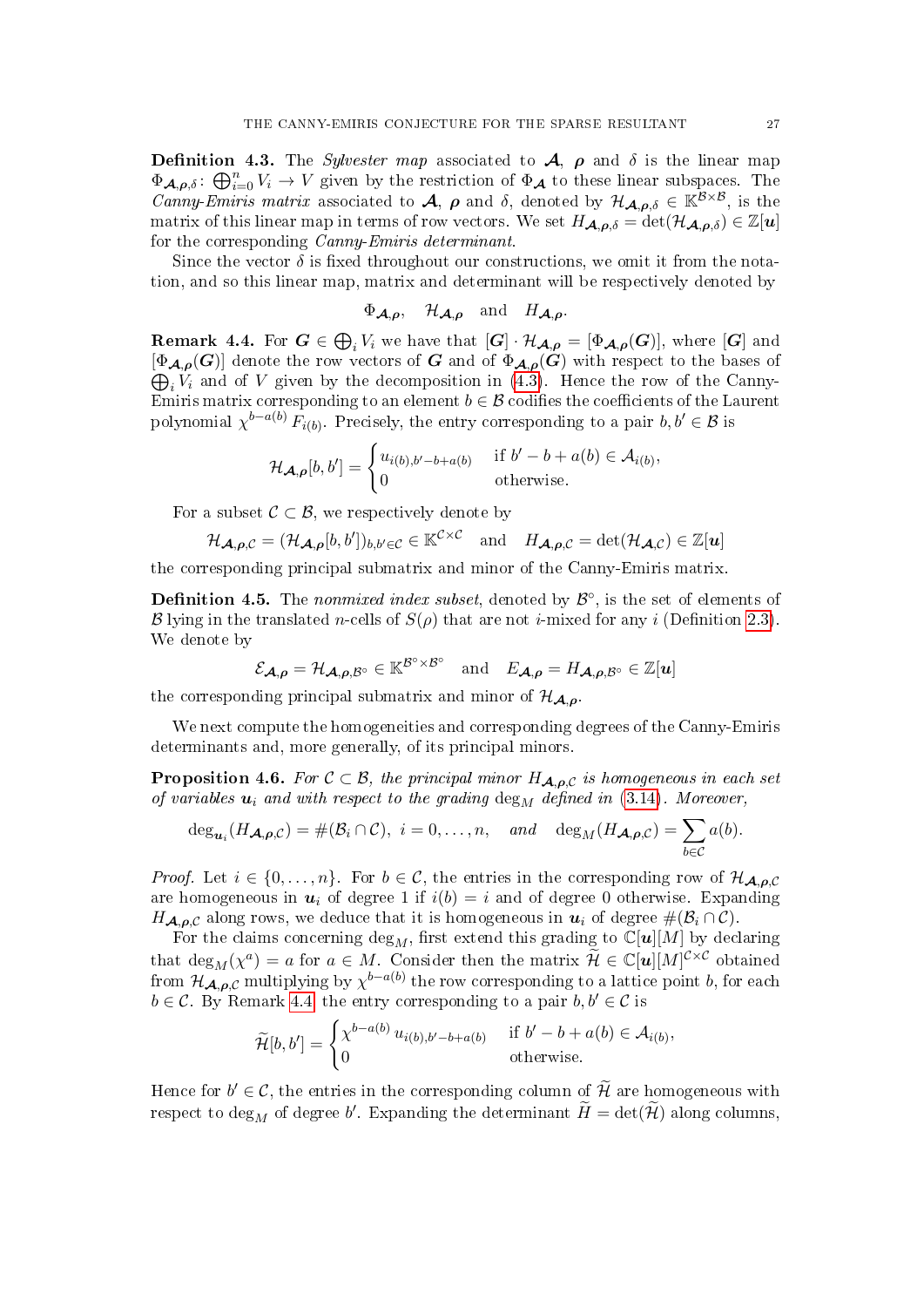**Definition 4.3.** The *Sylvester map* associated to $\boldsymbol{\mathcal{A}}$, $\boldsymbol{\rho}$ and $\delta$ is the linear map $\Phi_{\boldsymbol{\mathcal{A}},\boldsymbol{\rho},\delta}\colon \bigoplus_{i=0}^{n} V_i \to V$ given by the restriction of $\Phi_{\boldsymbol{\mathcal{A}}}$ to these linear subspaces. The *Canny-Emiris matrix* associated to $\boldsymbol{\mathcal{A}}$, $\boldsymbol{\rho}$ and $\delta$, denoted by $\mathcal{H}_{\boldsymbol{\mathcal{A}},\boldsymbol{\rho},\delta} \in \mathbb{K}^{\mathcal{B}\times\mathcal{B}}$, is the matrix of this linear map in terms of row vectors. We set $H_{\boldsymbol{\mathcal{A}},\boldsymbol{\rho},\delta} = \det(\mathcal{H}_{\boldsymbol{\mathcal{A}},\boldsymbol{\rho},\delta}) \in \mathbb{Z}[\boldsymbol{u}]$ for the corresponding *Canny-Emiris determinant*.

Since the vector $\delta$ is fixed throughout our constructions, we omit it from the notation, and so this linear map, matrix and determinant will be respectively denoted by

$$\Phi_{\boldsymbol{\mathcal{A}},\boldsymbol{\rho}}, \quad \mathcal{H}_{\boldsymbol{\mathcal{A}},\boldsymbol{\rho}} \quad \text{and} \quad H_{\boldsymbol{\mathcal{A}},\boldsymbol{\rho}}.$$

**Remark 4.4.** For $\boldsymbol{G} \in \bigoplus_i V_i$ we have that $[\boldsymbol{G}]\cdot \mathcal{H}_{\boldsymbol{\mathcal{A}},\boldsymbol{\rho}} = [\Phi_{\boldsymbol{\mathcal{A}},\boldsymbol{\rho}}(\boldsymbol{G})]$, where $[\boldsymbol{G}]$ and $[\Phi_{\boldsymbol{\mathcal{A}},\boldsymbol{\rho}}(\boldsymbol{G})]$ denote the row vectors of $\boldsymbol{G}$ and of $\Phi_{\boldsymbol{\mathcal{A}},\boldsymbol{\rho}}(\boldsymbol{G})$ with respect to the bases of $\bigoplus_i V_i$ and of $V$ given by the decomposition in (4.3). Hence the row of the Canny-Emiris matrix corresponding to an element $b \in \mathcal{B}$ codifies the coefficients of the Laurent polynomial $\chi^{b-a(b)}\, F_{i(b)}$. Precisely, the entry corresponding to a pair $b, b' \in \mathcal{B}$ is

$$\mathcal{H}_{\boldsymbol{\mathcal{A}},\boldsymbol{\rho}}[b,b'] = \begin{cases} u_{i(b),b'-b+a(b)} & \text{if } b'-b+a(b) \in \mathcal{A}_{i(b)},\\ 0 & \text{otherwise.}\end{cases}$$

For a subset $\mathcal{C} \subset \mathcal{B}$, we respectively denote by

$$\mathcal{H}_{\boldsymbol{\mathcal{A}},\boldsymbol{\rho},\mathcal{C}} = (\mathcal{H}_{\boldsymbol{\mathcal{A}},\boldsymbol{\rho}}[b,b'])_{b,b'\in\mathcal{C}} \in \mathbb{K}^{\mathcal{C}\times\mathcal{C}} \quad \text{and} \quad H_{\boldsymbol{\mathcal{A}},\boldsymbol{\rho},\mathcal{C}} = \det(\mathcal{H}_{\boldsymbol{\mathcal{A}},\mathcal{C}}) \in \mathbb{Z}[\boldsymbol{u}]$$

the corresponding principal submatrix and minor of the Canny-Emiris matrix.

**Definition 4.5.** The *nonmixed index subset*, denoted by $\mathcal{B}^{\circ}$, is the set of elements of $\mathcal{B}$ lying in the translated $n$-cells of $S(\rho)$ that are not $i$-mixed for any $i$ (Definition 2.3). We denote by

$$\mathcal{E}_{\boldsymbol{\mathcal{A}},\boldsymbol{\rho}} = \mathcal{H}_{\boldsymbol{\mathcal{A}},\boldsymbol{\rho},\mathcal{B}^{\circ}} \in \mathbb{K}^{\mathcal{B}^{\circ}\times\mathcal{B}^{\circ}} \quad \text{and} \quad E_{\boldsymbol{\mathcal{A}},\boldsymbol{\rho}} = H_{\boldsymbol{\mathcal{A}},\boldsymbol{\rho},\mathcal{B}^{\circ}} \in \mathbb{Z}[\boldsymbol{u}]$$

the corresponding principal submatrix and minor of $\mathcal{H}_{\boldsymbol{\mathcal{A}},\boldsymbol{\rho}}$.

We next compute the homogeneities and corresponding degrees of the Canny-Emiris determinants and, more generally, of its principal minors.

**Proposition 4.6.** *For $\mathcal{C} \subset \mathcal{B}$, the principal minor $H_{\boldsymbol{\mathcal{A}},\boldsymbol{\rho},\mathcal{C}}$ is homogeneous in each set of variables $\boldsymbol{u}_i$ and with respect to the grading $\deg_M$ defined in (3.14). Moreover,*

$$\deg_{\boldsymbol{u}_i}(H_{\boldsymbol{\mathcal{A}},\boldsymbol{\rho},\mathcal{C}}) = \#(\mathcal{B}_i \cap \mathcal{C}),\ i = 0,\dots,n, \quad \text{and} \quad \deg_M(H_{\boldsymbol{\mathcal{A}},\boldsymbol{\rho},\mathcal{C}}) = \sum_{b\in\mathcal{C}} a(b).$$

*Proof.* Let $i \in \{0,\dots,n\}$. For $b \in \mathcal{C}$, the entries in the corresponding row of $\mathcal{H}_{\boldsymbol{\mathcal{A}},\boldsymbol{\rho},\mathcal{C}}$ are homogeneous in $\boldsymbol{u}_i$ of degree 1 if $i(b) = i$ and of degree 0 otherwise. Expanding $H_{\boldsymbol{\mathcal{A}},\boldsymbol{\rho},\mathcal{C}}$ along rows, we deduce that it is homogeneous in $\boldsymbol{u}_i$ of degree $\#(\mathcal{B}_i \cap \mathcal{C})$.

For the claims concerning $\deg_M$, first extend this grading to $\mathbb{C}[\boldsymbol{u}][M]$ by declaring that $\deg_M(\chi^a) = a$ for $a \in M$. Consider then the matrix $\widetilde{\mathcal{H}} \in \mathbb{C}[\boldsymbol{u}][M]^{\mathcal{C}\times\mathcal{C}}$ obtained from $\mathcal{H}_{\boldsymbol{\mathcal{A}},\boldsymbol{\rho},\mathcal{C}}$ multiplying by $\chi^{b-a(b)}$ the row corresponding to a lattice point $b$, for each $b \in \mathcal{C}$. By Remark 4.4, the entry corresponding to a pair $b, b' \in \mathcal{C}$ is

$$\widetilde{\mathcal{H}}[b,b'] = \begin{cases} \chi^{b-a(b)}\, u_{i(b),b'-b+a(b)} & \text{if } b'-b+a(b) \in \mathcal{A}_{i(b)},\\ 0 & \text{otherwise.}\end{cases}$$

Hence for $b' \in \mathcal{C}$, the entries in the corresponding column of $\widetilde{\mathcal{H}}$ are homogeneous with respect to $\deg_M$ of degree $b'$. Expanding the determinant $\widetilde{H} = \det(\widetilde{\mathcal{H}})$ along columns,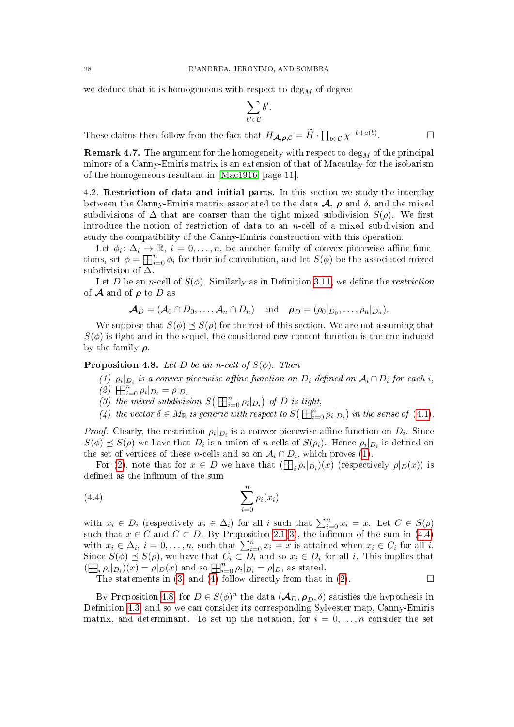we deduce that it is homogeneous with respect to $\deg_M$ of degree

$$\sum_{b' \in \mathcal{C}} b'.$$

These claims then follow from the fact that $H_{\boldsymbol{\mathcal{A}},\boldsymbol{\rho},\mathcal{C}} = \widetilde{H} \cdot \prod_{b \in \mathcal{C}} \chi^{-b+a(b)}$. □

**Remark 4.7.** The argument for the homogeneity with respect to $\deg_M$ of the principal minors of a Canny-Emiris matrix is an extension of that of Macaulay for the isobarism of the homogeneous resultant in [Mac1916, page 11].

4.2. **Restriction of data and initial parts.** In this section we study the interplay between the Canny-Emiris matrix associated to the data $\boldsymbol{\mathcal{A}}$, $\boldsymbol{\rho}$ and $\delta$, and the mixed subdivisions of $\Delta$ that are coarser than the tight mixed subdivision $S(\rho)$. We first introduce the notion of restriction of data to an $n$-cell of a mixed subdivision and study the compatibility of the Canny-Emiris construction with this operation.

Let $\phi_i \colon \Delta_i \to \mathbb{R}$, $i = 0, \dots, n$, be another family of convex piecewise affine functions, set $\phi = \boxplus_{i=0}^n \phi_i$ for their inf-convolution, and let $S(\phi)$ be the associated mixed subdivision of $\Delta$.

Let $D$ be an $n$-cell of $S(\phi)$. Similarly as in Definition 3.11, we define the *restriction* of $\boldsymbol{\mathcal{A}}$ and of $\boldsymbol{\rho}$ to $D$ as

$$\boldsymbol{\mathcal{A}}_D = (\mathcal{A}_0 \cap D_0, \dots, \mathcal{A}_n \cap D_n) \quad \text{and} \quad \boldsymbol{\rho}_D = (\rho_0|_{D_0}, \dots, \rho_n|_{D_n}).$$

We suppose that $S(\phi) \preceq S(\rho)$ for the rest of this section. We are not assuming that $S(\phi)$ is tight and in the sequel, the considered row content function is the one induced by the family $\boldsymbol{\rho}$.

**Proposition 4.8.** *Let $D$ be an $n$-cell of $S(\phi)$. Then*

1. *$\rho_i|_{D_i}$ is a convex piecewise affine function on $D_i$ defined on $\mathcal{A}_i \cap D_i$ for each $i$,*
2. *$\boxplus_{i=0}^n \rho_i|_{D_i} = \rho|_D$,*
3. *the mixed subdivision $S\big(\boxplus_{i=0}^n \rho_i|_{D_i}\big)$ of $D$ is tight,*
4. *the vector $\delta \in M_{\mathbb{R}}$ is generic with respect to $S\big(\boxplus_{i=0}^n \rho_i|_{D_i}\big)$ in the sense of (4.1).*

*Proof.* Clearly, the restriction $\rho_i|_{D_i}$ is a convex piecewise affine function on $D_i$. Since $S(\phi) \preceq S(\rho)$ we have that $D_i$ is a union of $n$-cells of $S(\rho_i)$. Hence $\rho_i|_{D_i}$ is defined on the set of vertices of these $n$-cells and so on $\mathcal{A}_i \cap D_i$, which proves (1).

For (2), note that for $x \in D$ we have that $(\boxplus_i \rho_i|_{D_i})(x)$ (respectively $\rho|_D(x)$) is defined as the infimum of the sum

$$\sum_{i=0}^n \rho_i(x_i) \tag{4.4}$$

with $x_i \in D_i$ (respectively $x_i \in \Delta_i$) for all $i$ such that $\sum_{i=0}^n x_i = x$. Let $C \in S(\rho)$ such that $x \in C$ and $C \subset D$. By Proposition 2.1(3), the infimum of the sum in (4.4) with $x_i \in \Delta_i$, $i = 0, \dots, n$, such that $\sum_{i=0}^n x_i = x$ is attained when $x_i \in C_i$ for all $i$. Since $S(\phi) \preceq S(\rho)$, we have that $C_i \subset D_i$ and so $x_i \in D_i$ for all $i$. This implies that $(\boxplus_i \rho_i|_{D_i})(x) = \rho|_D(x)$ and so $\boxplus_{i=0}^n \rho_i|_{D_i} = \rho|_D$, as stated.

The statements in (3) and (4) follow directly from that in (2). □

By Proposition 4.8, for $D \in S(\phi)^n$ the data $(\boldsymbol{\mathcal{A}}_D, \boldsymbol{\rho}_D, \delta)$ satisfies the hypothesis in Definition 4.3, and so we can consider its corresponding Sylvester map, Canny-Emiris matrix, and determinant. To set up the notation, for $i = 0, \dots, n$ consider the set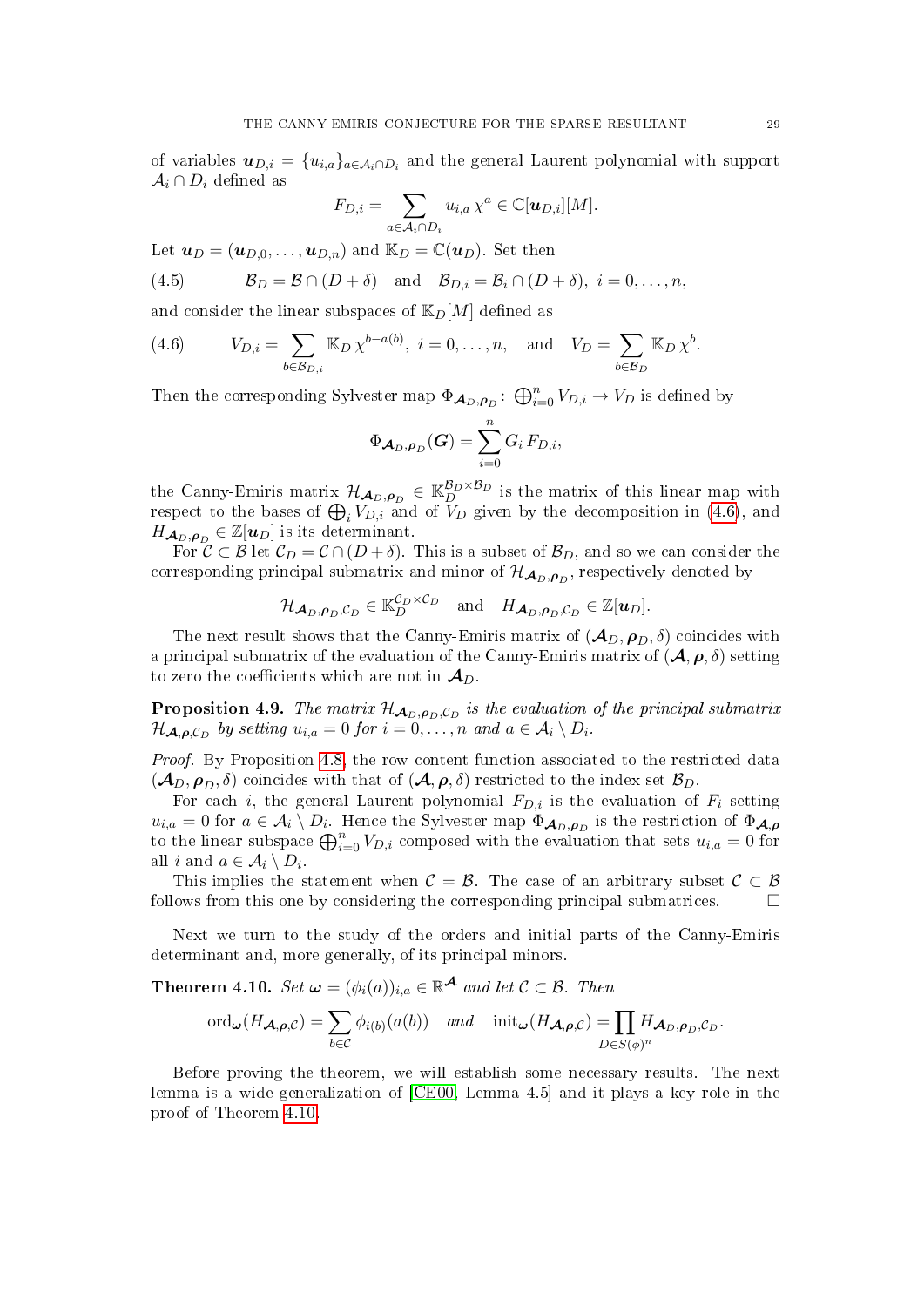of variables $\boldsymbol{u}_{D,i} = \{u_{i,a}\}_{a\in\mathcal{A}_i\cap D_i}$ and the general Laurent polynomial with support $\mathcal{A}_i \cap D_i$ defined as

$$F_{D,i} = \sum_{a\in\mathcal{A}_i\cap D_i} u_{i,a}\,\chi^a \in \mathbb{C}[\boldsymbol{u}_{D,i}][M].$$

Let $\boldsymbol{u}_D = (\boldsymbol{u}_{D,0},\dots,\boldsymbol{u}_{D,n})$ and $\mathbb{K}_D = \mathbb{C}(\boldsymbol{u}_D)$. Set then

$$\mathcal{B}_D = \mathcal{B}\cap(D+\delta) \quad\text{and}\quad \mathcal{B}_{D,i} = \mathcal{B}_i\cap(D+\delta),\ i=0,\dots,n, \tag{4.5}$$

and consider the linear subspaces of $\mathbb{K}_D[M]$ defined as

$$V_{D,i} = \sum_{b\in\mathcal{B}_{D,i}} \mathbb{K}_D\,\chi^{b-a(b)},\ i=0,\dots,n, \quad\text{and}\quad V_D = \sum_{b\in\mathcal{B}_D}\mathbb{K}_D\,\chi^b. \tag{4.6}$$

Then the corresponding Sylvester map $\Phi_{\boldsymbol{\mathcal{A}}_D,\boldsymbol{\rho}_D}\colon \bigoplus_{i=0}^n V_{D,i}\to V_D$ is defined by

$$\Phi_{\boldsymbol{\mathcal{A}}_D,\boldsymbol{\rho}_D}(\boldsymbol{G}) = \sum_{i=0}^n G_i\,F_{D,i},$$

the Canny-Emiris matrix $\mathcal{H}_{\boldsymbol{\mathcal{A}}_D,\boldsymbol{\rho}_D}\in\mathbb{K}_D^{\mathcal{B}_D\times\mathcal{B}_D}$ is the matrix of this linear map with respect to the bases of $\bigoplus_i V_{D,i}$ and of $V_D$ given by the decomposition in (4.6), and $H_{\boldsymbol{\mathcal{A}}_D,\boldsymbol{\rho}_D}\in\mathbb{Z}[\boldsymbol{u}_D]$ is its determinant.

For $\mathcal{C}\subset\mathcal{B}$ let $\mathcal{C}_D = \mathcal{C}\cap(D+\delta)$. This is a subset of $\mathcal{B}_D$, and so we can consider the corresponding principal submatrix and minor of $\mathcal{H}_{\boldsymbol{\mathcal{A}}_D,\boldsymbol{\rho}_D}$, respectively denoted by

$$\mathcal{H}_{\boldsymbol{\mathcal{A}}_D,\boldsymbol{\rho}_D,\mathcal{C}_D}\in\mathbb{K}_D^{\mathcal{C}_D\times\mathcal{C}_D} \quad\text{and}\quad H_{\boldsymbol{\mathcal{A}}_D,\boldsymbol{\rho}_D,\mathcal{C}_D}\in\mathbb{Z}[\boldsymbol{u}_D].$$

The next result shows that the Canny-Emiris matrix of $(\boldsymbol{\mathcal{A}}_D,\boldsymbol{\rho}_D,\delta)$ coincides with a principal submatrix of the evaluation of the Canny-Emiris matrix of $(\boldsymbol{\mathcal{A}},\boldsymbol{\rho},\delta)$ setting to zero the coefficients which are not in $\boldsymbol{\mathcal{A}}_D$.

**Proposition 4.9.** *The matrix $\mathcal{H}_{\boldsymbol{\mathcal{A}}_D,\boldsymbol{\rho}_D,\mathcal{C}_D}$ is the evaluation of the principal submatrix $\mathcal{H}_{\boldsymbol{\mathcal{A}},\boldsymbol{\rho},\mathcal{C}_D}$ by setting $u_{i,a}=0$ for $i=0,\dots,n$ and $a\in\mathcal{A}_i\setminus D_i$.*

*Proof.* By Proposition 4.8, the row content function associated to the restricted data $(\boldsymbol{\mathcal{A}}_D,\boldsymbol{\rho}_D,\delta)$ coincides with that of $(\boldsymbol{\mathcal{A}},\boldsymbol{\rho},\delta)$ restricted to the index set $\mathcal{B}_D$.

For each $i$, the general Laurent polynomial $F_{D,i}$ is the evaluation of $F_i$ setting $u_{i,a}=0$ for $a\in\mathcal{A}_i\setminus D_i$. Hence the Sylvester map $\Phi_{\boldsymbol{\mathcal{A}}_D,\boldsymbol{\rho}_D}$ is the restriction of $\Phi_{\boldsymbol{\mathcal{A}},\boldsymbol{\rho}}$ to the linear subspace $\bigoplus_{i=0}^n V_{D,i}$ composed with the evaluation that sets $u_{i,a}=0$ for all $i$ and $a\in\mathcal{A}_i\setminus D_i$.

This implies the statement when $\mathcal{C}=\mathcal{B}$. The case of an arbitrary subset $\mathcal{C}\subset\mathcal{B}$ follows from this one by considering the corresponding principal submatrices. $\square$

Next we turn to the study of the orders and initial parts of the Canny-Emiris determinant and, more generally, of its principal minors.

**Theorem 4.10.** *Set $\boldsymbol{\omega} = (\phi_i(a))_{i,a}\in\mathbb{R}^{\boldsymbol{\mathcal{A}}}$ and let $\mathcal{C}\subset\mathcal{B}$. Then*

$$\operatorname{ord}_{\boldsymbol{\omega}}(H_{\boldsymbol{\mathcal{A}},\boldsymbol{\rho},\mathcal{C}}) = \sum_{b\in\mathcal{C}}\phi_{i(b)}(a(b)) \quad\text{and}\quad \operatorname{init}_{\boldsymbol{\omega}}(H_{\boldsymbol{\mathcal{A}},\boldsymbol{\rho},\mathcal{C}}) = \prod_{D\in S(\phi)^n} H_{\boldsymbol{\mathcal{A}}_D,\boldsymbol{\rho}_D,\mathcal{C}_D}.$$

Before proving the theorem, we will establish some necessary results. The next lemma is a wide generalization of [CE00, Lemma 4.5] and it plays a key role in the proof of Theorem 4.10.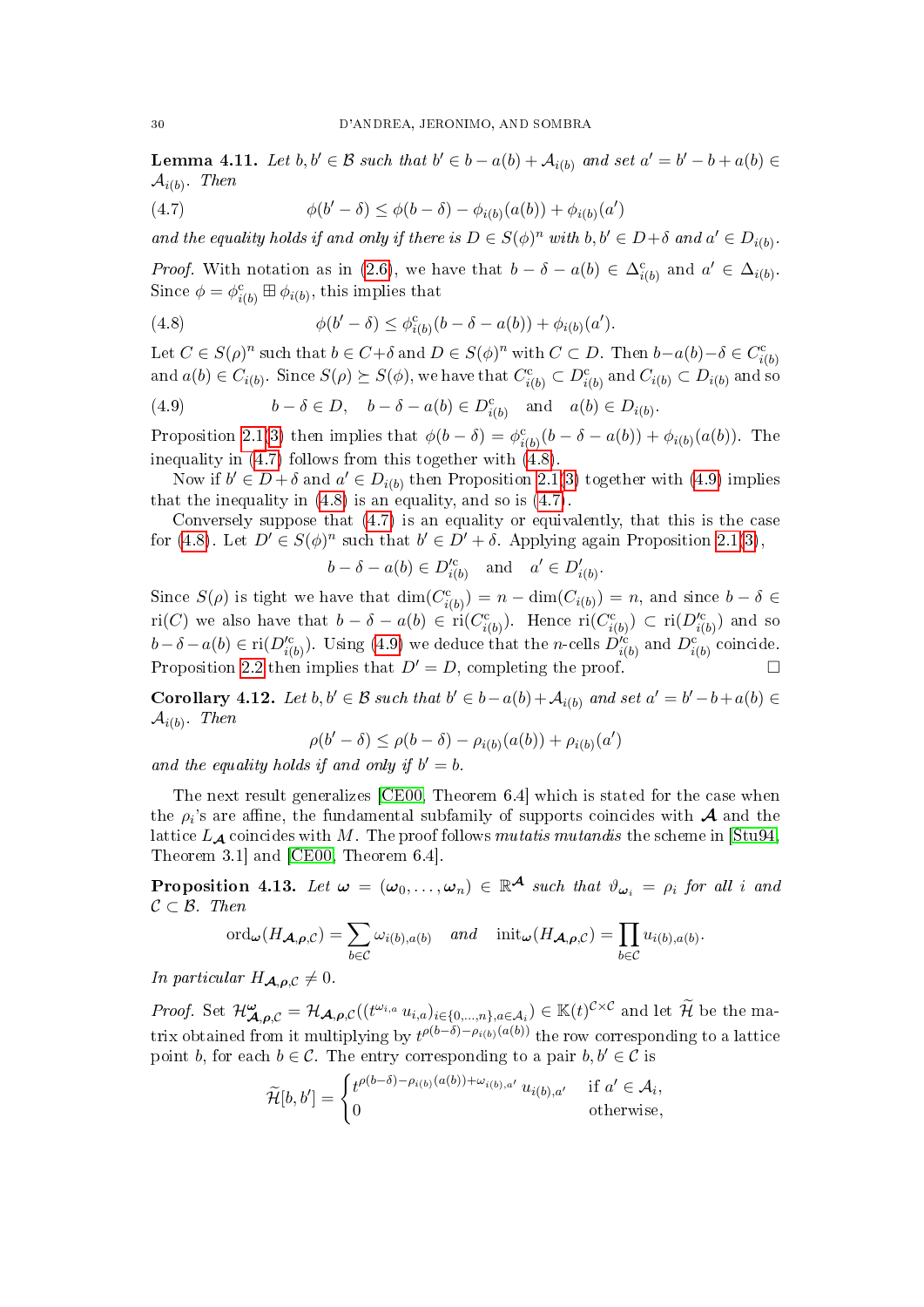**Lemma 4.11.** *Let $b, b' \in \mathcal{B}$ such that $b' \in b - a(b) + \mathcal{A}_{i(b)}$ and set $a' = b' - b + a(b) \in \mathcal{A}_{i(b)}$. Then*

$$\phi(b' - \delta) \le \phi(b - \delta) - \phi_{i(b)}(a(b)) + \phi_{i(b)}(a') \tag{4.7}$$

*and the equality holds if and only if there is $D \in S(\phi)^n$ with $b, b' \in D + \delta$ and $a' \in D_{i(b)}$.*

*Proof.* With notation as in (2.6), we have that $b - \delta - a(b) \in \Delta^{\mathrm{c}}_{i(b)}$ and $a' \in \Delta_{i(b)}$. Since $\phi = \phi^{\mathrm{c}}_{i(b)} \boxplus \phi_{i(b)}$, this implies that

$$\phi(b' - \delta) \le \phi^{\mathrm{c}}_{i(b)}(b - \delta - a(b)) + \phi_{i(b)}(a'). \tag{4.8}$$

Let $C \in S(\rho)^n$ such that $b \in C + \delta$ and $D \in S(\phi)^n$ with $C \subset D$. Then $b - a(b) - \delta \in C^{\mathrm{c}}_{i(b)}$ and $a(b) \in C_{i(b)}$. Since $S(\rho) \succeq S(\phi)$, we have that $C^{\mathrm{c}}_{i(b)} \subset D^{\mathrm{c}}_{i(b)}$ and $C_{i(b)} \subset D_{i(b)}$ and so

$$b - \delta \in D, \quad b - \delta - a(b) \in D^{\mathrm{c}}_{i(b)} \quad \text{and} \quad a(b) \in D_{i(b)}. \tag{4.9}$$

Proposition 2.1(3) then implies that $\phi(b - \delta) = \phi^{\mathrm{c}}_{i(b)}(b - \delta - a(b)) + \phi_{i(b)}(a(b))$. The inequality in (4.7) follows from this together with (4.8).

Now if $b' \in D + \delta$ and $a' \in D_{i(b)}$ then Proposition 2.1(3) together with (4.9) implies that the inequality in (4.8) is an equality, and so is (4.7).

Conversely suppose that (4.7) is an equality or equivalently, that this is the case for (4.8). Let $D' \in S(\phi)^n$ such that $b' \in D' + \delta$. Applying again Proposition 2.1(3),

$$b - \delta - a(b) \in D'^{\mathrm{c}}_{i(b)} \quad \text{and} \quad a' \in D'_{i(b)}.$$

Since $S(\rho)$ is tight we have that $\dim(C^{\mathrm{c}}_{i(b)}) = n - \dim(C_{i(b)}) = n$, and since $b - \delta \in \mathrm{ri}(C)$ we also have that $b - \delta - a(b) \in \mathrm{ri}(C^{\mathrm{c}}_{i(b)})$. Hence $\mathrm{ri}(C^{\mathrm{c}}_{i(b)}) \subset \mathrm{ri}(D'^{\mathrm{c}}_{i(b)})$ and so $b - \delta - a(b) \in \mathrm{ri}(D'^{\mathrm{c}}_{i(b)})$. Using (4.9) we deduce that the $n$-cells $D'^{\mathrm{c}}_{i(b)}$ and $D^{\mathrm{c}}_{i(b)}$ coincide. Proposition 2.2 then implies that $D' = D$, completing the proof. $\square$

**Corollary 4.12.** *Let $b, b' \in \mathcal{B}$ such that $b' \in b - a(b) + \mathcal{A}_{i(b)}$ and set $a' = b' - b + a(b) \in \mathcal{A}_{i(b)}$. Then*

$$\rho(b' - \delta) \le \rho(b - \delta) - \rho_{i(b)}(a(b)) + \rho_{i(b)}(a')$$

*and the equality holds if and only if $b' = b$.*

The next result generalizes [CE00, Theorem 6.4] which is stated for the case when the $\rho_i$'s are affine, the fundamental subfamily of supports coincides with $\boldsymbol{\mathcal{A}}$ and the lattice $L_{\boldsymbol{\mathcal{A}}}$ coincides with $M$. The proof follows *mutatis mutandis* the scheme in [Stu94, Theorem 3.1] and [CE00, Theorem 6.4].

**Proposition 4.13.** *Let $\boldsymbol{\omega} = (\boldsymbol{\omega}_0, \dots, \boldsymbol{\omega}_n) \in \mathbb{R}^{\boldsymbol{\mathcal{A}}}$ such that $\vartheta_{\boldsymbol{\omega}_i} = \rho_i$ for all $i$ and $\mathcal{C} \subset \mathcal{B}$. Then*

$$\mathrm{ord}_{\boldsymbol{\omega}}(H_{\boldsymbol{\mathcal{A}},\boldsymbol{\rho},\mathcal{C}}) = \sum_{b \in \mathcal{C}} \omega_{i(b),a(b)} \quad \text{and} \quad \mathrm{init}_{\boldsymbol{\omega}}(H_{\boldsymbol{\mathcal{A}},\boldsymbol{\rho},\mathcal{C}}) = \prod_{b \in \mathcal{C}} u_{i(b),a(b)}.$$

*In particular $H_{\boldsymbol{\mathcal{A}},\boldsymbol{\rho},\mathcal{C}} \neq 0$.*

*Proof.* Set $\mathcal{H}^{\boldsymbol{\omega}}_{\boldsymbol{\mathcal{A}},\boldsymbol{\rho},\mathcal{C}} = \mathcal{H}_{\boldsymbol{\mathcal{A}},\boldsymbol{\rho},\mathcal{C}}((t^{\omega_{i,a}} u_{i,a})_{i \in \{0,\dots,n\}, a \in \mathcal{A}_i}) \in \mathbb{K}(t)^{\mathcal{C} \times \mathcal{C}}$ and let $\widetilde{\mathcal{H}}$ be the matrix obtained from it multiplying by $t^{\rho(b-\delta) - \rho_{i(b)}(a(b))}$ the row corresponding to a lattice point $b$, for each $b \in \mathcal{C}$. The entry corresponding to a pair $b, b' \in \mathcal{C}$ is

$$\widetilde{\mathcal{H}}[b, b'] = \begin{cases} t^{\rho(b-\delta) - \rho_{i(b)}(a(b)) + \omega_{i(b),a'}}\, u_{i(b),a'} & \text{if } a' \in \mathcal{A}_i, \\ 0 & \text{otherwise,} \end{cases}$$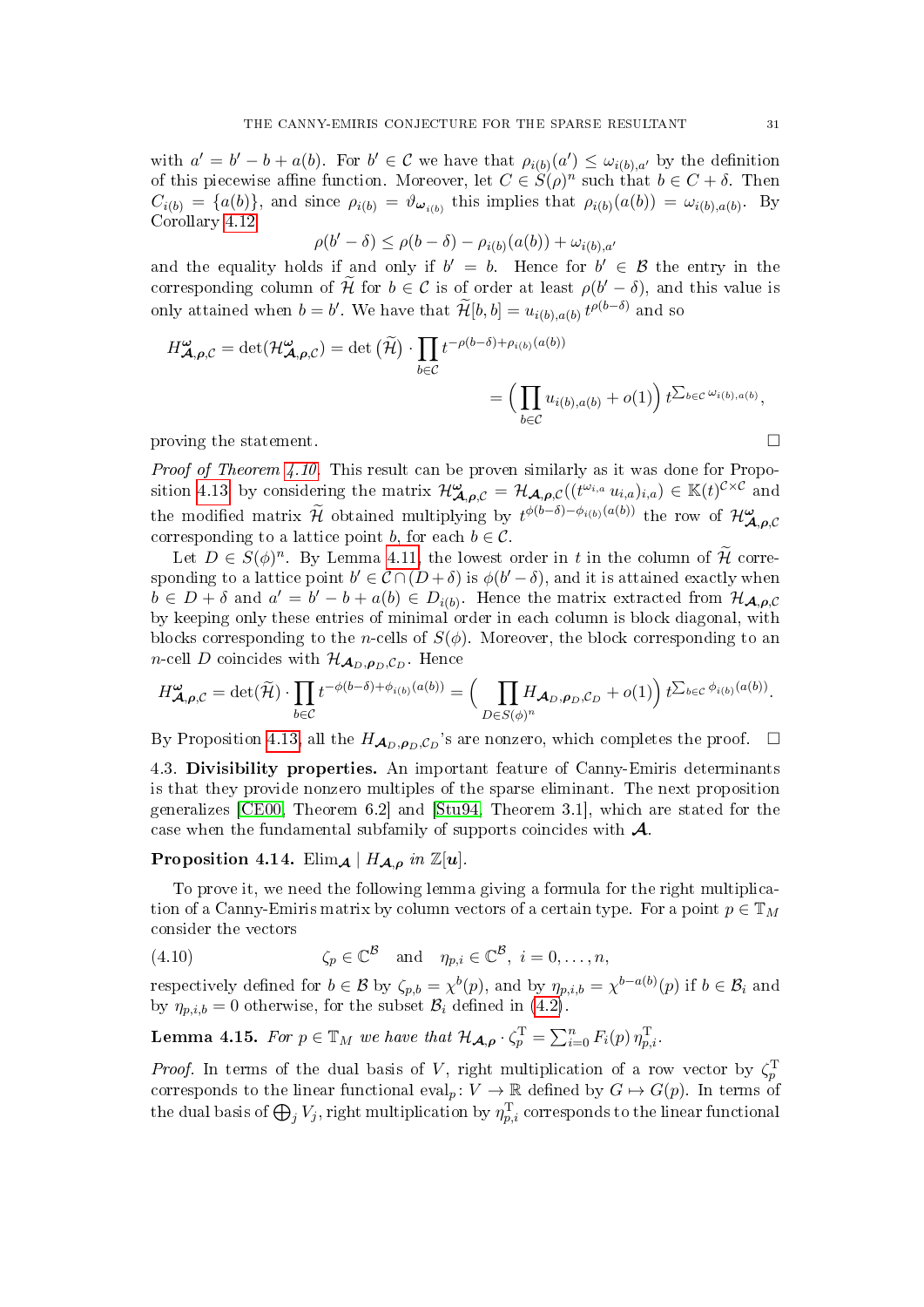with $a' = b' - b + a(b)$. For $b' \in \mathcal{C}$ we have that $\rho_{i(b)}(a') \leq \omega_{i(b),a'}$ by the definition of this piecewise affine function. Moreover, let $C \in S(\rho)^n$ such that $b \in C + \delta$. Then $C_{i(b)} = \{a(b)\}$, and since $\rho_{i(b)} = \vartheta_{\boldsymbol{\omega}_{i(b)}}$ this implies that $\rho_{i(b)}(a(b)) = \omega_{i(b),a(b)}$. By Corollary 4.12

$$\rho(b' - \delta) \leq \rho(b - \delta) - \rho_{i(b)}(a(b)) + \omega_{i(b),a'}$$

and the equality holds if and only if $b' = b$. Hence for $b' \in \mathcal{B}$ the entry in the corresponding column of $\widetilde{\mathcal{H}}$ for $b \in \mathcal{C}$ is of order at least $\rho(b' - \delta)$, and this value is only attained when $b = b'$. We have that $\widetilde{\mathcal{H}}[b, b] = u_{i(b),a(b)}\, t^{\rho(b-\delta)}$ and so

$$H^{\boldsymbol{\omega}}_{\boldsymbol{\mathcal{A}},\boldsymbol{\rho},\mathcal{C}} = \det(\mathcal{H}^{\boldsymbol{\omega}}_{\boldsymbol{\mathcal{A}},\boldsymbol{\rho},\mathcal{C}}) = \det\big(\widetilde{\mathcal{H}}\big) \cdot \prod_{b \in \mathcal{C}} t^{-\rho(b-\delta) + \rho_{i(b)}(a(b))}$$
$$= \Big(\prod_{b \in \mathcal{C}} u_{i(b),a(b)} + o(1)\Big)\, t^{\sum_{b \in \mathcal{C}} \omega_{i(b),a(b)}},$$

proving the statement. $\square$

*Proof of Theorem 4.10.* This result can be proven similarly as it was done for Proposition 4.13, by considering the matrix $\mathcal{H}^{\boldsymbol{\omega}}_{\boldsymbol{\mathcal{A}},\boldsymbol{\rho},\mathcal{C}} = \mathcal{H}_{\boldsymbol{\mathcal{A}},\boldsymbol{\rho},\mathcal{C}}((t^{\omega_{i,a}}\, u_{i,a})_{i,a}) \in \mathbb{K}(t)^{\mathcal{C} \times \mathcal{C}}$ and the modified matrix $\widetilde{\mathcal{H}}$ obtained multiplying by $t^{\phi(b-\delta) - \phi_{i(b)}(a(b))}$ the row of $\mathcal{H}^{\boldsymbol{\omega}}_{\boldsymbol{\mathcal{A}},\boldsymbol{\rho},\mathcal{C}}$ corresponding to a lattice point $b$, for each $b \in \mathcal{C}$.

Let $D \in S(\phi)^n$. By Lemma 4.11, the lowest order in $t$ in the column of $\widetilde{\mathcal{H}}$ corresponding to a lattice point $b' \in \mathcal{C} \cap (D + \delta)$ is $\phi(b' - \delta)$, and it is attained exactly when $b \in D + \delta$ and $a' = b' - b + a(b) \in D_{i(b)}$. Hence the matrix extracted from $\mathcal{H}_{\boldsymbol{\mathcal{A}},\boldsymbol{\rho},\mathcal{C}}$ by keeping only these entries of minimal order in each column is block diagonal, with blocks corresponding to the $n$-cells of $S(\phi)$. Moreover, the block corresponding to an $n$-cell $D$ coincides with $\mathcal{H}_{\boldsymbol{\mathcal{A}}_D,\boldsymbol{\rho}_D,\mathcal{C}_D}$. Hence

$$H^{\boldsymbol{\omega}}_{\boldsymbol{\mathcal{A}},\boldsymbol{\rho},\mathcal{C}} = \det(\widetilde{\mathcal{H}}) \cdot \prod_{b \in \mathcal{C}} t^{-\phi(b-\delta) + \phi_{i(b)}(a(b))} = \Big(\prod_{D \in S(\phi)^n} H_{\boldsymbol{\mathcal{A}}_D,\boldsymbol{\rho}_D,\mathcal{C}_D} + o(1)\Big)\, t^{\sum_{b \in \mathcal{C}} \phi_{i(b)}(a(b))}.$$

By Proposition 4.13, all the $H_{\boldsymbol{\mathcal{A}}_D,\boldsymbol{\rho}_D,\mathcal{C}_D}$'s are nonzero, which completes the proof. $\square$

## 4.3. Divisibility properties.

An important feature of Canny-Emiris determinants is that they provide nonzero multiples of the sparse eliminant. The next proposition generalizes [CE00, Theorem 6.2] and [Stu94, Theorem 3.1], which are stated for the case when the fundamental subfamily of supports coincides with $\boldsymbol{\mathcal{A}}$.

**Proposition 4.14.** $\mathrm{Elim}_{\boldsymbol{\mathcal{A}}} \mid H_{\boldsymbol{\mathcal{A}},\boldsymbol{\rho}}$ *in* $\mathbb{Z}[\boldsymbol{u}]$.

To prove it, we need the following lemma giving a formula for the right multiplication of a Canny-Emiris matrix by column vectors of a certain type. For a point $p \in \mathbb{T}_M$ consider the vectors

$$\zeta_p \in \mathbb{C}^{\mathcal{B}} \quad \text{and} \quad \eta_{p,i} \in \mathbb{C}^{\mathcal{B}},\ i = 0, \dots, n, \tag{4.10}$$

respectively defined for $b \in \mathcal{B}$ by $\zeta_{p,b} = \chi^b(p)$, and by $\eta_{p,i,b} = \chi^{b-a(b)}(p)$ if $b \in \mathcal{B}_i$ and by $\eta_{p,i,b} = 0$ otherwise, for the subset $\mathcal{B}_i$ defined in (4.2).

**Lemma 4.15.** *For* $p \in \mathbb{T}_M$ *we have that* $\mathcal{H}_{\boldsymbol{\mathcal{A}},\boldsymbol{\rho}} \cdot \zeta_p^{\mathrm{T}} = \sum_{i=0}^n F_i(p)\, \eta_{p,i}^{\mathrm{T}}$.

*Proof.* In terms of the dual basis of $V$, right multiplication of a row vector by $\zeta_p^{\mathrm{T}}$ corresponds to the linear functional $\mathrm{eval}_p\colon V \to \mathbb{R}$ defined by $G \mapsto G(p)$. In terms of the dual basis of $\bigoplus_j V_j$, right multiplication by $\eta_{p,i}^{\mathrm{T}}$ corresponds to the linear functional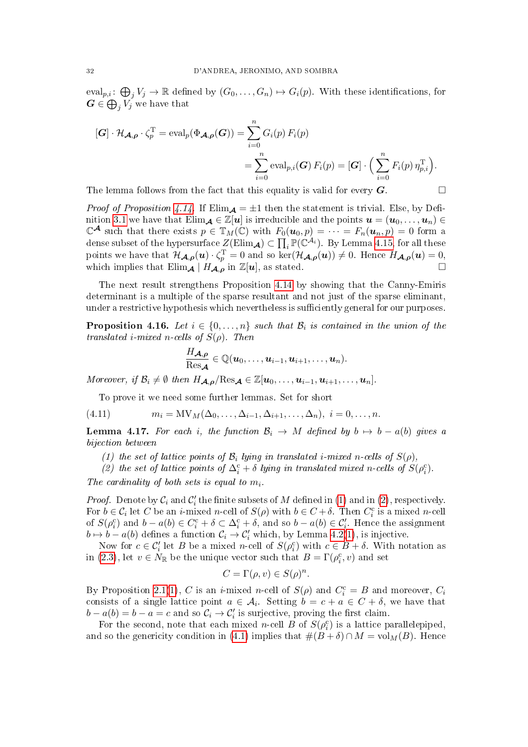$\mathrm{eval}_{p,i}\colon \bigoplus_j V_j \to \mathbb{R}$ defined by $(G_0,\dots,G_n)\mapsto G_i(p)$. With these identifications, for $\boldsymbol{G}\in\bigoplus_j V_j$ we have that

$$[\boldsymbol{G}]\cdot \mathcal{H}_{\boldsymbol{\mathcal{A}},\boldsymbol{\rho}}\cdot \zeta_p^{\mathrm{T}} = \mathrm{eval}_p(\Phi_{\boldsymbol{\mathcal{A}},\boldsymbol{\rho}}(\boldsymbol{G})) = \sum_{i=0}^n G_i(p)\,F_i(p)$$
$$= \sum_{i=0}^n \mathrm{eval}_{p,i}(\boldsymbol{G})\,F_i(p) = [\boldsymbol{G}]\cdot\Big(\sum_{i=0}^n F_i(p)\,\eta_{p,i}^{\mathrm{T}}\Big).$$

The lemma follows from the fact that this equality is valid for every $\boldsymbol{G}$. □

*Proof of Proposition 4.14.* If $\mathrm{Elim}_{\boldsymbol{\mathcal{A}}}=\pm1$ then the statement is trivial. Else, by Definition 3.1 we have that $\mathrm{Elim}_{\boldsymbol{\mathcal{A}}}\in\mathbb{Z}[\boldsymbol{u}]$ is irreducible and the points $\boldsymbol{u}=(\boldsymbol{u}_0,\dots,\boldsymbol{u}_n)\in\mathbb{C}^{\boldsymbol{\mathcal{A}}}$ such that there exists $p\in\mathbb{T}_M(\mathbb{C})$ with $F_0(\boldsymbol{u}_0,p)=\dots=F_n(\boldsymbol{u}_n,p)=0$ form a dense subset of the hypersurface $Z(\mathrm{Elim}_{\boldsymbol{\mathcal{A}}})\subset\prod_i\mathbb{P}(\mathbb{C}^{\mathcal{A}_i})$. By Lemma 4.15 for all these points we have that $\mathcal{H}_{\boldsymbol{\mathcal{A}},\boldsymbol{\rho}}(\boldsymbol{u})\cdot\zeta_p^{\mathrm{T}}=0$ and so $\ker(\mathcal{H}_{\boldsymbol{\mathcal{A}},\boldsymbol{\rho}}(\boldsymbol{u}))\neq0$. Hence $H_{\boldsymbol{\mathcal{A}},\boldsymbol{\rho}}(\boldsymbol{u})=0$, which implies that $\mathrm{Elim}_{\boldsymbol{\mathcal{A}}}\mid H_{\boldsymbol{\mathcal{A}},\boldsymbol{\rho}}$ in $\mathbb{Z}[\boldsymbol{u}]$, as stated. □

The next result strengthens Proposition 4.14 by showing that the Canny-Emiris determinant is a multiple of the sparse resultant and not just of the sparse eliminant, under a restrictive hypothesis which nevertheless is sufficiently general for our purposes.

**Proposition 4.16.** *Let $i\in\{0,\dots,n\}$ such that $\mathcal{B}_i$ is contained in the union of the translated $i$-mixed $n$-cells of $S(\rho)$. Then*

$$\frac{H_{\boldsymbol{\mathcal{A}},\boldsymbol{\rho}}}{\mathrm{Res}_{\boldsymbol{\mathcal{A}}}}\in\mathbb{Q}(\boldsymbol{u}_0,\dots,\boldsymbol{u}_{i-1},\boldsymbol{u}_{i+1},\dots,\boldsymbol{u}_n).$$

*Moreover, if $\mathcal{B}_i\neq\emptyset$ then $H_{\boldsymbol{\mathcal{A}},\boldsymbol{\rho}}/\mathrm{Res}_{\boldsymbol{\mathcal{A}}}\in\mathbb{Z}[\boldsymbol{u}_0,\dots,\boldsymbol{u}_{i-1},\boldsymbol{u}_{i+1},\dots,\boldsymbol{u}_n]$.*

To prove it we need some further lemmas. Set for short

$$m_i=\mathrm{MV}_M(\Delta_0,\dots,\Delta_{i-1},\Delta_{i+1},\dots,\Delta_n),\ i=0,\dots,n. \tag{4.11}$$

**Lemma 4.17.** *For each $i$, the function $\mathcal{B}_i\to M$ defined by $b\mapsto b-a(b)$ gives a bijection between*

*(1) the set of lattice points of $\mathcal{B}_i$ lying in translated $i$-mixed $n$-cells of $S(\rho)$,*

*(2) the set of lattice points of $\Delta_i^{\mathrm{c}}+\delta$ lying in translated mixed $n$-cells of $S(\rho_i^{\mathrm{c}})$.*

*The cardinality of both sets is equal to $m_i$.*

*Proof.* Denote by $\mathcal{C}_i$ and $\mathcal{C}_i'$ the finite subsets of $M$ defined in (1) and in (2), respectively. For $b\in\mathcal{C}_i$ let $C$ be an $i$-mixed $n$-cell of $S(\rho)$ with $b\in C+\delta$. Then $C_i^{\mathrm{c}}$ is a mixed $n$-cell of $S(\rho_i^{\mathrm{c}})$ and $b-a(b)\in C_i^{\mathrm{c}}+\delta\subset\Delta_i^{\mathrm{c}}+\delta$, and so $b-a(b)\in\mathcal{C}_i'$. Hence the assignment $b\mapsto b-a(b)$ defines a function $\mathcal{C}_i\to\mathcal{C}_i'$ which, by Lemma 4.2(1), is injective.

Now for $c\in\mathcal{C}_i'$ let $B$ be a mixed $n$-cell of $S(\rho_i^{\mathrm{c}})$ with $c\in B+\delta$. With notation as in (2.3), let $v\in N_{\mathbb{R}}$ be the unique vector such that $B=\Gamma(\rho_i^{\mathrm{c}},v)$ and set

$$C=\Gamma(\rho,v)\in S(\rho)^n.$$

By Proposition 2.1(1), $C$ is an $i$-mixed $n$-cell of $S(\rho)$ and $C_i^{\mathrm{c}}=B$ and moreover, $C_i$ consists of a single lattice point $a\in\mathcal{A}_i$. Setting $b=c+a\in C+\delta$, we have that $b-a(b)=b-a=c$ and so $\mathcal{C}_i\to\mathcal{C}_i'$ is surjective, proving the first claim.

For the second, note that each mixed $n$-cell $B$ of $S(\rho_i^{\mathrm{c}})$ is a lattice parallelepiped, and so the genericity condition in (4.1) implies that $\#(B+\delta)\cap M=\mathrm{vol}_M(B)$. Hence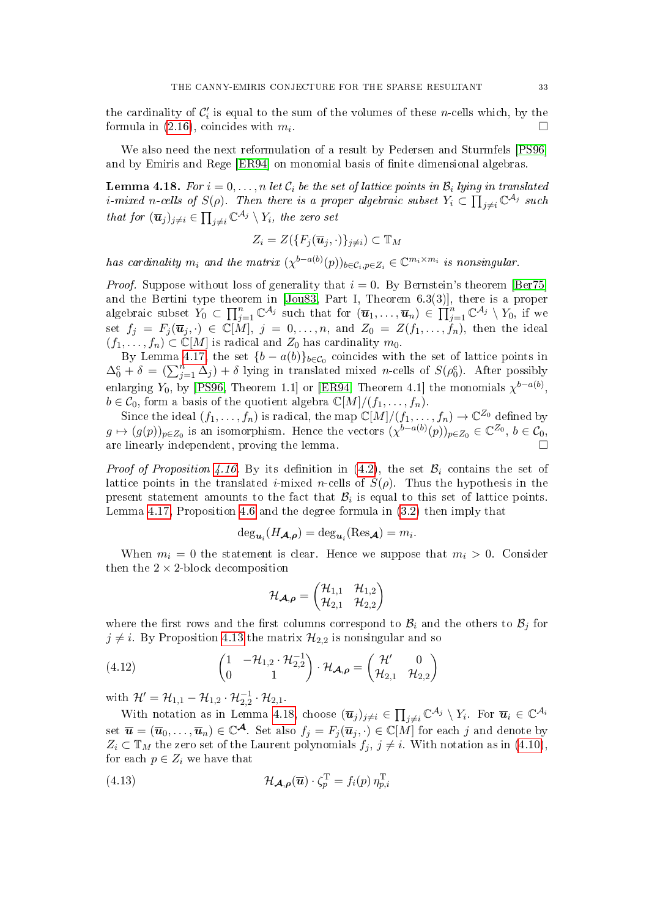the cardinality of $\mathcal{C}_i'$ is equal to the sum of the volumes of these $n$-cells which, by the formula in (2.16), coincides with $m_i$. $\square$

We also need the next reformulation of a result by Pedersen and Sturmfels [PS96] and by Emiris and Rege [ER94] on monomial basis of finite dimensional algebras.

**Lemma 4.18.** *For $i = 0, \dots, n$ let $\mathcal{C}_i$ be the set of lattice points in $\mathcal{B}_i$ lying in translated $i$-mixed $n$-cells of $S(\rho)$. Then there is a proper algebraic subset $Y_i \subset \prod_{j \neq i} \mathbb{C}^{\mathcal{A}_j}$ such that for $(\overline{\boldsymbol{u}}_j)_{j \neq i} \in \prod_{j\neq i} \mathbb{C}^{\mathcal{A}_j} \setminus Y_i$, the zero set*

$$Z_i = Z(\{F_j(\overline{\boldsymbol{u}}_j, \cdot)\}_{j \neq i}) \subset \mathbb{T}_M$$

*has cardinality $m_i$ and the matrix $(\chi^{b - a(b)}(p))_{b \in \mathcal{C}_i, p \in Z_i} \in \mathbb{C}^{m_i \times m_i}$ is nonsingular.*

*Proof.* Suppose without loss of generality that $i = 0$. By Bernstein's theorem [Ber75] and the Bertini type theorem in [Jou83, Part I, Theorem 6.3(3)], there is a proper algebraic subset $Y_0 \subset \prod_{j=1}^n \mathbb{C}^{\mathcal{A}_j}$ such that for $(\overline{\boldsymbol{u}}_1, \dots, \overline{\boldsymbol{u}}_n) \in \prod_{j=1}^n \mathbb{C}^{\mathcal{A}_j} \setminus Y_0$, if we set $f_j = F_j(\overline{\boldsymbol{u}}_j, \cdot) \in \mathbb{C}[M]$, $j = 0, \dots, n$, and $Z_0 = Z(f_1, \dots, f_n)$, then the ideal $(f_1, \dots, f_n) \subset \mathbb{C}[M]$ is radical and $Z_0$ has cardinality $m_0$.

By Lemma 4.17, the set $\{b - a(b)\}_{b \in \mathcal{C}_0}$ coincides with the set of lattice points in $\Delta_0^{\mathrm{c}} + \delta = (\sum_{j=1}^n \Delta_j) + \delta$ lying in translated mixed $n$-cells of $S(\rho_0^{\mathrm{c}})$. After possibly enlarging $Y_0$, by [PS96, Theorem 1.1] or [ER94, Theorem 4.1] the monomials $\chi^{b-a(b)}$, $b \in \mathcal{C}_0$, form a basis of the quotient algebra $\mathbb{C}[M]/(f_1, \dots, f_n)$.

Since the ideal $(f_1, \dots, f_n)$ is radical, the map $\mathbb{C}[M]/(f_1, \dots, f_n) \to \mathbb{C}^{Z_0}$ defined by $g \mapsto (g(p))_{p \in Z_0}$ is an isomorphism. Hence the vectors $(\chi^{b-a(b)}(p))_{p \in Z_0} \in \mathbb{C}^{Z_0}$, $b \in \mathcal{C}_0$, are linearly independent, proving the lemma. $\square$

*Proof of Proposition 4.16.* By its definition in (4.2), the set $\mathcal{B}_i$ contains the set of lattice points in the translated $i$-mixed $n$-cells of $S(\rho)$. Thus the hypothesis in the present statement amounts to the fact that $\mathcal{B}_i$ is equal to this set of lattice points. Lemma 4.17, Proposition 4.6 and the degree formula in (3.2) then imply that

$$\deg_{\boldsymbol{u}_i}(H_{\boldsymbol{\mathcal{A}}, \boldsymbol{\rho}}) = \deg_{\boldsymbol{u}_i}(\mathrm{Res}_{\boldsymbol{\mathcal{A}}}) = m_i.$$

When $m_i = 0$ the statement is clear. Hence we suppose that $m_i > 0$. Consider then the $2 \times 2$-block decomposition

$$\mathcal{H}_{\boldsymbol{\mathcal{A}}, \boldsymbol{\rho}} = \begin{pmatrix} \mathcal{H}_{1,1} & \mathcal{H}_{1,2} \\ \mathcal{H}_{2,1} & \mathcal{H}_{2,2} \end{pmatrix}$$

where the first rows and the first columns correspond to $\mathcal{B}_i$ and the others to $\mathcal{B}_j$ for $j \neq i$. By Proposition 4.13 the matrix $\mathcal{H}_{2,2}$ is nonsingular and so

$$\begin{pmatrix} 1 & -\mathcal{H}_{1,2} \cdot \mathcal{H}_{2,2}^{-1} \\ 0 & 1 \end{pmatrix} \cdot \mathcal{H}_{\boldsymbol{\mathcal{A}}, \boldsymbol{\rho}} = \begin{pmatrix} \mathcal{H}' & 0 \\ \mathcal{H}_{2,1} & \mathcal{H}_{2,2} \end{pmatrix} \tag{4.12}$$

with $\mathcal{H}' = \mathcal{H}_{1,1} - \mathcal{H}_{1,2} \cdot \mathcal{H}_{2,2}^{-1} \cdot \mathcal{H}_{2,1}$.

With notation as in Lemma 4.18, choose $(\overline{\boldsymbol{u}}_j)_{j \neq i} \in \prod_{j \neq i} \mathbb{C}^{\mathcal{A}_j} \setminus Y_i$. For $\overline{\boldsymbol{u}}_i \in \mathbb{C}^{\mathcal{A}_i}$ set $\overline{\boldsymbol{u}} = (\overline{\boldsymbol{u}}_0, \dots, \overline{\boldsymbol{u}}_n) \in \mathbb{C}^{\boldsymbol{\mathcal{A}}}$. Set also $f_j = F_j(\overline{\boldsymbol{u}}_j, \cdot) \in \mathbb{C}[M]$ for each $j$ and denote by $Z_i \subset \mathbb{T}_M$ the zero set of the Laurent polynomials $f_j$, $j \neq i$. With notation as in (4.10), for each $p \in Z_i$ we have that

$$\mathcal{H}_{\boldsymbol{\mathcal{A}}, \boldsymbol{\rho}}(\overline{\boldsymbol{u}}) \cdot \zeta_p^{\mathrm{T}} = f_i(p)\, \eta_{p,i}^{\mathrm{T}} \tag{4.13}$$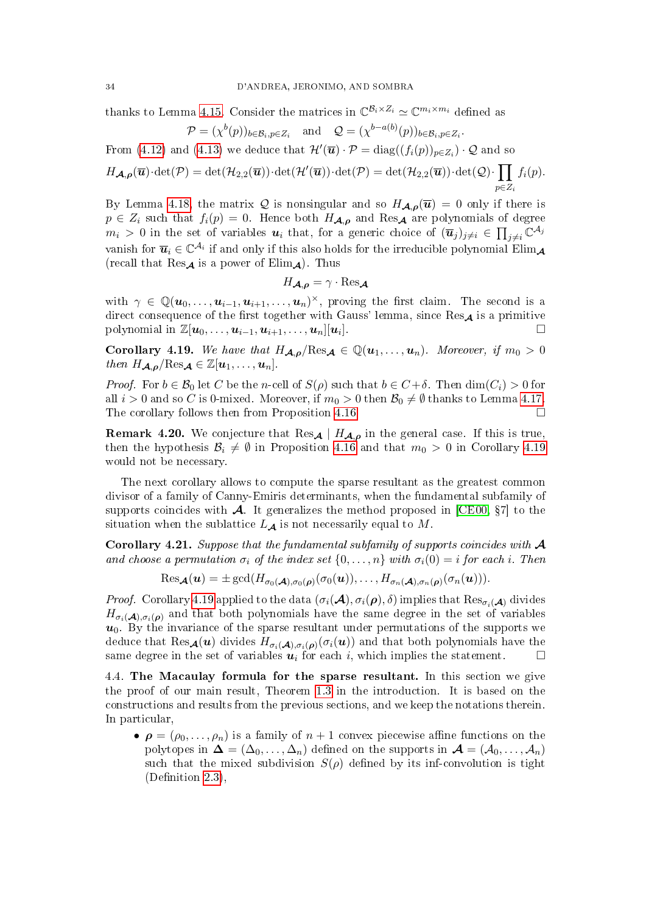thanks to Lemma 4.15. Consider the matrices in $\mathbb{C}^{\mathcal{B}_i\times Z_i}\simeq \mathbb{C}^{m_i\times m_i}$ defined as

$$\mathcal{P}=(\chi^{b}(p))_{b\in\mathcal{B}_i,p\in Z_i} \quad\text{and}\quad \mathcal{Q}=(\chi^{b-a(b)}(p))_{b\in\mathcal{B}_i,p\in Z_i}.$$

From (4.12) and (4.13) we deduce that $\mathcal{H}'(\overline{\boldsymbol{u}})\cdot\mathcal{P}=\operatorname{diag}((f_i(p))_{p\in Z_i})\cdot\mathcal{Q}$ and so

$$H_{\boldsymbol{\mathcal{A}},\boldsymbol{\rho}}(\overline{\boldsymbol{u}})\cdot\det(\mathcal{P})=\det(\mathcal{H}_{2,2}(\overline{\boldsymbol{u}}))\cdot\det(\mathcal{H}'(\overline{\boldsymbol{u}}))\cdot\det(\mathcal{P})=\det(\mathcal{H}_{2,2}(\overline{\boldsymbol{u}}))\cdot\det(\mathcal{Q})\cdot\prod_{p\in Z_i}f_i(p).$$

By Lemma 4.18, the matrix $\mathcal{Q}$ is nonsingular and so $H_{\boldsymbol{\mathcal{A}},\boldsymbol{\rho}}(\overline{\boldsymbol{u}})=0$ only if there is $p\in Z_i$ such that $f_i(p)=0$. Hence both $H_{\boldsymbol{\mathcal{A}},\boldsymbol{\rho}}$ and $\operatorname{Res}_{\boldsymbol{\mathcal{A}}}$ are polynomials of degree $m_i>0$ in the set of variables $\boldsymbol{u}_i$ that, for a generic choice of $(\overline{\boldsymbol{u}}_j)_{j\neq i}\in\prod_{j\neq i}\mathbb{C}^{\mathcal{A}_j}$ vanish for $\overline{\boldsymbol{u}}_i\in\mathbb{C}^{\mathcal{A}_i}$ if and only if this also holds for the irreducible polynomial $\operatorname{Elim}_{\boldsymbol{\mathcal{A}}}$ (recall that $\operatorname{Res}_{\boldsymbol{\mathcal{A}}}$ is a power of $\operatorname{Elim}_{\boldsymbol{\mathcal{A}}}$). Thus

$$H_{\boldsymbol{\mathcal{A}},\boldsymbol{\rho}}=\gamma\cdot\operatorname{Res}_{\boldsymbol{\mathcal{A}}}$$

with $\gamma\in\mathbb{Q}(\boldsymbol{u}_0,\dots,\boldsymbol{u}_{i-1},\boldsymbol{u}_{i+1},\dots,\boldsymbol{u}_n)^{\times}$, proving the first claim. The second is a direct consequence of the first together with Gauss' lemma, since $\operatorname{Res}_{\boldsymbol{\mathcal{A}}}$ is a primitive polynomial in $\mathbb{Z}[\boldsymbol{u}_0,\dots,\boldsymbol{u}_{i-1},\boldsymbol{u}_{i+1},\dots,\boldsymbol{u}_n][\boldsymbol{u}_i]$. □

**Corollary 4.19.** *We have that $H_{\boldsymbol{\mathcal{A}},\boldsymbol{\rho}}/\operatorname{Res}_{\boldsymbol{\mathcal{A}}}\in\mathbb{Q}(\boldsymbol{u}_1,\dots,\boldsymbol{u}_n)$. Moreover, if $m_0>0$ then $H_{\boldsymbol{\mathcal{A}},\boldsymbol{\rho}}/\operatorname{Res}_{\boldsymbol{\mathcal{A}}}\in\mathbb{Z}[\boldsymbol{u}_1,\dots,\boldsymbol{u}_n]$.*

*Proof.* For $b\in\mathcal{B}_0$ let $C$ be the $n$-cell of $S(\rho)$ such that $b\in C+\delta$. Then $\dim(C_i)>0$ for all $i>0$ and so $C$ is 0-mixed. Moreover, if $m_0>0$ then $\mathcal{B}_0\neq\emptyset$ thanks to Lemma 4.17. The corollary follows then from Proposition 4.16. □

**Remark 4.20.** We conjecture that $\operatorname{Res}_{\boldsymbol{\mathcal{A}}}\mid H_{\boldsymbol{\mathcal{A}},\boldsymbol{\rho}}$ in the general case. If this is true, then the hypothesis $\mathcal{B}_i\neq\emptyset$ in Proposition 4.16 and that $m_0>0$ in Corollary 4.19 would not be necessary.

The next corollary allows to compute the sparse resultant as the greatest common divisor of a family of Canny-Emiris determinants, when the fundamental subfamily of supports coincides with $\boldsymbol{\mathcal{A}}$. It generalizes the method proposed in [CE00, §7] to the situation when the sublattice $L_{\boldsymbol{\mathcal{A}}}$ is not necessarily equal to $M$.

**Corollary 4.21.** *Suppose that the fundamental subfamily of supports coincides with $\boldsymbol{\mathcal{A}}$ and choose a permutation $\sigma_i$ of the index set $\{0,\dots,n\}$ with $\sigma_i(0)=i$ for each $i$. Then*

$$\operatorname{Res}_{\boldsymbol{\mathcal{A}}}(\boldsymbol{u})=\pm\gcd(H_{\sigma_0(\boldsymbol{\mathcal{A}}),\sigma_0(\boldsymbol{\rho})}(\sigma_0(\boldsymbol{u})),\dots,H_{\sigma_n(\boldsymbol{\mathcal{A}}),\sigma_n(\boldsymbol{\rho})}(\sigma_n(\boldsymbol{u}))).$$

*Proof.* Corollary 4.19 applied to the data $(\sigma_i(\boldsymbol{\mathcal{A}}),\sigma_i(\boldsymbol{\rho}),\delta)$ implies that $\operatorname{Res}_{\sigma_i(\boldsymbol{\mathcal{A}})}$ divides $H_{\sigma_i(\boldsymbol{\mathcal{A}}),\sigma_i(\boldsymbol{\rho})}$ and that both polynomials have the same degree in the set of variables $\boldsymbol{u}_0$. By the invariance of the sparse resultant under permutations of the supports we deduce that $\operatorname{Res}_{\boldsymbol{\mathcal{A}}}(\boldsymbol{u})$ divides $H_{\sigma_i(\boldsymbol{\mathcal{A}}),\sigma_i(\boldsymbol{\rho})}(\sigma_i(\boldsymbol{u}))$ and that both polynomials have the same degree in the set of variables $\boldsymbol{u}_i$ for each $i$, which implies the statement. □

4.4. **The Macaulay formula for the sparse resultant.** In this section we give the proof of our main result, Theorem 1.3 in the introduction. It is based on the constructions and results from the previous sections, and we keep the notations therein. In particular,

- $\boldsymbol{\rho}=(\rho_0,\dots,\rho_n)$ is a family of $n+1$ convex piecewise affine functions on the polytopes in $\boldsymbol{\Delta}=(\Delta_0,\dots,\Delta_n)$ defined on the supports in $\boldsymbol{\mathcal{A}}=(\mathcal{A}_0,\dots,\mathcal{A}_n)$ such that the mixed subdivision $S(\rho)$ defined by its inf-convolution is tight (Definition 2.3),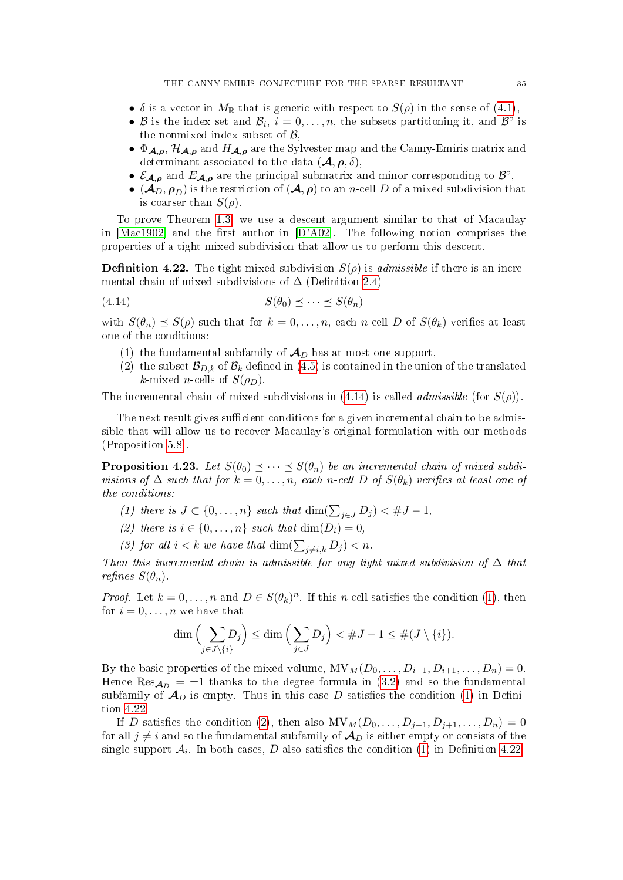- $\delta$ is a vector in $M_{\mathbb{R}}$ that is generic with respect to $S(\rho)$ in the sense of (4.1),
- $\mathcal{B}$ is the index set and $\mathcal{B}_i$, $i = 0, \dots, n$, the subsets partitioning it, and $\mathcal{B}^{\circ}$ is the nonmixed index subset of $\mathcal{B}$,
- $\Phi_{\boldsymbol{\mathcal{A}},\boldsymbol{\rho}}$, $\mathcal{H}_{\boldsymbol{\mathcal{A}},\boldsymbol{\rho}}$ and $H_{\boldsymbol{\mathcal{A}},\boldsymbol{\rho}}$ are the Sylvester map and the Canny-Emiris matrix and determinant associated to the data $(\boldsymbol{\mathcal{A}}, \boldsymbol{\rho}, \delta)$,
- $\mathcal{E}_{\boldsymbol{\mathcal{A}},\boldsymbol{\rho}}$ and $E_{\boldsymbol{\mathcal{A}},\boldsymbol{\rho}}$ are the principal submatrix and minor corresponding to $\mathcal{B}^{\circ}$,
- $(\boldsymbol{\mathcal{A}}_D, \boldsymbol{\rho}_D)$ is the restriction of $(\boldsymbol{\mathcal{A}}, \boldsymbol{\rho})$ to an $n$-cell $D$ of a mixed subdivision that is coarser than $S(\rho)$.

To prove Theorem 1.3, we use a descent argument similar to that of Macaulay in [Mac1902] and the first author in [D'A02]. The following notion comprises the properties of a tight mixed subdivision that allow us to perform this descent.

**Definition 4.22.** The tight mixed subdivision $S(\rho)$ is *admissible* if there is an incremental chain of mixed subdivisions of $\Delta$ (Definition 2.4)

$$S(\theta_0) \preceq \cdots \preceq S(\theta_n) \tag{4.14}$$

with $S(\theta_n) \preceq S(\rho)$ such that for $k = 0, \dots, n$, each $n$-cell $D$ of $S(\theta_k)$ verifies at least one of the conditions:

(1) the fundamental subfamily of $\boldsymbol{\mathcal{A}}_D$ has at most one support,
(2) the subset $\mathcal{B}_{D,k}$ of $\mathcal{B}_k$ defined in (4.5) is contained in the union of the translated $k$-mixed $n$-cells of $S(\rho_D)$.

The incremental chain of mixed subdivisions in (4.14) is called *admissible* (for $S(\rho)$).

The next result gives sufficient conditions for a given incremental chain to be admissible that will allow us to recover Macaulay's original formulation with our methods (Proposition 5.8).

**Proposition 4.23.** *Let $S(\theta_0) \preceq \cdots \preceq S(\theta_n)$ be an incremental chain of mixed subdivisions of $\Delta$ such that for $k = 0, \dots, n$, each $n$-cell $D$ of $S(\theta_k)$ verifies at least one of the conditions:*

*(1) there is $J \subset \{0, \dots, n\}$ such that $\dim(\sum_{j \in J} D_j) < \#J - 1$,*
*(2) there is $i \in \{0, \dots, n\}$ such that $\dim(D_i) = 0$,*
*(3) for all $i < k$ we have that $\dim(\sum_{j \neq i,k} D_j) < n$.*

*Then this incremental chain is admissible for any tight mixed subdivision of $\Delta$ that refines $S(\theta_n)$.*

*Proof.* Let $k = 0, \dots, n$ and $D \in S(\theta_k)^n$. If this $n$-cell satisfies the condition (1), then for $i = 0, \dots, n$ we have that

$$\dim\Big(\sum_{j \in J \setminus \{i\}} D_j\Big) \leq \dim\Big(\sum_{j \in J} D_j\Big) < \#J - 1 \leq \#(J \setminus \{i\}).$$

By the basic properties of the mixed volume, $\mathrm{MV}_M(D_0, \dots, D_{i-1}, D_{i+1}, \dots, D_n) = 0$. Hence $\mathrm{Res}_{\boldsymbol{\mathcal{A}}_D} = \pm 1$ thanks to the degree formula in (3.2) and so the fundamental subfamily of $\boldsymbol{\mathcal{A}}_D$ is empty. Thus in this case $D$ satisfies the condition (1) in Definition 4.22.

If $D$ satisfies the condition (2), then also $\mathrm{MV}_M(D_0, \dots, D_{j-1}, D_{j+1}, \dots, D_n) = 0$ for all $j \neq i$ and so the fundamental subfamily of $\boldsymbol{\mathcal{A}}_D$ is either empty or consists of the single support $\mathcal{A}_i$. In both cases, $D$ also satisfies the condition (1) in Definition 4.22.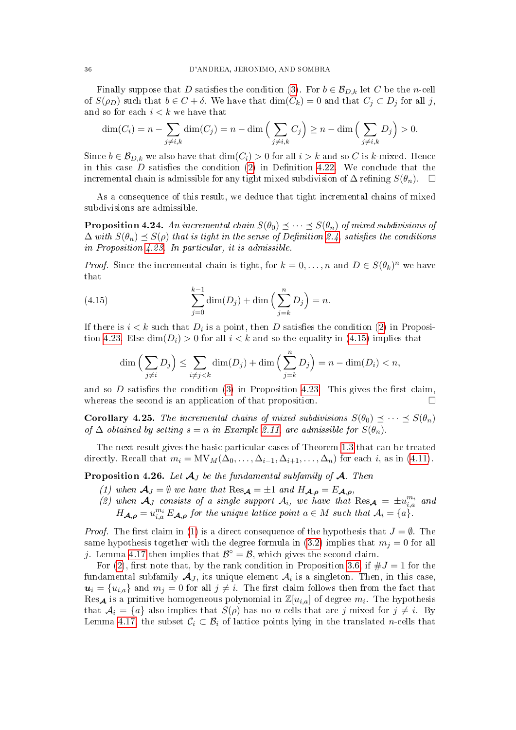Finally suppose that $D$ satisfies the condition (3). For $b \in \mathcal{B}_{D,k}$ let $C$ be the $n$-cell of $S(\rho_D)$ such that $b \in C + \delta$. We have that $\dim(C_k) = 0$ and that $C_j \subset D_j$ for all $j$, and so for each $i < k$ we have that

$$\dim(C_i) = n - \sum_{j \neq i,k} \dim(C_j) = n - \dim\Big(\sum_{j\neq i,k} C_j\Big) \geq n - \dim\Big(\sum_{j \neq i,k} D_j\Big) > 0.$$

Since $b \in \mathcal{B}_{D,k}$ we also have that $\dim(C_i) > 0$ for all $i > k$ and so $C$ is $k$-mixed. Hence in this case $D$ satisfies the condition (2) in Definition 4.22. We conclude that the incremental chain is admissible for any tight mixed subdivision of $\Delta$ refining $S(\theta_n)$. $\square$

As a consequence of this result, we deduce that tight incremental chains of mixed subdivisions are admissible.

**Proposition 4.24.** *An incremental chain $S(\theta_0) \preceq \cdots \preceq S(\theta_n)$ of mixed subdivisions of $\Delta$ with $S(\theta_n) \preceq S(\rho)$ that is tight in the sense of Definition 2.4, satisfies the conditions in Proposition 4.23. In particular, it is admissible.*

*Proof.* Since the incremental chain is tight, for $k = 0, \dots, n$ and $D \in S(\theta_k)^n$ we have that

$$\sum_{j=0}^{k-1} \dim(D_j) + \dim\Big(\sum_{j=k}^{n} D_j\Big) = n. \tag{4.15}$$

If there is $i < k$ such that $D_i$ is a point, then $D$ satisfies the condition (2) in Proposition 4.23. Else $\dim(D_i) > 0$ for all $i < k$ and so the equality in (4.15) implies that

$$\dim\Big(\sum_{j\neq i} D_j\Big) \leq \sum_{i \neq j < k} \dim(D_j) + \dim\Big(\sum_{j=k}^{n} D_j\Big) = n - \dim(D_i) < n,$$

and so $D$ satisfies the condition (3) in Proposition 4.23. This gives the first claim, whereas the second is an application of that proposition. $\square$

**Corollary 4.25.** *The incremental chains of mixed subdivisions $S(\theta_0) \preceq \cdots \preceq S(\theta_n)$ of $\Delta$ obtained by setting $s = n$ in Example 2.11, are admissible for $S(\theta_n)$.*

The next result gives the basic particular cases of Theorem 1.3 that can be treated directly. Recall that $m_i = \mathrm{MV}_M(\Delta_0, \dots, \Delta_{i-1}, \Delta_{i+1}, \dots, \Delta_n)$ for each $i$, as in (4.11).

**Proposition 4.26.** *Let $\boldsymbol{\mathcal{A}}_J$ be the fundamental subfamily of $\boldsymbol{\mathcal{A}}$. Then*

1. *when $\boldsymbol{\mathcal{A}}_J = \emptyset$ we have that $\mathrm{Res}_{\boldsymbol{\mathcal{A}}} = \pm 1$ and $H_{\boldsymbol{\mathcal{A}},\boldsymbol{\rho}} = E_{\boldsymbol{\mathcal{A}},\boldsymbol{\rho}}$,*
2. *when $\boldsymbol{\mathcal{A}}_J$ consists of a single support $\mathcal{A}_i$, we have that $\mathrm{Res}_{\boldsymbol{\mathcal{A}}} = \pm u_{i,a}^{m_i}$ and $H_{\boldsymbol{\mathcal{A}},\boldsymbol{\rho}} = u_{i,a}^{m_i} E_{\boldsymbol{\mathcal{A}},\boldsymbol{\rho}}$ for the unique lattice point $a \in M$ such that $\mathcal{A}_i = \{a\}$.*

*Proof.* The first claim in (1) is a direct consequence of the hypothesis that $J = \emptyset$. The same hypothesis together with the degree formula in (3.2) implies that $m_j = 0$ for all $j$. Lemma 4.17 then implies that $\mathcal{B}^\circ = \mathcal{B}$, which gives the second claim.

For (2), first note that, by the rank condition in Proposition 3.6, if $\#J = 1$ for the fundamental subfamily $\boldsymbol{\mathcal{A}}_J$, its unique element $\mathcal{A}_i$ is a singleton. Then, in this case, $\boldsymbol{u}_i = \{u_{i,a}\}$ and $m_j = 0$ for all $j \neq i$. The first claim follows then from the fact that $\mathrm{Res}_{\boldsymbol{\mathcal{A}}}$ is a primitive homogeneous polynomial in $\mathbb{Z}[u_{i,a}]$ of degree $m_i$. The hypothesis that $\mathcal{A}_i = \{a\}$ also implies that $S(\rho)$ has no $n$-cells that are $j$-mixed for $j \neq i$. By Lemma 4.17, the subset $\mathcal{C}_i \subset \mathcal{B}_i$ of lattice points lying in the translated $n$-cells that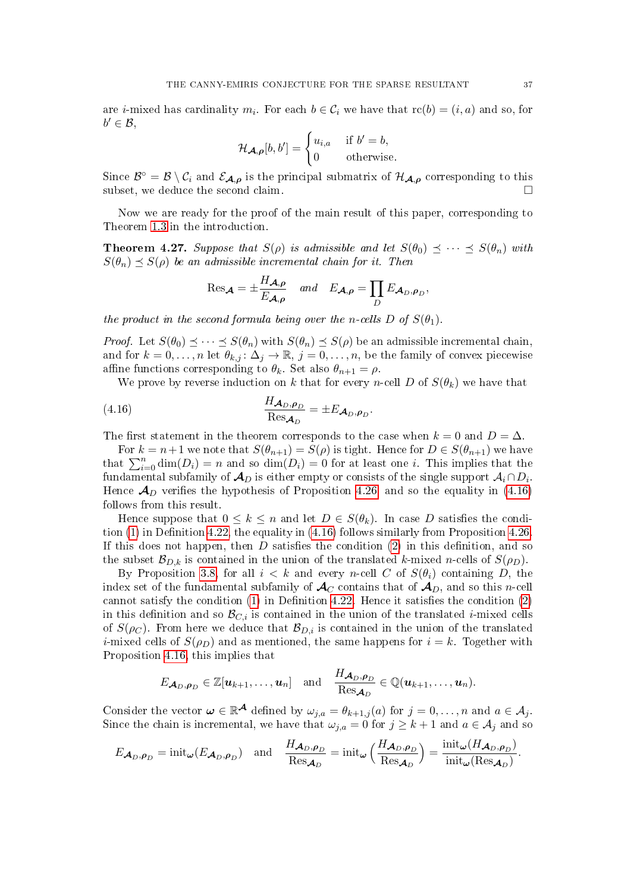are $i$-mixed has cardinality $m_i$. For each $b \in \mathcal{C}_i$ we have that $\mathrm{rc}(b) = (i, a)$ and so, for $b' \in \mathcal{B}$,

$$\mathcal{H}_{\boldsymbol{\mathcal{A}},\boldsymbol{\rho}}[b, b'] = \begin{cases} u_{i,a} & \text{if } b' = b, \\ 0 & \text{otherwise.} \end{cases}$$

Since $\mathcal{B}^\circ = \mathcal{B} \setminus \mathcal{C}_i$ and $\mathcal{E}_{\boldsymbol{\mathcal{A}},\boldsymbol{\rho}}$ is the principal submatrix of $\mathcal{H}_{\boldsymbol{\mathcal{A}},\boldsymbol{\rho}}$ corresponding to this subset, we deduce the second claim. □

Now we are ready for the proof of the main result of this paper, corresponding to Theorem 1.3 in the introduction.

**Theorem 4.27.** *Suppose that $S(\rho)$ is admissible and let $S(\theta_0) \preceq \cdots \preceq S(\theta_n)$ with $S(\theta_n) \preceq S(\rho)$ be an admissible incremental chain for it. Then*

$$\mathrm{Res}_{\boldsymbol{\mathcal{A}}} = \pm \frac{H_{\boldsymbol{\mathcal{A}},\boldsymbol{\rho}}}{E_{\boldsymbol{\mathcal{A}},\boldsymbol{\rho}}} \quad \textit{and} \quad E_{\boldsymbol{\mathcal{A}},\boldsymbol{\rho}} = \prod_{D} E_{\boldsymbol{\mathcal{A}}_D,\boldsymbol{\rho}_D},$$

*the product in the second formula being over the $n$-cells $D$ of $S(\theta_1)$.*

*Proof.* Let $S(\theta_0) \preceq \cdots \preceq S(\theta_n)$ with $S(\theta_n) \preceq S(\rho)$ be an admissible incremental chain, and for $k = 0, \ldots, n$ let $\theta_{k,j} \colon \Delta_j \to \mathbb{R}$, $j = 0, \ldots, n$, be the family of convex piecewise affine functions corresponding to $\theta_k$. Set also $\theta_{n+1} = \rho$.

We prove by reverse induction on $k$ that for every $n$-cell $D$ of $S(\theta_k)$ we have that

$$\frac{H_{\boldsymbol{\mathcal{A}}_D,\boldsymbol{\rho}_D}}{\mathrm{Res}_{\boldsymbol{\mathcal{A}}_D}} = \pm E_{\boldsymbol{\mathcal{A}}_D,\boldsymbol{\rho}_D}. \tag{4.16}$$

The first statement in the theorem corresponds to the case when $k = 0$ and $D = \Delta$.

For $k = n+1$ we note that $S(\theta_{n+1}) = S(\rho)$ is tight. Hence for $D \in S(\theta_{n+1})$ we have that $\sum_{i=0}^{n} \dim(D_i) = n$ and so $\dim(D_i) = 0$ for at least one $i$. This implies that the fundamental subfamily of $\boldsymbol{\mathcal{A}}_D$ is either empty or consists of the single support $\mathcal{A}_i \cap D_i$. Hence $\boldsymbol{\mathcal{A}}_D$ verifies the hypothesis of Proposition 4.26 and so the equality in (4.16) follows from this result.

Hence suppose that $0 \leq k \leq n$ and let $D \in S(\theta_k)$. In case $D$ satisfies the condition (1) in Definition 4.22, the equality in (4.16) follows similarly from Proposition 4.26. If this does not happen, then $D$ satisfies the condition (2) in this definition, and so the subset $\mathcal{B}_{D,k}$ is contained in the union of the translated $k$-mixed $n$-cells of $S(\rho_D)$.

By Proposition 3.8, for all $i < k$ and every $n$-cell $C$ of $S(\theta_i)$ containing $D$, the index set of the fundamental subfamily of $\boldsymbol{\mathcal{A}}_C$ contains that of $\boldsymbol{\mathcal{A}}_D$, and so this $n$-cell cannot satisfy the condition (1) in Definition 4.22. Hence it satisfies the condition (2) in this definition and so $\mathcal{B}_{C,i}$ is contained in the union of the translated $i$-mixed cells of $S(\rho_C)$. From here we deduce that $\mathcal{B}_{D,i}$ is contained in the union of the translated $i$-mixed cells of $S(\rho_D)$ and as mentioned, the same happens for $i = k$. Together with Proposition 4.16, this implies that

$$E_{\boldsymbol{\mathcal{A}}_D,\boldsymbol{\rho}_D} \in \mathbb{Z}[\boldsymbol{u}_{k+1}, \ldots, \boldsymbol{u}_n] \quad \text{and} \quad \frac{H_{\boldsymbol{\mathcal{A}}_D,\boldsymbol{\rho}_D}}{\mathrm{Res}_{\boldsymbol{\mathcal{A}}_D}} \in \mathbb{Q}(\boldsymbol{u}_{k+1}, \ldots, \boldsymbol{u}_n).$$

Consider the vector $\boldsymbol{\omega} \in \mathbb{R}^{\boldsymbol{\mathcal{A}}}$ defined by $\omega_{j,a} = \theta_{k+1,j}(a)$ for $j = 0, \ldots, n$ and $a \in \mathcal{A}_j$. Since the chain is incremental, we have that $\omega_{j,a} = 0$ for $j \geq k+1$ and $a \in \mathcal{A}_j$ and so

$$E_{\boldsymbol{\mathcal{A}}_D,\boldsymbol{\rho}_D} = \mathrm{init}_{\boldsymbol{\omega}}(E_{\boldsymbol{\mathcal{A}}_D,\boldsymbol{\rho}_D}) \quad \text{and} \quad \frac{H_{\boldsymbol{\mathcal{A}}_D,\boldsymbol{\rho}_D}}{\mathrm{Res}_{\boldsymbol{\mathcal{A}}_D}} = \mathrm{init}_{\boldsymbol{\omega}}\Big(\frac{H_{\boldsymbol{\mathcal{A}}_D,\boldsymbol{\rho}_D}}{\mathrm{Res}_{\boldsymbol{\mathcal{A}}_D}}\Big) = \frac{\mathrm{init}_{\boldsymbol{\omega}}(H_{\boldsymbol{\mathcal{A}}_D,\boldsymbol{\rho}_D})}{\mathrm{init}_{\boldsymbol{\omega}}(\mathrm{Res}_{\boldsymbol{\mathcal{A}}_D})}.$$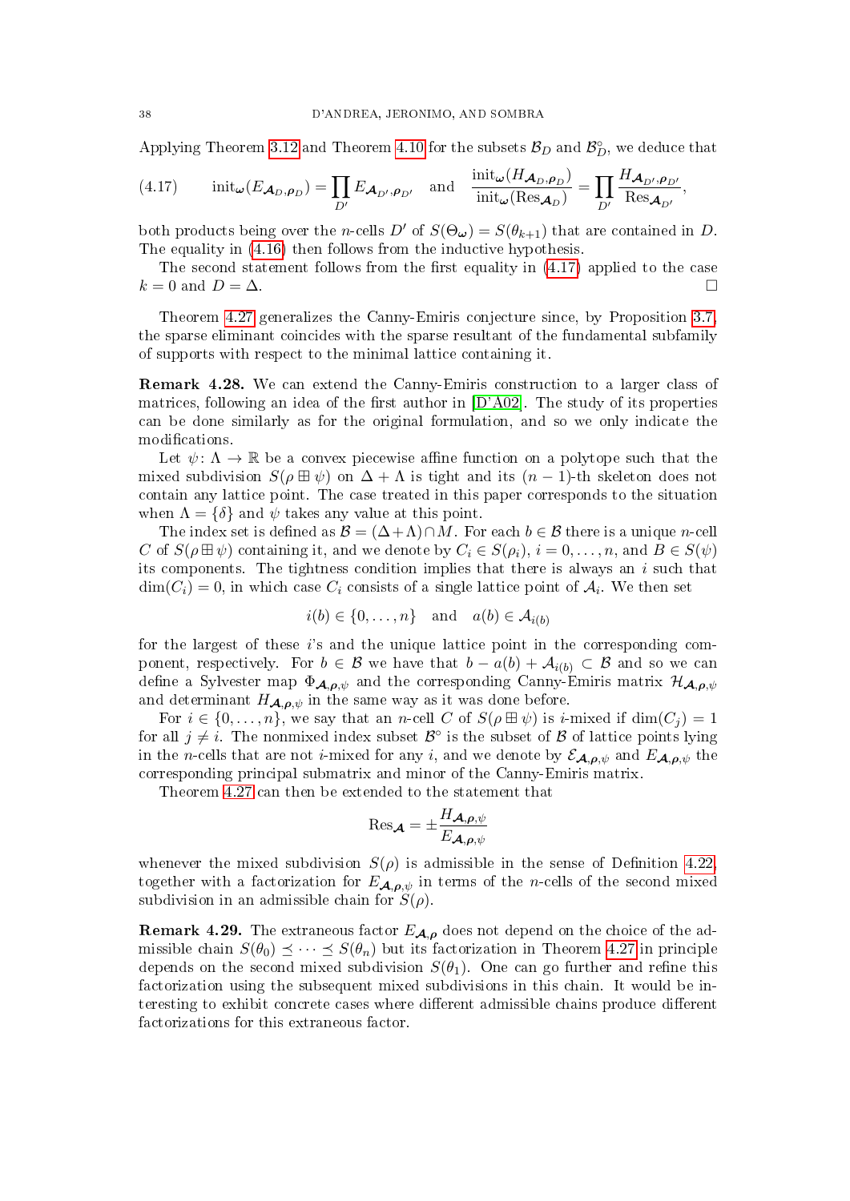Applying Theorem 3.12 and Theorem 4.10 for the subsets $\mathcal{B}_D$ and $\mathcal{B}_D^\circ$, we deduce that

$$\text{(4.17)} \qquad \operatorname{init}_{\boldsymbol{\omega}}(E_{\boldsymbol{\mathcal{A}}_D,\boldsymbol{\rho}_D}) = \prod_{D'} E_{\boldsymbol{\mathcal{A}}_{D'},\boldsymbol{\rho}_{D'}} \quad \text{and} \quad \frac{\operatorname{init}_{\boldsymbol{\omega}}(H_{\boldsymbol{\mathcal{A}}_D,\boldsymbol{\rho}_D})}{\operatorname{init}_{\boldsymbol{\omega}}(\operatorname{Res}_{\boldsymbol{\mathcal{A}}_D})} = \prod_{D'} \frac{H_{\boldsymbol{\mathcal{A}}_{D'},\boldsymbol{\rho}_{D'}}}{\operatorname{Res}_{\boldsymbol{\mathcal{A}}_{D'}}},$$

both products being over the $n$-cells $D'$ of $S(\Theta_{\boldsymbol{\omega}}) = S(\theta_{k+1})$ that are contained in $D$. The equality in (4.16) then follows from the inductive hypothesis.

The second statement follows from the first equality in (4.17) applied to the case $k = 0$ and $D = \Delta$. □

Theorem 4.27 generalizes the Canny-Emiris conjecture since, by Proposition 3.7, the sparse eliminant coincides with the sparse resultant of the fundamental subfamily of supports with respect to the minimal lattice containing it.

**Remark 4.28.** We can extend the Canny-Emiris construction to a larger class of matrices, following an idea of the first author in [D'A02]. The study of its properties can be done similarly as for the original formulation, and so we only indicate the modifications.

Let $\psi \colon \Lambda \to \mathbb{R}$ be a convex piecewise affine function on a polytope such that the mixed subdivision $S(\rho \boxplus \psi)$ on $\Delta + \Lambda$ is tight and its $(n-1)$-th skeleton does not contain any lattice point. The case treated in this paper corresponds to the situation when $\Lambda = \{\delta\}$ and $\psi$ takes any value at this point.

The index set is defined as $\mathcal{B} = (\Delta + \Lambda) \cap M$. For each $b \in \mathcal{B}$ there is a unique $n$-cell $C$ of $S(\rho \boxplus \psi)$ containing it, and we denote by $C_i \in S(\rho_i)$, $i = 0, \dots, n$, and $B \in S(\psi)$ its components. The tightness condition implies that there is always an $i$ such that $\dim(C_i) = 0$, in which case $C_i$ consists of a single lattice point of $\mathcal{A}_i$. We then set

$$i(b) \in \{0, \dots, n\} \quad \text{and} \quad a(b) \in \mathcal{A}_{i(b)}$$

for the largest of these $i$'s and the unique lattice point in the corresponding component, respectively. For $b \in \mathcal{B}$ we have that $b - a(b) + \mathcal{A}_{i(b)} \subset \mathcal{B}$ and so we can define a Sylvester map $\Phi_{\boldsymbol{\mathcal{A}},\boldsymbol{\rho},\psi}$ and the corresponding Canny-Emiris matrix $\mathcal{H}_{\boldsymbol{\mathcal{A}},\boldsymbol{\rho},\psi}$ and determinant $H_{\boldsymbol{\mathcal{A}},\boldsymbol{\rho},\psi}$ in the same way as it was done before.

For $i \in \{0, \dots, n\}$, we say that an $n$-cell $C$ of $S(\rho \boxplus \psi)$ is $i$-mixed if $\dim(C_j) = 1$ for all $j \neq i$. The nonmixed index subset $\mathcal{B}^\circ$ is the subset of $\mathcal{B}$ of lattice points lying in the $n$-cells that are not $i$-mixed for any $i$, and we denote by $\mathcal{E}_{\boldsymbol{\mathcal{A}},\boldsymbol{\rho},\psi}$ and $E_{\boldsymbol{\mathcal{A}},\boldsymbol{\rho},\psi}$ the corresponding principal submatrix and minor of the Canny-Emiris matrix.

Theorem 4.27 can then be extended to the statement that

$$\operatorname{Res}_{\boldsymbol{\mathcal{A}}} = \pm \frac{H_{\boldsymbol{\mathcal{A}},\boldsymbol{\rho},\psi}}{E_{\boldsymbol{\mathcal{A}},\boldsymbol{\rho},\psi}}$$

whenever the mixed subdivision $S(\rho)$ is admissible in the sense of Definition 4.22, together with a factorization for $E_{\boldsymbol{\mathcal{A}},\boldsymbol{\rho},\psi}$ in terms of the $n$-cells of the second mixed subdivision in an admissible chain for $S(\rho)$.

**Remark 4.29.** The extraneous factor $E_{\boldsymbol{\mathcal{A}},\boldsymbol{\rho}}$ does not depend on the choice of the admissible chain $S(\theta_0) \preceq \cdots \preceq S(\theta_n)$ but its factorization in Theorem 4.27 in principle depends on the second mixed subdivision $S(\theta_1)$. One can go further and refine this factorization using the subsequent mixed subdivisions in this chain. It would be interesting to exhibit concrete cases where different admissible chains produce different factorizations for this extraneous factor.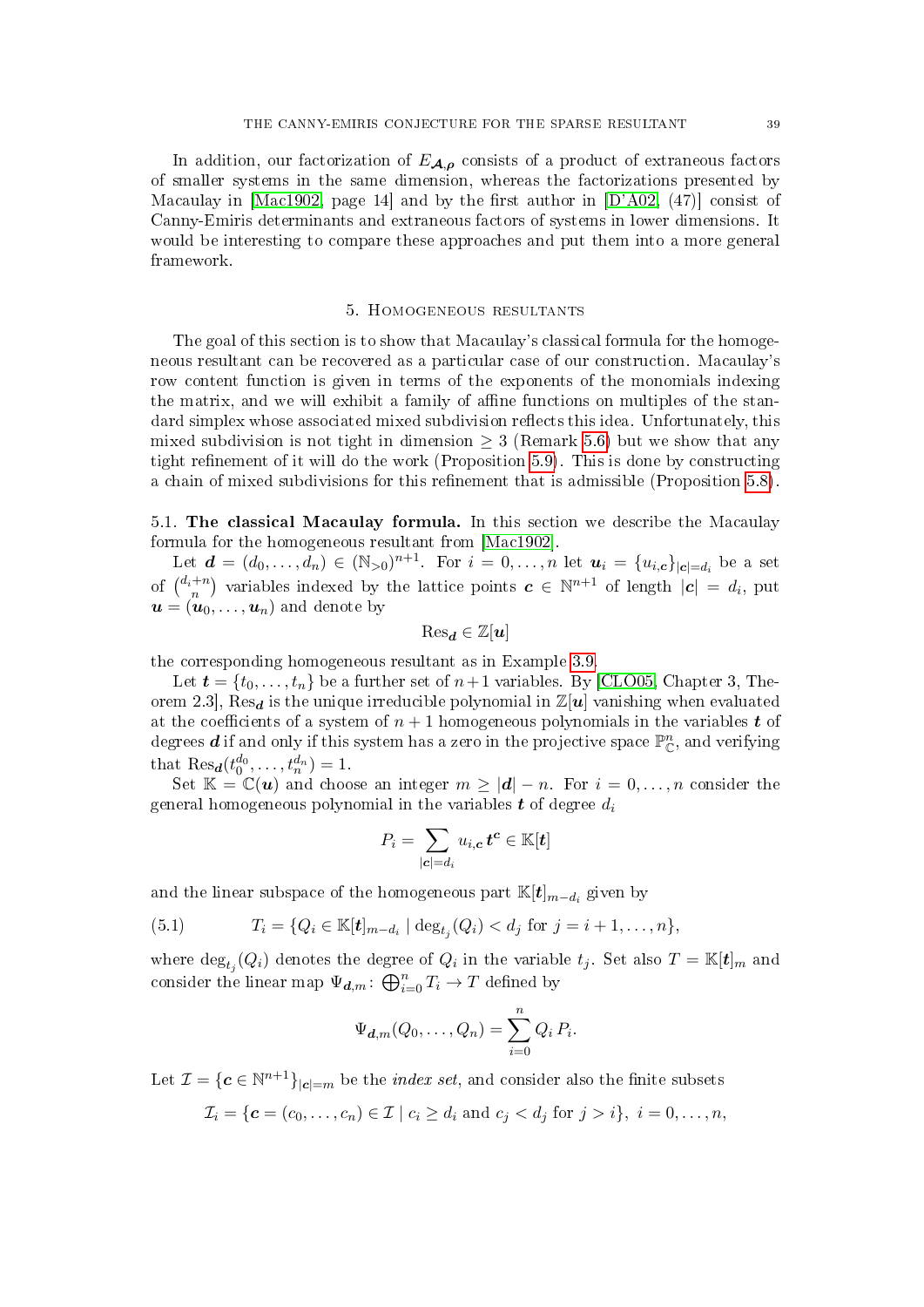In addition, our factorization of $E_{\boldsymbol{\mathcal{A}},\boldsymbol{\rho}}$ consists of a product of extraneous factors of smaller systems in the same dimension, whereas the factorizations presented by Macaulay in [Mac1902, page 14] and by the first author in [D'A02, (47)] consist of Canny-Emiris determinants and extraneous factors of systems in lower dimensions. It would be interesting to compare these approaches and put them into a more general framework.

## 5. Homogeneous resultants

The goal of this section is to show that Macaulay's classical formula for the homogeneous resultant can be recovered as a particular case of our construction. Macaulay's row content function is given in terms of the exponents of the monomials indexing the matrix, and we will exhibit a family of affine functions on multiples of the standard simplex whose associated mixed subdivision reflects this idea. Unfortunately, this mixed subdivision is not tight in dimension $\geq 3$ (Remark 5.6) but we show that any tight refinement of it will do the work (Proposition 5.9). This is done by constructing a chain of mixed subdivisions for this refinement that is admissible (Proposition 5.8).

### 5.1. The classical Macaulay formula.

In this section we describe the Macaulay formula for the homogeneous resultant from [Mac1902].

Let $\boldsymbol{d} = (d_0, \dots, d_n) \in (\mathbb{N}_{>0})^{n+1}$. For $i = 0, \dots, n$ let $\boldsymbol{u}_i = \{u_{i,\boldsymbol{c}}\}_{|\boldsymbol{c}|=d_i}$ be a set of $\binom{d_i+n}{n}$ variables indexed by the lattice points $\boldsymbol{c} \in \mathbb{N}^{n+1}$ of length $|\boldsymbol{c}| = d_i$, put $\boldsymbol{u} = (\boldsymbol{u}_0, \dots, \boldsymbol{u}_n)$ and denote by

$$\mathrm{Res}_{\boldsymbol{d}} \in \mathbb{Z}[\boldsymbol{u}]$$

the corresponding homogeneous resultant as in Example 3.9.

Let $\boldsymbol{t} = \{t_0, \dots, t_n\}$ be a further set of $n+1$ variables. By [CLO05, Chapter 3, Theorem 2.3], $\mathrm{Res}_{\boldsymbol{d}}$ is the unique irreducible polynomial in $\mathbb{Z}[\boldsymbol{u}]$ vanishing when evaluated at the coefficients of a system of $n+1$ homogeneous polynomials in the variables $\boldsymbol{t}$ of degrees $\boldsymbol{d}$ if and only if this system has a zero in the projective space $\mathbb{P}^n_{\mathbb{C}}$, and verifying that $\mathrm{Res}_{\boldsymbol{d}}(t_0^{d_0}, \dots, t_n^{d_n}) = 1$.

Set $\mathbb{K} = \mathbb{C}(\boldsymbol{u})$ and choose an integer $m \geq |\boldsymbol{d}| - n$. For $i = 0, \dots, n$ consider the general homogeneous polynomial in the variables $\boldsymbol{t}$ of degree $d_i$

$$P_i = \sum_{|\boldsymbol{c}|=d_i} u_{i,\boldsymbol{c}}\, \boldsymbol{t}^{\boldsymbol{c}} \in \mathbb{K}[\boldsymbol{t}]$$

and the linear subspace of the homogeneous part $\mathbb{K}[\boldsymbol{t}]_{m-d_i}$ given by

$$T_i = \{Q_i \in \mathbb{K}[\boldsymbol{t}]_{m-d_i} \mid \deg_{t_j}(Q_i) < d_j \text{ for } j = i+1, \dots, n\}, \tag{5.1}$$

where $\deg_{t_j}(Q_i)$ denotes the degree of $Q_i$ in the variable $t_j$. Set also $T = \mathbb{K}[\boldsymbol{t}]_m$ and consider the linear map $\Psi_{\boldsymbol{d},m} \colon \bigoplus_{i=0}^n T_i \to T$ defined by

$$\Psi_{\boldsymbol{d},m}(Q_0, \dots, Q_n) = \sum_{i=0}^n Q_i\, P_i.$$

Let $\mathcal{I} = \{\boldsymbol{c} \in \mathbb{N}^{n+1}\}_{|\boldsymbol{c}|=m}$ be the *index set*, and consider also the finite subsets

$$\mathcal{I}_i = \{\boldsymbol{c} = (c_0, \dots, c_n) \in \mathcal{I} \mid c_i \geq d_i \text{ and } c_j < d_j \text{ for } j > i\},\ i = 0, \dots, n,$$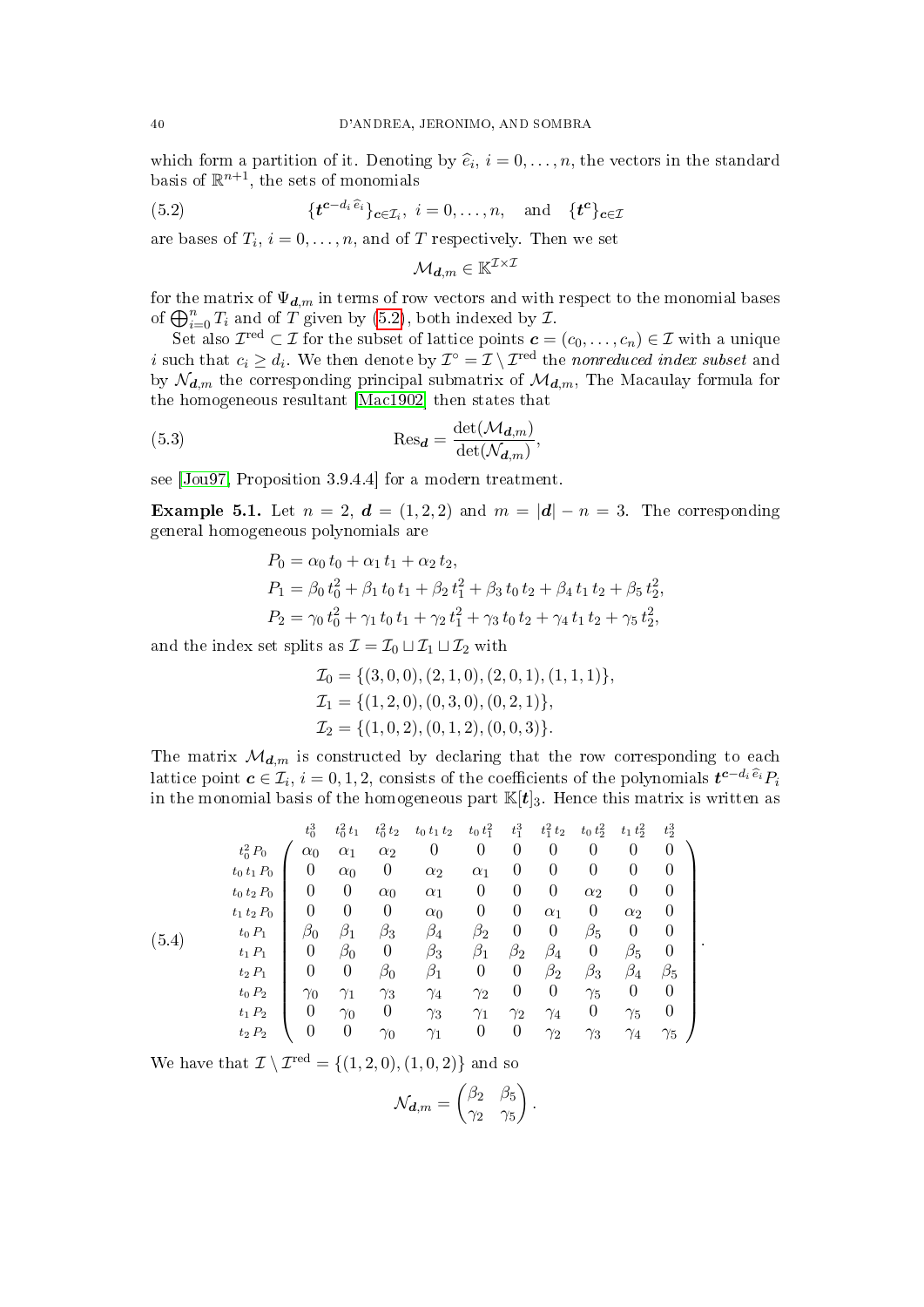which form a partition of it. Denoting by $\widehat{e}_i$, $i = 0, \dots, n$, the vectors in the standard basis of $\mathbb{R}^{n+1}$, the sets of monomials

$$\{\boldsymbol{t}^{\boldsymbol{c}-d_i\,\widehat{e}_i}\}_{\boldsymbol{c}\in\mathcal{I}_i},\ i = 0, \dots, n, \quad \text{and} \quad \{\boldsymbol{t}^{\boldsymbol{c}}\}_{\boldsymbol{c}\in\mathcal{I}} \tag{5.2}$$

are bases of $T_i$, $i = 0, \dots, n$, and of $T$ respectively. Then we set

$$\mathcal{M}_{\boldsymbol{d},m} \in \mathbb{K}^{\mathcal{I}\times\mathcal{I}}$$

for the matrix of $\Psi_{\boldsymbol{d},m}$ in terms of row vectors and with respect to the monomial bases of $\bigoplus_{i=0}^n T_i$ and of $T$ given by (5.2), both indexed by $\mathcal{I}$.

Set also $\mathcal{I}^{\text{red}} \subset \mathcal{I}$ for the subset of lattice points $\boldsymbol{c} = (c_0, \dots, c_n) \in \mathcal{I}$ with a unique $i$ such that $c_i \geq d_i$. We then denote by $\mathcal{I}^\circ = \mathcal{I} \setminus \mathcal{I}^{\text{red}}$ the *nonreduced index subset* and by $\mathcal{N}_{\boldsymbol{d},m}$ the corresponding principal submatrix of $\mathcal{M}_{\boldsymbol{d},m}$, The Macaulay formula for the homogeneous resultant [Mac1902] then states that

$$\text{Res}_{\boldsymbol{d}} = \frac{\det(\mathcal{M}_{\boldsymbol{d},m})}{\det(\mathcal{N}_{\boldsymbol{d},m})}, \tag{5.3}$$

see [Jou97, Proposition 3.9.4.4] for a modern treatment.

**Example 5.1.** Let $n = 2$, $\boldsymbol{d} = (1, 2, 2)$ and $m = |\boldsymbol{d}| - n = 3$. The corresponding general homogeneous polynomials are

$$\begin{aligned}
P_0 &= \alpha_0\, t_0 + \alpha_1\, t_1 + \alpha_2\, t_2,\\
P_1 &= \beta_0\, t_0^2 + \beta_1\, t_0\, t_1 + \beta_2\, t_1^2 + \beta_3\, t_0\, t_2 + \beta_4\, t_1\, t_2 + \beta_5\, t_2^2,\\
P_2 &= \gamma_0\, t_0^2 + \gamma_1\, t_0\, t_1 + \gamma_2\, t_1^2 + \gamma_3\, t_0\, t_2 + \gamma_4\, t_1\, t_2 + \gamma_5\, t_2^2,
\end{aligned}$$

and the index set splits as $\mathcal{I} = \mathcal{I}_0 \sqcup \mathcal{I}_1 \sqcup \mathcal{I}_2$ with

$$\begin{aligned}
\mathcal{I}_0 &= \{(3, 0, 0), (2, 1, 0), (2, 0, 1), (1, 1, 1)\},\\
\mathcal{I}_1 &= \{(1, 2, 0), (0, 3, 0), (0, 2, 1)\},\\
\mathcal{I}_2 &= \{(1, 0, 2), (0, 1, 2), (0, 0, 3)\}.
\end{aligned}$$

The matrix $\mathcal{M}_{\boldsymbol{d},m}$ is constructed by declaring that the row corresponding to each lattice point $\boldsymbol{c} \in \mathcal{I}_i$, $i = 0, 1, 2$, consists of the coefficients of the polynomials $\boldsymbol{t}^{\boldsymbol{c}-d_i\,\widehat{e}_i} P_i$ in the monomial basis of the homogeneous part $\mathbb{K}[\boldsymbol{t}]_3$. Hence this matrix is written as

$$\begin{array}{c} \\ t_0^2\,P_0 \\ t_0\,t_1\,P_0 \\ t_0\,t_2\,P_0 \\ t_1\,t_2\,P_0 \\ t_0\,P_1 \\ t_1\,P_1 \\ t_2\,P_1 \\ t_0\,P_2 \\ t_1\,P_2 \\ t_2\,P_2 \end{array}
\begin{array}{c}
\begin{array}{cccccccccc} t_0^3 & t_0^2\,t_1 & t_0^2\,t_2 & t_0\,t_1\,t_2 & t_0\,t_1^2 & t_1^3 & t_1^2\,t_2 & t_0\,t_2^2 & t_1\,t_2^2 & t_2^3 \end{array}\\
\left(\begin{array}{cccccccccc}
\alpha_0 & \alpha_1 & \alpha_2 & 0 & 0 & 0 & 0 & 0 & 0 & 0\\
0 & \alpha_0 & 0 & \alpha_2 & \alpha_1 & 0 & 0 & 0 & 0 & 0\\
0 & 0 & \alpha_0 & \alpha_1 & 0 & 0 & 0 & \alpha_2 & 0 & 0\\
0 & 0 & 0 & \alpha_0 & 0 & 0 & \alpha_1 & 0 & \alpha_2 & 0\\
\beta_0 & \beta_1 & \beta_3 & \beta_4 & \beta_2 & 0 & 0 & \beta_5 & 0 & 0\\
0 & \beta_0 & 0 & \beta_3 & \beta_1 & \beta_2 & \beta_4 & 0 & \beta_5 & 0\\
0 & 0 & \beta_0 & \beta_1 & 0 & 0 & \beta_2 & \beta_3 & \beta_4 & \beta_5\\
\gamma_0 & \gamma_1 & \gamma_3 & \gamma_4 & \gamma_2 & 0 & 0 & \gamma_5 & 0 & 0\\
0 & \gamma_0 & 0 & \gamma_3 & \gamma_1 & \gamma_2 & \gamma_4 & 0 & \gamma_5 & 0\\
0 & 0 & \gamma_0 & \gamma_1 & 0 & 0 & \gamma_2 & \gamma_3 & \gamma_4 & \gamma_5
\end{array}\right)
\end{array}. \tag{5.4}$$

We have that $\mathcal{I} \setminus \mathcal{I}^{\text{red}} = \{(1, 2, 0), (1, 0, 2)\}$ and so

$$\mathcal{N}_{\boldsymbol{d},m} = \begin{pmatrix} \beta_2 & \beta_5 \\ \gamma_2 & \gamma_5 \end{pmatrix}.$$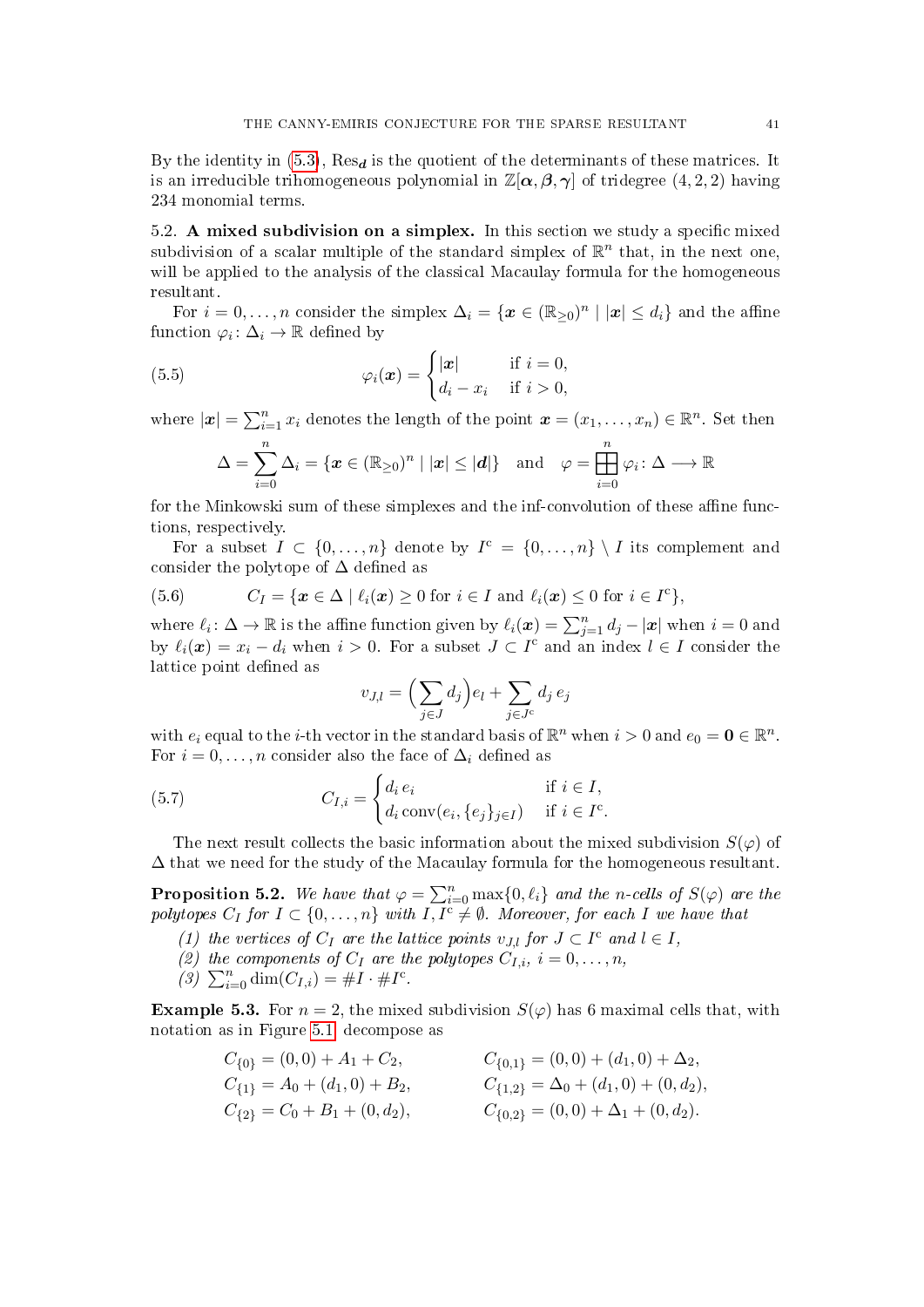By the identity in (5.3), $\mathrm{Res}_{\boldsymbol{d}}$ is the quotient of the determinants of these matrices. It is an irreducible trihomogeneous polynomial in $\mathbb{Z}[\boldsymbol{\alpha}, \boldsymbol{\beta}, \boldsymbol{\gamma}]$ of tridegree $(4, 2, 2)$ having 234 monomial terms.

5.2. **A mixed subdivision on a simplex.** In this section we study a specific mixed subdivision of a scalar multiple of the standard simplex of $\mathbb{R}^n$ that, in the next one, will be applied to the analysis of the classical Macaulay formula for the homogeneous resultant.

For $i = 0, \dots, n$ consider the simplex $\Delta_i = \{\boldsymbol{x} \in (\mathbb{R}_{\geq 0})^n \mid |\boldsymbol{x}| \leq d_i\}$ and the affine function $\varphi_i \colon \Delta_i \to \mathbb{R}$ defined by

$$\varphi_i(\boldsymbol{x}) = \begin{cases} |\boldsymbol{x}| & \text{if } i = 0, \\ d_i - x_i & \text{if } i > 0, \end{cases} \tag{5.5}$$

where $|\boldsymbol{x}| = \sum_{i=1}^n x_i$ denotes the length of the point $\boldsymbol{x} = (x_1, \dots, x_n) \in \mathbb{R}^n$. Set then

$$\Delta = \sum_{i=0}^n \Delta_i = \{\boldsymbol{x} \in (\mathbb{R}_{\geq 0})^n \mid |\boldsymbol{x}| \leq |\boldsymbol{d}|\} \quad \text{and} \quad \varphi = \boxplus_{i=0}^n \varphi_i \colon \Delta \longrightarrow \mathbb{R}$$

for the Minkowski sum of these simplexes and the inf-convolution of these affine functions, respectively.

For a subset $I \subset \{0, \dots, n\}$ denote by $I^{\mathrm{c}} = \{0, \dots, n\} \setminus I$ its complement and consider the polytope of $\Delta$ defined as

$$C_I = \{\boldsymbol{x} \in \Delta \mid \ell_i(\boldsymbol{x}) \geq 0 \text{ for } i \in I \text{ and } \ell_i(\boldsymbol{x}) \leq 0 \text{ for } i \in I^{\mathrm{c}}\}, \tag{5.6}$$

where $\ell_i \colon \Delta \to \mathbb{R}$ is the affine function given by $\ell_i(\boldsymbol{x}) = \sum_{j=1}^n d_j - |\boldsymbol{x}|$ when $i = 0$ and by $\ell_i(\boldsymbol{x}) = x_i - d_i$ when $i > 0$. For a subset $J \subset I^{\mathrm{c}}$ and an index $l \in I$ consider the lattice point defined as

$$v_{J,l} = \Big(\sum_{j \in J} d_j\Big) e_l + \sum_{j \in J^{\mathrm{c}}} d_j \, e_j$$

with $e_i$ equal to the $i$-th vector in the standard basis of $\mathbb{R}^n$ when $i > 0$ and $e_0 = \boldsymbol{0} \in \mathbb{R}^n$. For $i = 0, \dots, n$ consider also the face of $\Delta_i$ defined as

$$C_{I,i} = \begin{cases} d_i \, e_i & \text{if } i \in I, \\ d_i \operatorname{conv}(e_i, \{e_j\}_{j \in I}) & \text{if } i \in I^{\mathrm{c}}. \end{cases} \tag{5.7}$$

The next result collects the basic information about the mixed subdivision $S(\varphi)$ of $\Delta$ that we need for the study of the Macaulay formula for the homogeneous resultant.

**Proposition 5.2.** *We have that $\varphi = \sum_{i=0}^n \max\{0, \ell_i\}$ and the $n$-cells of $S(\varphi)$ are the polytopes $C_I$ for $I \subset \{0, \dots, n\}$ with $I, I^{\mathrm{c}} \neq \emptyset$. Moreover, for each $I$ we have that*

1. *the vertices of $C_I$ are the lattice points $v_{J,l}$ for $J \subset I^{\mathrm{c}}$ and $l \in I$,*
2. *the components of $C_I$ are the polytopes $C_{I,i}$, $i = 0, \dots, n$,*
3. *$\sum_{i=0}^n \dim(C_{I,i}) = \#I \cdot \#I^{\mathrm{c}}$.*

**Example 5.3.** For $n = 2$, the mixed subdivision $S(\varphi)$ has 6 maximal cells that, with notation as in Figure 5.1, decompose as

$$\begin{aligned} C_{\{0\}} &= (0,0) + A_1 + C_2, & C_{\{0,1\}} &= (0,0) + (d_1, 0) + \Delta_2, \\ C_{\{1\}} &= A_0 + (d_1, 0) + B_2, & C_{\{1,2\}} &= \Delta_0 + (d_1, 0) + (0, d_2), \\ C_{\{2\}} &= C_0 + B_1 + (0, d_2), & C_{\{0,2\}} &= (0,0) + \Delta_1 + (0, d_2). \end{aligned}$$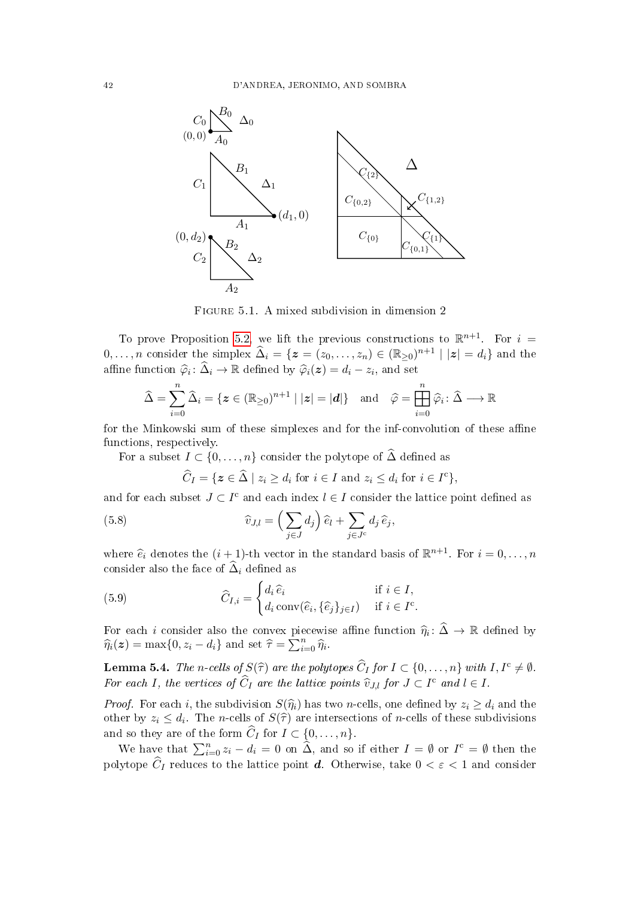Figure 5.1. A mixed subdivision in dimension 2

To prove Proposition 5.2, we lift the previous constructions to $\mathbb{R}^{n+1}$. For $i = 0,\dots,n$ consider the simplex $\widehat{\Delta}_i = \{\boldsymbol{z} = (z_0,\dots,z_n) \in (\mathbb{R}_{\ge 0})^{n+1} \mid |\boldsymbol{z}| = d_i\}$ and the affine function $\widehat{\varphi}_i \colon \widehat{\Delta}_i \to \mathbb{R}$ defined by $\widehat{\varphi}_i(\boldsymbol{z}) = d_i - z_i$, and set

$$\widehat{\Delta} = \sum_{i=0}^n \widehat{\Delta}_i = \{\boldsymbol{z} \in (\mathbb{R}_{\ge 0})^{n+1} \mid |\boldsymbol{z}| = |\boldsymbol{d}|\} \quad \text{and} \quad \widehat{\varphi} = \boxplus_{i=0}^n \widehat{\varphi}_i \colon \widehat{\Delta} \longrightarrow \mathbb{R}$$

for the Minkowski sum of these simplexes and for the inf-convolution of these affine functions, respectively.

For a subset $I \subset \{0,\dots,n\}$ consider the polytope of $\widehat{\Delta}$ defined as

$$\widehat{C}_I = \{\boldsymbol{z} \in \widehat{\Delta} \mid z_i \ge d_i \text{ for } i \in I \text{ and } z_i \le d_i \text{ for } i \in I^{\mathrm{c}}\},$$

and for each subset $J \subset I^{\mathrm{c}}$ and each index $l \in I$ consider the lattice point defined as

$$\widehat{v}_{J,l} = \Big(\sum_{j\in J} d_j\Big)\,\widehat{e}_l + \sum_{j \in J^{\mathrm{c}}} d_j\,\widehat{e}_j, \tag{5.8}$$

where $\widehat{e}_i$ denotes the $(i+1)$-th vector in the standard basis of $\mathbb{R}^{n+1}$. For $i = 0,\dots,n$ consider also the face of $\widehat{\Delta}_i$ defined as

$$\widehat{C}_{I,i} = \begin{cases} d_i\,\widehat{e}_i & \text{if } i \in I, \\ d_i \operatorname{conv}(\widehat{e}_i, \{\widehat{e}_j\}_{j\in I}) & \text{if } i \in I^{\mathrm{c}}. \end{cases} \tag{5.9}$$

For each $i$ consider also the convex piecewise affine function $\widehat{\eta}_i \colon \widehat{\Delta} \to \mathbb{R}$ defined by $\widehat{\eta}_i(\boldsymbol{z}) = \max\{0, z_i - d_i\}$ and set $\widehat{\tau} = \sum_{i=0}^n \widehat{\eta}_i$.

**Lemma 5.4.** *The $n$-cells of $S(\widehat{\tau})$ are the polytopes $\widehat{C}_I$ for $I \subset \{0,\dots,n\}$ with $I, I^{\mathrm{c}} \ne \emptyset$. For each $I$, the vertices of $\widehat{C}_I$ are the lattice points $\widehat{v}_{J,l}$ for $J \subset I^{\mathrm{c}}$ and $l \in I$.*

*Proof.* For each $i$, the subdivision $S(\widehat{\eta}_i)$ has two $n$-cells, one defined by $z_i \ge d_i$ and the other by $z_i \le d_i$. The $n$-cells of $S(\widehat{\tau})$ are intersections of $n$-cells of these subdivisions and so they are of the form $\widehat{C}_I$ for $I \subset \{0,\dots,n\}$.

We have that $\sum_{i=0}^n z_i - d_i = 0$ on $\widehat{\Delta}$, and so if either $I = \emptyset$ or $I^{\mathrm{c}} = \emptyset$ then the polytope $\widehat{C}_I$ reduces to the lattice point $\boldsymbol{d}$. Otherwise, take $0 < \varepsilon < 1$ and consider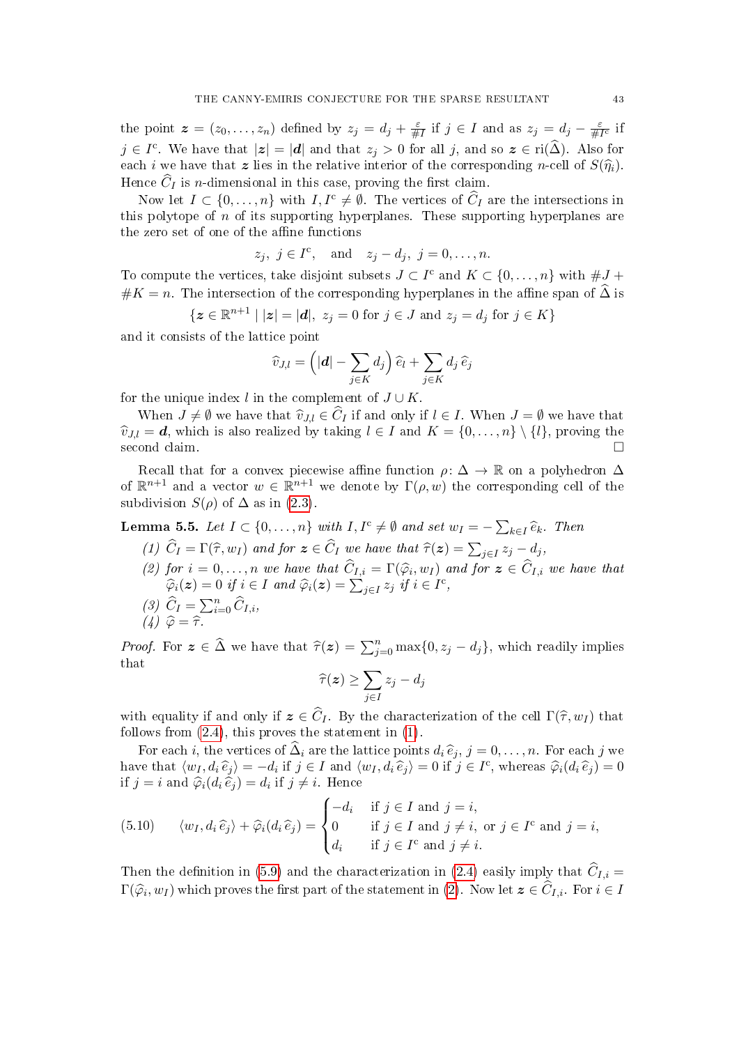the point $\boldsymbol{z} = (z_0, \dots, z_n)$ defined by $z_j = d_j + \frac{\varepsilon}{\# I}$ if $j \in I$ and as $z_j = d_j - \frac{\varepsilon}{\# I^{\mathrm{c}}}$ if $j \in I^{\mathrm{c}}$. We have that $|\boldsymbol{z}| = |\boldsymbol{d}|$ and that $z_j > 0$ for all $j$, and so $\boldsymbol{z} \in \mathrm{ri}(\widehat{\Delta})$. Also for each $i$ we have that $\boldsymbol{z}$ lies in the relative interior of the corresponding $n$-cell of $S(\widehat{\eta}_i)$. Hence $\widehat{C}_I$ is $n$-dimensional in this case, proving the first claim.

Now let $I \subset \{0, \dots, n\}$ with $I, I^{\mathrm{c}} \neq \emptyset$. The vertices of $\widehat{C}_I$ are the intersections in this polytope of $n$ of its supporting hyperplanes. These supporting hyperplanes are the zero set of one of the affine functions

$$z_j, \ j \in I^{\mathrm{c}}, \quad \text{and} \quad z_j - d_j, \ j = 0, \dots, n.$$

To compute the vertices, take disjoint subsets $J \subset I^{\mathrm{c}}$ and $K \subset \{0, \dots, n\}$ with $\# J + \# K = n$. The intersection of the corresponding hyperplanes in the affine span of $\widehat{\Delta}$ is

$$\{\boldsymbol{z} \in \mathbb{R}^{n+1} \mid |\boldsymbol{z}| = |\boldsymbol{d}|, \ z_j = 0 \text{ for } j \in J \text{ and } z_j = d_j \text{ for } j \in K\}$$

and it consists of the lattice point

$$\widehat{v}_{J,l} = \Big(|\boldsymbol{d}| - \sum_{j \in K} d_j\Big)\, \widehat{e}_l + \sum_{j \in K} d_j\, \widehat{e}_j$$

for the unique index $l$ in the complement of $J \cup K$.

When $J \neq \emptyset$ we have that $\widehat{v}_{J,l} \in \widehat{C}_I$ if and only if $l \in I$. When $J = \emptyset$ we have that $\widehat{v}_{J,l} = \boldsymbol{d}$, which is also realized by taking $l \in I$ and $K = \{0, \dots, n\} \setminus \{l\}$, proving the second claim. $\square$

Recall that for a convex piecewise affine function $\rho \colon \Delta \to \mathbb{R}$ on a polyhedron $\Delta$ of $\mathbb{R}^{n+1}$ and a vector $w \in \mathbb{R}^{n+1}$ we denote by $\Gamma(\rho, w)$ the corresponding cell of the subdivision $S(\rho)$ of $\Delta$ as in (2.3).

**Lemma 5.5.** *Let $I \subset \{0, \dots, n\}$ with $I, I^{\mathrm{c}} \neq \emptyset$ and set $w_I = -\sum_{k \in I} \widehat{e}_k$. Then*

*(1) $\widehat{C}_I = \Gamma(\widehat{\tau}, w_I)$ and for $\boldsymbol{z} \in \widehat{C}_I$ we have that $\widehat{\tau}(\boldsymbol{z}) = \sum_{j \in I} z_j - d_j$,*

*(2) for $i = 0, \dots, n$ we have that $\widehat{C}_{I,i} = \Gamma(\widehat{\varphi}_i, w_I)$ and for $\boldsymbol{z} \in \widehat{C}_{I,i}$ we have that $\widehat{\varphi}_i(\boldsymbol{z}) = 0$ if $i \in I$ and $\widehat{\varphi}_i(\boldsymbol{z}) = \sum_{j \in I} z_j$ if $i \in I^{\mathrm{c}}$,*

*(3) $\widehat{C}_I = \sum_{i=0}^{n} \widehat{C}_{I,i}$,*

*(4) $\widehat{\varphi} = \widehat{\tau}$.*

*Proof.* For $\boldsymbol{z} \in \widehat{\Delta}$ we have that $\widehat{\tau}(\boldsymbol{z}) = \sum_{j=0}^{n} \max\{0, z_j - d_j\}$, which readily implies that

$$\widehat{\tau}(\boldsymbol{z}) \geq \sum_{j \in I} z_j - d_j$$

with equality if and only if $\boldsymbol{z} \in \widehat{C}_I$. By the characterization of the cell $\Gamma(\widehat{\tau}, w_I)$ that follows from (2.4), this proves the statement in (1).

For each $i$, the vertices of $\widehat{\Delta}_i$ are the lattice points $d_i\, \widehat{e}_j$, $j = 0, \dots, n$. For each $j$ we have that $\langle w_I, d_i\, \widehat{e}_j\rangle = -d_i$ if $j \in I$ and $\langle w_I, d_i\, \widehat{e}_j\rangle = 0$ if $j \in I^{\mathrm{c}}$, whereas $\widehat{\varphi}_i(d_i\, \widehat{e}_j) = 0$ if $j = i$ and $\widehat{\varphi}_i(d_i\, \widehat{e}_j) = d_i$ if $j \neq i$. Hence

$$\langle w_I, d_i\, \widehat{e}_j\rangle + \widehat{\varphi}_i(d_i\, \widehat{e}_j) = \begin{cases} -d_i & \text{if } j \in I \text{ and } j = i, \\ 0 & \text{if } j \in I \text{ and } j \neq i, \text{ or } j \in I^{\mathrm{c}} \text{ and } j = i, \\ d_i & \text{if } j \in I^{\mathrm{c}} \text{ and } j \neq i. \end{cases} \tag{5.10}$$

Then the definition in (5.9) and the characterization in (2.4) easily imply that $\widehat{C}_{I,i} = \Gamma(\widehat{\varphi}_i, w_I)$ which proves the first part of the statement in (2). Now let $\boldsymbol{z} \in \widehat{C}_{I,i}$. For $i \in I$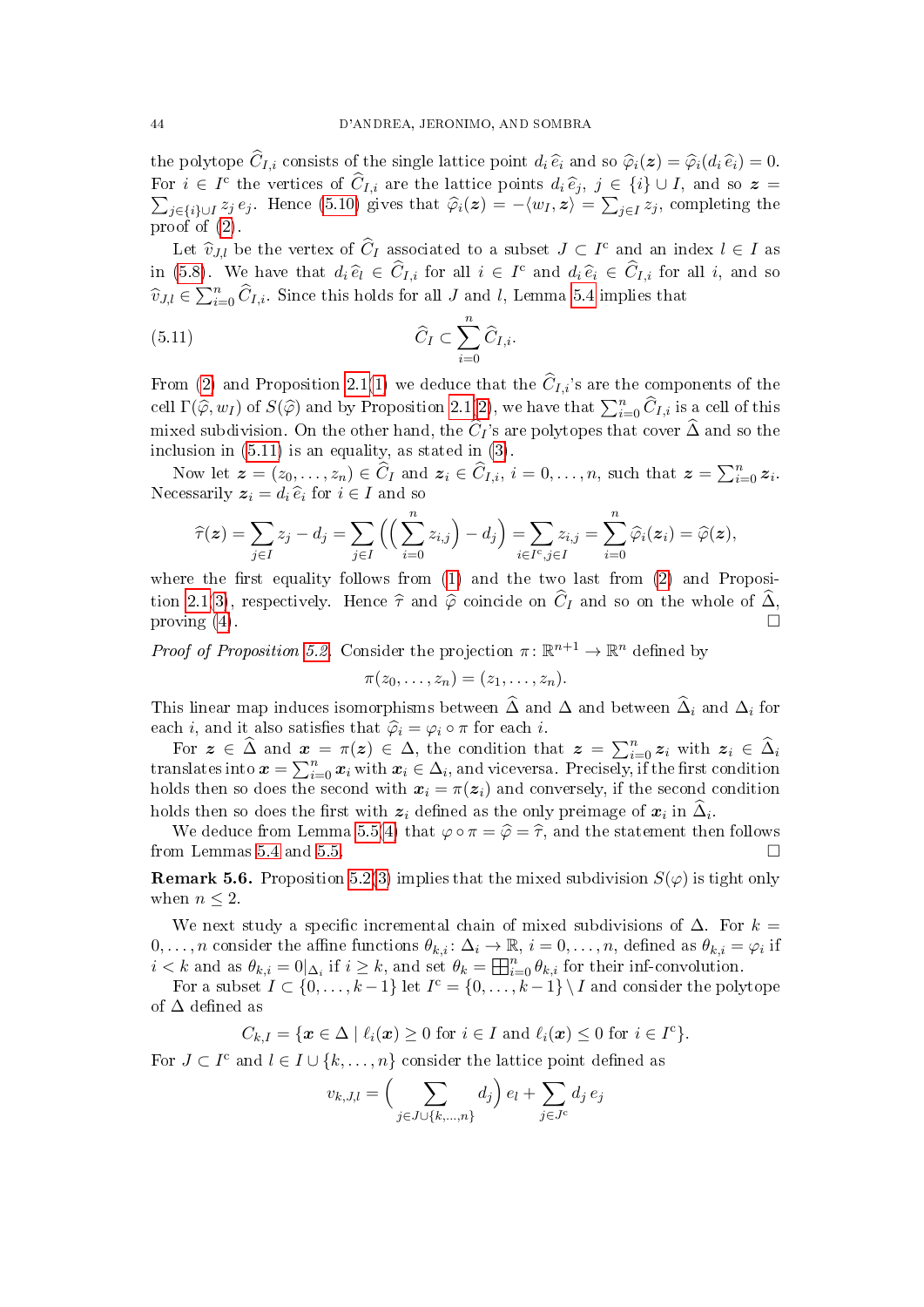the polytope $\widehat{C}_{I,i}$ consists of the single lattice point $d_i\,\widehat{e}_i$ and so $\widehat{\varphi}_i(\boldsymbol{z}) = \widehat{\varphi}_i(d_i\,\widehat{e}_i) = 0$. For $i \in I^{\rm c}$ the vertices of $\widehat{C}_{I,i}$ are the lattice points $d_i\,\widehat{e}_j$, $j \in \{i\} \cup I$, and so $\boldsymbol{z} = \sum_{j\in\{i\}\cup I} z_j\,e_j$. Hence (5.10) gives that $\widehat{\varphi}_i(\boldsymbol{z}) = -\langle w_I, \boldsymbol{z}\rangle = \sum_{j\in I} z_j$, completing the proof of (2).

Let $\widehat{v}_{J,l}$ be the vertex of $\widehat{C}_I$ associated to a subset $J \subset I^{\rm c}$ and an index $l \in I$ as in (5.8). We have that $d_i\,\widehat{e}_l \in \widehat{C}_{I,i}$ for all $i \in I^{\rm c}$ and $d_i\,\widehat{e}_i \in \widehat{C}_{I,i}$ for all $i$, and so $\widehat{v}_{J,l} \in \sum_{i=0}^n \widehat{C}_{I,i}$. Since this holds for all $J$ and $l$, Lemma 5.4 implies that

$$\widehat{C}_I \subset \sum_{i=0}^{n} \widehat{C}_{I,i}. \tag{5.11}$$

From (2) and Proposition 2.1(1) we deduce that the $\widehat{C}_{I,i}$'s are the components of the cell $\Gamma(\widehat{\varphi}, w_I)$ of $S(\widehat{\varphi})$ and by Proposition 2.1(2), we have that $\sum_{i=0}^n \widehat{C}_{I,i}$ is a cell of this mixed subdivision. On the other hand, the $\widehat{C}_I$'s are polytopes that cover $\widehat{\Delta}$ and so the inclusion in (5.11) is an equality, as stated in (3).

Now let $\boldsymbol{z} = (z_0, \dots, z_n) \in \widehat{C}_I$ and $\boldsymbol{z}_i \in \widehat{C}_{I,i}$, $i = 0, \dots, n$, such that $\boldsymbol{z} = \sum_{i=0}^n \boldsymbol{z}_i$. Necessarily $\boldsymbol{z}_i = d_i\,\widehat{e}_i$ for $i \in I$ and so

$$\widehat{\tau}(\boldsymbol{z}) = \sum_{j\in I} z_j - d_j = \sum_{j\in I}\Big(\Big(\sum_{i=0}^n z_{i,j}\Big) - d_j\Big) = \sum_{i\in I^{\rm c}, j\in I} z_{i,j} = \sum_{i=0}^n \widehat{\varphi}_i(\boldsymbol{z}_i) = \widehat{\varphi}(\boldsymbol{z}),$$

where the first equality follows from (1) and the two last from (2) and Proposition 2.1(3), respectively. Hence $\widehat{\tau}$ and $\widehat{\varphi}$ coincide on $\widehat{C}_I$ and so on the whole of $\widehat{\Delta}$, proving (4). □

*Proof of Proposition 5.2.* Consider the projection $\pi\colon \mathbb{R}^{n+1} \to \mathbb{R}^n$ defined by

$$\pi(z_0, \dots, z_n) = (z_1, \dots, z_n).$$

This linear map induces isomorphisms between $\widehat{\Delta}$ and $\Delta$ and between $\widehat{\Delta}_i$ and $\Delta_i$ for each $i$, and it also satisfies that $\widehat{\varphi}_i = \varphi_i \circ \pi$ for each $i$.

For $\boldsymbol{z} \in \widehat{\Delta}$ and $\boldsymbol{x} = \pi(\boldsymbol{z}) \in \Delta$, the condition that $\boldsymbol{z} = \sum_{i=0}^n \boldsymbol{z}_i$ with $\boldsymbol{z}_i \in \widehat{\Delta}_i$ translates into $\boldsymbol{x} = \sum_{i=0}^n \boldsymbol{x}_i$ with $\boldsymbol{x}_i \in \Delta_i$, and viceversa. Precisely, if the first condition holds then so does the second with $\boldsymbol{x}_i = \pi(\boldsymbol{z}_i)$ and conversely, if the second condition holds then so does the first with $\boldsymbol{z}_i$ defined as the only preimage of $\boldsymbol{x}_i$ in $\widehat{\Delta}_i$.

We deduce from Lemma 5.5(4) that $\varphi \circ \pi = \widehat{\varphi} = \widehat{\tau}$, and the statement then follows from Lemmas 5.4 and 5.5. □

**Remark 5.6.** Proposition 5.2(3) implies that the mixed subdivision $S(\varphi)$ is tight only when $n \le 2$.

We next study a specific incremental chain of mixed subdivisions of $\Delta$. For $k = 0, \dots, n$ consider the affine functions $\theta_{k,i}\colon \Delta_i \to \mathbb{R}$, $i = 0, \dots, n$, defined as $\theta_{k,i} = \varphi_i$ if $i < k$ and as $\theta_{k,i} = 0|_{\Delta_i}$ if $i \ge k$, and set $\theta_k = \boxplus_{i=0}^n \theta_{k,i}$ for their inf-convolution.

For a subset $I \subset \{0, \dots, k-1\}$ let $I^{\rm c} = \{0, \dots, k-1\} \setminus I$ and consider the polytope of $\Delta$ defined as

$$C_{k,I} = \{\boldsymbol{x} \in \Delta \mid \ell_i(\boldsymbol{x}) \ge 0 \text{ for } i \in I \text{ and } \ell_i(\boldsymbol{x}) \le 0 \text{ for } i \in I^{\rm c}\}.$$

For $J \subset I^{\rm c}$ and $l \in I \cup \{k, \dots, n\}$ consider the lattice point defined as

$$v_{k,J,l} = \Big(\sum_{j\in J\cup\{k,\dots,n\}} d_j\Big)\, e_l + \sum_{j\in J^{\rm c}} d_j\, e_j$$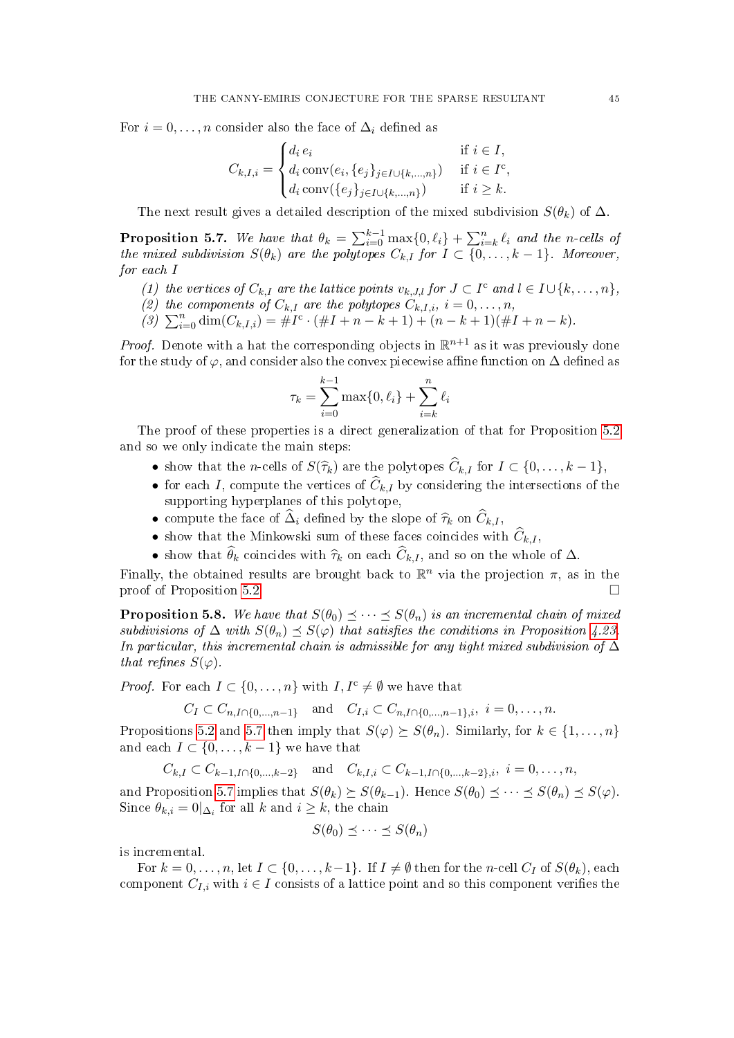For $i = 0, \dots, n$ consider also the face of $\Delta_i$ defined as

$$C_{k,I,i} = \begin{cases} d_i \, e_i & \text{if } i \in I, \\ d_i \operatorname{conv}(e_i, \{e_j\}_{j \in I \cup \{k,\dots,n\}}) & \text{if } i \in I^{\mathrm{c}}, \\ d_i \operatorname{conv}(\{e_j\}_{j \in I \cup \{k,\dots,n\}}) & \text{if } i \geq k. \end{cases}$$

The next result gives a detailed description of the mixed subdivision $S(\theta_k)$ of $\Delta$.

**Proposition 5.7.** *We have that $\theta_k = \sum_{i=0}^{k-1} \max\{0, \ell_i\} + \sum_{i=k}^{n} \ell_i$ and the $n$-cells of the mixed subdivision $S(\theta_k)$ are the polytopes $C_{k,I}$ for $I \subset \{0, \dots, k-1\}$. Moreover, for each $I$*

*(1) the vertices of $C_{k,I}$ are the lattice points $v_{k,J,l}$ for $J \subset I^{\mathrm{c}}$ and $l \in I \cup \{k, \dots, n\}$,*
*(2) the components of $C_{k,I}$ are the polytopes $C_{k,I,i}$, $i = 0, \dots, n$,*
*(3) $\sum_{i=0}^{n} \dim(C_{k,I,i}) = \# I^{\mathrm{c}} \cdot (\# I + n - k + 1) + (n - k + 1)(\# I + n - k)$.*

*Proof.* Denote with a hat the corresponding objects in $\mathbb{R}^{n+1}$ as it was previously done for the study of $\varphi$, and consider also the convex piecewise affine function on $\Delta$ defined as

$$\tau_k = \sum_{i=0}^{k-1} \max\{0, \ell_i\} + \sum_{i=k}^{n} \ell_i$$

The proof of these properties is a direct generalization of that for Proposition 5.2 and so we only indicate the main steps:

- show that the $n$-cells of $S(\widehat{\tau}_k)$ are the polytopes $\widehat{C}_{k,I}$ for $I \subset \{0, \dots, k-1\}$,
- for each $I$, compute the vertices of $\widehat{C}_{k,I}$ by considering the intersections of the supporting hyperplanes of this polytope,
- compute the face of $\widehat{\Delta}_i$ defined by the slope of $\widehat{\tau}_k$ on $\widehat{C}_{k,I}$,
- show that the Minkowski sum of these faces coincides with $\widehat{C}_{k,I}$,
- show that $\widehat{\theta}_k$ coincides with $\widehat{\tau}_k$ on each $\widehat{C}_{k,I}$, and so on the whole of $\Delta$.

Finally, the obtained results are brought back to $\mathbb{R}^n$ via the projection $\pi$, as in the proof of Proposition 5.2. □

**Proposition 5.8.** *We have that $S(\theta_0) \preceq \cdots \preceq S(\theta_n)$ is an incremental chain of mixed subdivisions of $\Delta$ with $S(\theta_n) \preceq S(\varphi)$ that satisfies the conditions in Proposition 4.23. In particular, this incremental chain is admissible for any tight mixed subdivision of $\Delta$ that refines $S(\varphi)$.*

*Proof.* For each $I \subset \{0, \dots, n\}$ with $I, I^{\mathrm{c}} \neq \emptyset$ we have that

$$C_I \subset C_{n, I \cap \{0,\dots,n-1\}} \quad \text{and} \quad C_{I,i} \subset C_{n, I \cap \{0,\dots,n-1\}, i}, \ i = 0, \dots, n.$$

Propositions 5.2 and 5.7 then imply that $S(\varphi) \succeq S(\theta_n)$. Similarly, for $k \in \{1, \dots, n\}$ and each $I \subset \{0, \dots, k-1\}$ we have that

$$C_{k,I} \subset C_{k-1, I \cap \{0,\dots,k-2\}} \quad \text{and} \quad C_{k,I,i} \subset C_{k-1, I \cap \{0,\dots,k-2\}, i}, \ i = 0, \dots, n,$$

and Proposition 5.7 implies that $S(\theta_k) \succeq S(\theta_{k-1})$. Hence $S(\theta_0) \preceq \cdots \preceq S(\theta_n) \preceq S(\varphi)$. Since $\theta_{k,i} = 0|_{\Delta_i}$ for all $k$ and $i \geq k$, the chain

$$S(\theta_0) \preceq \cdots \preceq S(\theta_n)$$

is incremental.

For $k = 0, \dots, n$, let $I \subset \{0, \dots, k-1\}$. If $I \neq \emptyset$ then for the $n$-cell $C_I$ of $S(\theta_k)$, each component $C_{I,i}$ with $i \in I$ consists of a lattice point and so this component verifies the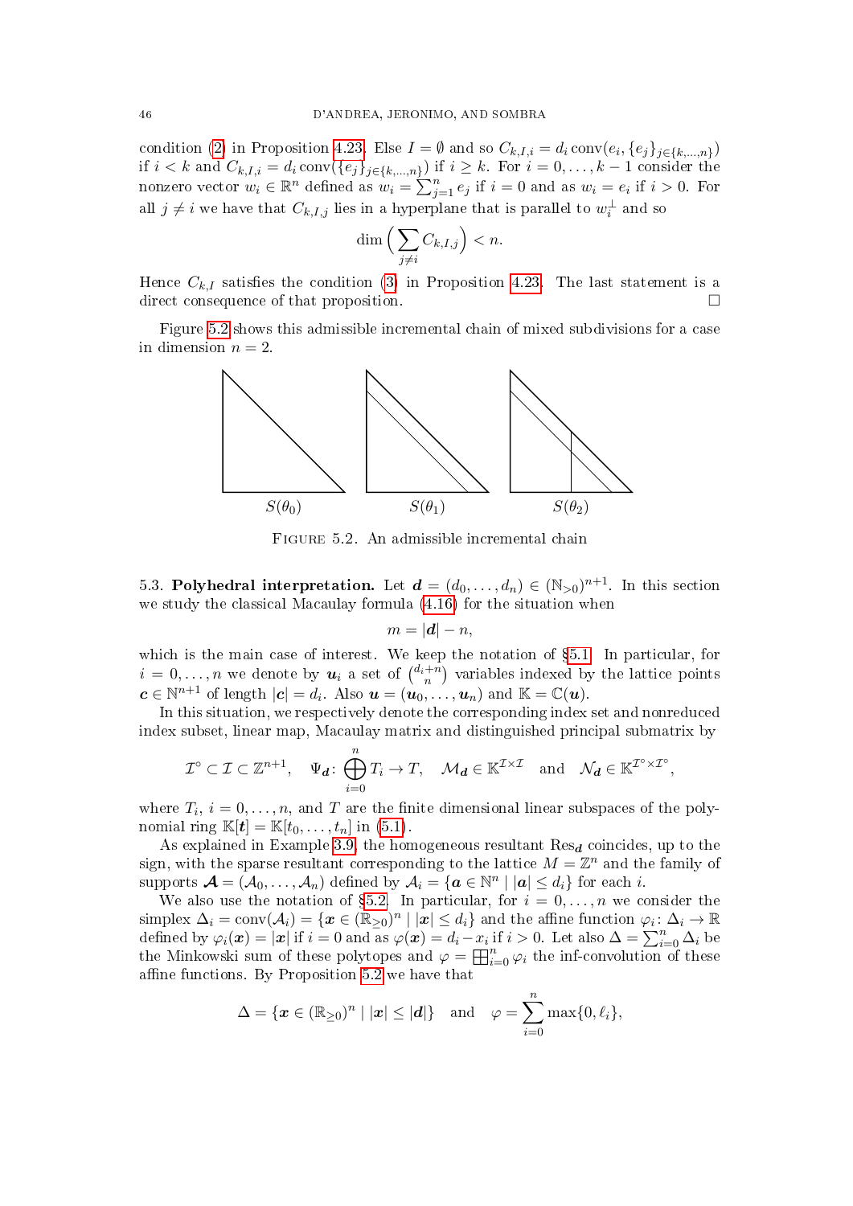condition (2) in Proposition 4.23. Else $I = \emptyset$ and so $C_{k,I,i} = d_i \operatorname{conv}(e_i, \{e_j\}_{j\in\{k,\dots,n\}})$ if $i < k$ and $C_{k,I,i} = d_i \operatorname{conv}(\{e_j\}_{j\in\{k,\dots,n\}})$ if $i \geq k$. For $i = 0, \dots, k-1$ consider the nonzero vector $w_i \in \mathbb{R}^n$ defined as $w_i = \sum_{j=1}^n e_j$ if $i = 0$ and as $w_i = e_i$ if $i > 0$. For all $j \neq i$ we have that $C_{k,I,j}$ lies in a hyperplane that is parallel to $w_i^\perp$ and so

$$\dim\Big(\sum_{j\neq i} C_{k,I,j}\Big) < n.$$

Hence $C_{k,I}$ satisfies the condition (3) in Proposition 4.23. The last statement is a direct consequence of that proposition. □

Figure 5.2 shows this admissible incremental chain of mixed subdivisions for a case in dimension $n = 2$.

$S(\theta_0)$ $S(\theta_1)$ $S(\theta_2)$

FIGURE 5.2. An admissible incremental chain

5.3. **Polyhedral interpretation.** Let $\boldsymbol{d} = (d_0, \dots, d_n) \in (\mathbb{N}_{>0})^{n+1}$. In this section we study the classical Macaulay formula (4.16) for the situation when

$$m = |\boldsymbol{d}| - n,$$

which is the main case of interest. We keep the notation of §5.1. In particular, for $i = 0, \dots, n$ we denote by $\boldsymbol{u}_i$ a set of $\binom{d_i+n}{n}$ variables indexed by the lattice points $\boldsymbol{c} \in \mathbb{N}^{n+1}$ of length $|\boldsymbol{c}| = d_i$. Also $\boldsymbol{u} = (\boldsymbol{u}_0, \dots, \boldsymbol{u}_n)$ and $\mathbb{K} = \mathbb{C}(\boldsymbol{u})$.

In this situation, we respectively denote the corresponding index set and nonreduced index subset, linear map, Macaulay matrix and distinguished principal submatrix by

$$\mathcal{I}^\circ \subset \mathcal{I} \subset \mathbb{Z}^{n+1}, \quad \Psi_{\boldsymbol{d}} \colon \bigoplus_{i=0}^n T_i \to T, \quad \mathcal{M}_{\boldsymbol{d}} \in \mathbb{K}^{\mathcal{I}\times\mathcal{I}} \quad \text{and} \quad \mathcal{N}_{\boldsymbol{d}} \in \mathbb{K}^{\mathcal{I}^\circ\times\mathcal{I}^\circ},$$

where $T_i$, $i = 0, \dots, n$, and $T$ are the finite dimensional linear subspaces of the polynomial ring $\mathbb{K}[\boldsymbol{t}] = \mathbb{K}[t_0, \dots, t_n]$ in (5.1).

As explained in Example 3.9, the homogeneous resultant $\operatorname{Res}_{\boldsymbol{d}}$ coincides, up to the sign, with the sparse resultant corresponding to the lattice $M = \mathbb{Z}^n$ and the family of supports $\boldsymbol{\mathcal{A}} = (\mathcal{A}_0, \dots, \mathcal{A}_n)$ defined by $\mathcal{A}_i = \{\boldsymbol{a} \in \mathbb{N}^n \mid |\boldsymbol{a}| \leq d_i\}$ for each $i$.

We also use the notation of §5.2. In particular, for $i = 0, \dots, n$ we consider the simplex $\Delta_i = \operatorname{conv}(\mathcal{A}_i) = \{\boldsymbol{x} \in (\mathbb{R}_{\geq 0})^n \mid |\boldsymbol{x}| \leq d_i\}$ and the affine function $\varphi_i \colon \Delta_i \to \mathbb{R}$ defined by $\varphi_i(\boldsymbol{x}) = |\boldsymbol{x}|$ if $i = 0$ and as $\varphi(\boldsymbol{x}) = d_i - x_i$ if $i > 0$. Let also $\Delta = \sum_{i=0}^n \Delta_i$ be the Minkowski sum of these polytopes and $\varphi = \boxplus_{i=0}^n \varphi_i$ the inf-convolution of these affine functions. By Proposition 5.2 we have that

$$\Delta = \{\boldsymbol{x} \in (\mathbb{R}_{\geq 0})^n \mid |\boldsymbol{x}| \leq |\boldsymbol{d}|\} \quad \text{and} \quad \varphi = \sum_{i=0}^n \max\{0, \ell_i\},$$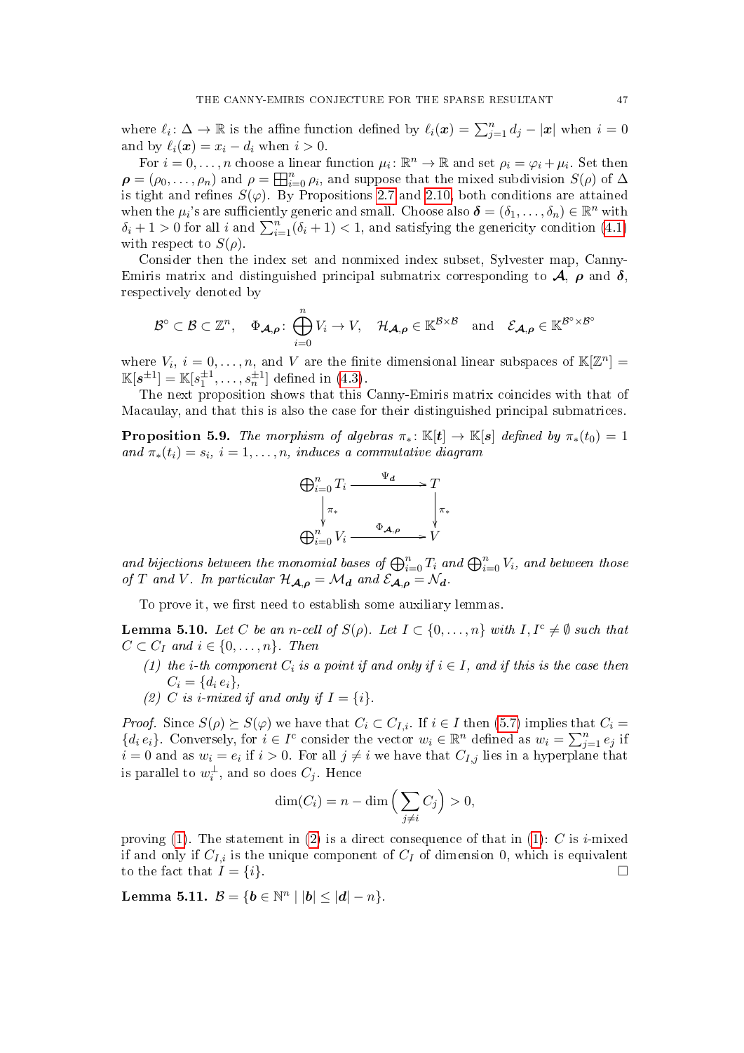where $\ell_i \colon \Delta \to \mathbb{R}$ is the affine function defined by $\ell_i(\boldsymbol{x}) = \sum_{j=1}^n d_j - |\boldsymbol{x}|$ when $i = 0$ and by $\ell_i(\boldsymbol{x}) = x_i - d_i$ when $i > 0$.

For $i = 0, \dots, n$ choose a linear function $\mu_i \colon \mathbb{R}^n \to \mathbb{R}$ and set $\rho_i = \varphi_i + \mu_i$. Set then $\boldsymbol{\rho} = (\rho_0, \dots, \rho_n)$ and $\rho = \boxplus_{i=0}^n \rho_i$, and suppose that the mixed subdivision $S(\rho)$ of $\Delta$ is tight and refines $S(\varphi)$. By Propositions 2.7 and 2.10, both conditions are attained when the $\mu_i$'s are sufficiently generic and small. Choose also $\boldsymbol{\delta} = (\delta_1, \dots, \delta_n) \in \mathbb{R}^n$ with $\delta_i + 1 > 0$ for all $i$ and $\sum_{i=1}^n (\delta_i + 1) < 1$, and satisfying the genericity condition (4.1) with respect to $S(\rho)$.

Consider then the index set and nonmixed index subset, Sylvester map, Canny-Emiris matrix and distinguished principal submatrix corresponding to $\boldsymbol{\mathcal{A}}$, $\boldsymbol{\rho}$ and $\boldsymbol{\delta}$, respectively denoted by

$$\mathcal{B}^\circ \subset \mathcal{B} \subset \mathbb{Z}^n, \quad \Phi_{\boldsymbol{\mathcal{A}},\boldsymbol{\rho}} \colon \bigoplus_{i=0}^n V_i \to V, \quad \mathcal{H}_{\boldsymbol{\mathcal{A}},\boldsymbol{\rho}} \in \mathbb{K}^{\mathcal{B} \times \mathcal{B}} \quad \text{and} \quad \mathcal{E}_{\boldsymbol{\mathcal{A}},\boldsymbol{\rho}} \in \mathbb{K}^{\mathcal{B}^\circ \times \mathcal{B}^\circ}$$

where $V_i$, $i = 0, \dots, n$, and $V$ are the finite dimensional linear subspaces of $\mathbb{K}[\mathbb{Z}^n] = \mathbb{K}[\boldsymbol{s}^{\pm 1}] = \mathbb{K}[s_1^{\pm 1}, \dots, s_n^{\pm 1}]$ defined in (4.3).

The next proposition shows that this Canny-Emiris matrix coincides with that of Macaulay, and that this is also the case for their distinguished principal submatrices.

**Proposition 5.9.** *The morphism of algebras $\pi_* \colon \mathbb{K}[\boldsymbol{t}] \to \mathbb{K}[\boldsymbol{s}]$ defined by $\pi_*(t_0) = 1$ and $\pi_*(t_i) = s_i$, $i = 1, \dots, n$, induces a commutative diagram*

$$\begin{array}{ccc}
\bigoplus_{i=0}^n T_i & \xrightarrow{\Psi_{\boldsymbol{d}}} & T \\
\downarrow{\scriptstyle \pi_*} & & \downarrow{\scriptstyle \pi_*} \\
\bigoplus_{i=0}^n V_i & \xrightarrow{\Phi_{\boldsymbol{\mathcal{A}},\boldsymbol{\rho}}} & V
\end{array}$$

*and bijections between the monomial bases of $\bigoplus_{i=0}^n T_i$ and $\bigoplus_{i=0}^n V_i$, and between those of $T$ and $V$. In particular $\mathcal{H}_{\boldsymbol{\mathcal{A}},\boldsymbol{\rho}} = \mathcal{M}_{\boldsymbol{d}}$ and $\mathcal{E}_{\boldsymbol{\mathcal{A}},\boldsymbol{\rho}} = \mathcal{N}_{\boldsymbol{d}}$.*

To prove it, we first need to establish some auxiliary lemmas.

**Lemma 5.10.** *Let $C$ be an $n$-cell of $S(\rho)$. Let $I \subset \{0, \dots, n\}$ with $I, I^{\mathrm{c}} \neq \emptyset$ such that $C \subset C_I$ and $i \in \{0, \dots, n\}$. Then*

1. *the $i$-th component $C_i$ is a point if and only if $i \in I$, and if this is the case then $C_i = \{d_i \, e_i\}$,*
2. *$C$ is $i$-mixed if and only if $I = \{i\}$.*

*Proof.* Since $S(\rho) \succeq S(\varphi)$ we have that $C_i \subset C_{I,i}$. If $i \in I$ then (5.7) implies that $C_i = \{d_i \, e_i\}$. Conversely, for $i \in I^{\mathrm{c}}$ consider the vector $w_i \in \mathbb{R}^n$ defined as $w_i = \sum_{j=1}^n e_j$ if $i = 0$ and as $w_i = e_i$ if $i > 0$. For all $j \neq i$ we have that $C_{I,j}$ lies in a hyperplane that is parallel to $w_i^\perp$, and so does $C_j$. Hence

$$\dim(C_i) = n - \dim\Big(\sum_{j \neq i} C_j\Big) > 0,$$

proving (1). The statement in (2) is a direct consequence of that in (1): $C$ is $i$-mixed if and only if $C_{I,i}$ is the unique component of $C_I$ of dimension 0, which is equivalent to the fact that $I = \{i\}$. $\square$

**Lemma 5.11.** $\mathcal{B} = \{\boldsymbol{b} \in \mathbb{N}^n \mid |\boldsymbol{b}| \leq |\boldsymbol{d}| - n\}$.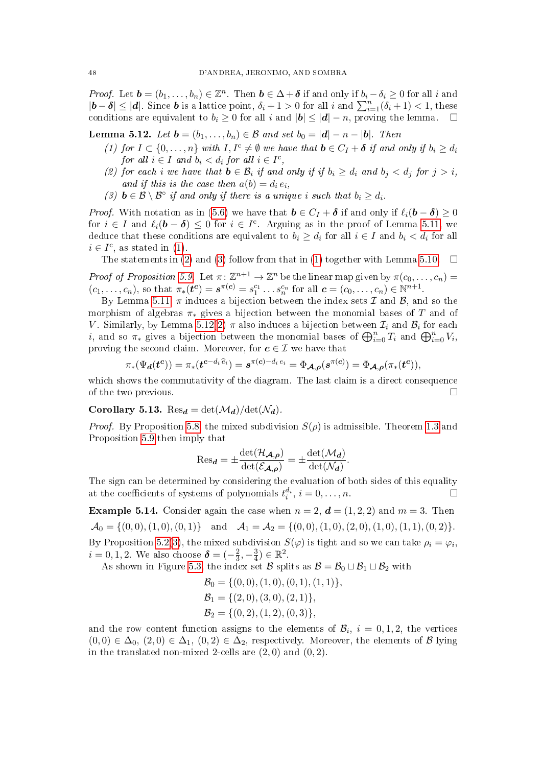*Proof.* Let $\boldsymbol{b} = (b_1, \dots, b_n) \in \mathbb{Z}^n$. Then $\boldsymbol{b} \in \Delta + \boldsymbol{\delta}$ if and only if $b_i - \delta_i \geq 0$ for all $i$ and $|\boldsymbol{b} - \boldsymbol{\delta}| \leq |\boldsymbol{d}|$. Since $\boldsymbol{b}$ is a lattice point, $\delta_i + 1 > 0$ for all $i$ and $\sum_{i=1}^{n} (\delta_i + 1) < 1$, these conditions are equivalent to $b_i \geq 0$ for all $i$ and $|\boldsymbol{b}| \leq |\boldsymbol{d}| - n$, proving the lemma. □

**Lemma 5.12.** *Let $\boldsymbol{b} = (b_1, \dots, b_n) \in \mathcal{B}$ and set $b_0 = |\boldsymbol{d}| - n - |\boldsymbol{b}|$. Then*

*(1) for $I \subset \{0, \dots, n\}$ with $I, I^{c} \neq \emptyset$ we have that $\boldsymbol{b} \in C_I + \boldsymbol{\delta}$ if and only if $b_i \geq d_i$ for all $i \in I$ and $b_i < d_i$ for all $i \in I^{c}$,*

*(2) for each $i$ we have that $\boldsymbol{b} \in \mathcal{B}_i$ if and only if $b_i \geq d_i$ and $b_j < d_j$ for $j > i$, and if this is the case then $a(b) = d_i \, e_i$,*

*(3) $\boldsymbol{b} \in \mathcal{B} \setminus \mathcal{B}^{\circ}$ if and only if there is a unique $i$ such that $b_i \geq d_i$.*

*Proof.* With notation as in (5.6) we have that $\boldsymbol{b} \in C_I + \boldsymbol{\delta}$ if and only if $\ell_i(\boldsymbol{b} - \boldsymbol{\delta}) \geq 0$ for $i \in I$ and $\ell_i(\boldsymbol{b} - \boldsymbol{\delta}) \leq 0$ for $i \in I^{c}$. Arguing as in the proof of Lemma 5.11, we deduce that these conditions are equivalent to $b_i \geq d_i$ for all $i \in I$ and $b_i < d_i$ for all $i \in I^{c}$, as stated in (1).

The statements in (2) and (3) follow from that in (1) together with Lemma 5.10. □

*Proof of Proposition 5.9.* Let $\pi \colon \mathbb{Z}^{n+1} \to \mathbb{Z}^n$ be the linear map given by $\pi(c_0, \dots, c_n) = (c_1, \dots, c_n)$, so that $\pi_*(\boldsymbol{t}^{\boldsymbol{c}}) = \boldsymbol{s}^{\pi(\boldsymbol{c})} = s_1^{c_1} \dots s_n^{c_n}$ for all $\boldsymbol{c} = (c_0, \dots, c_n) \in \mathbb{N}^{n+1}$.

By Lemma 5.11, $\pi$ induces a bijection between the index sets $\mathcal{I}$ and $\mathcal{B}$, and so the morphism of algebras $\pi_*$ gives a bijection between the monomial bases of $T$ and of $V$. Similarly, by Lemma 5.12(2) $\pi$ also induces a bijection between $\mathcal{I}_i$ and $\mathcal{B}_i$ for each $i$, and so $\pi_*$ gives a bijection between the monomial bases of $\bigoplus_{i=0}^{n} T_i$ and $\bigoplus_{i=0}^{n} V_i$, proving the second claim. Moreover, for $\boldsymbol{c} \in \mathcal{I}$ we have that

$$\pi_*(\Psi_{\boldsymbol{d}}(\boldsymbol{t}^{\boldsymbol{c}})) = \pi_*(\boldsymbol{t}^{\boldsymbol{c} - d_i \, \widehat{e}_i}) = \boldsymbol{s}^{\pi(\boldsymbol{c}) - d_i \, e_i} = \Phi_{\boldsymbol{\mathcal{A}},\boldsymbol{\rho}}(\boldsymbol{s}^{\pi(\boldsymbol{c})}) = \Phi_{\boldsymbol{\mathcal{A}},\boldsymbol{\rho}}(\pi_*(\boldsymbol{t}^{\boldsymbol{c}})),$$

which shows the commutativity of the diagram. The last claim is a direct consequence of the two previous. □

**Corollary 5.13.** $\operatorname{Res}_{\boldsymbol{d}} = \det(\mathcal{M}_{\boldsymbol{d}}) / \det(\mathcal{N}_{\boldsymbol{d}})$.

*Proof.* By Proposition 5.8, the mixed subdivision $S(\rho)$ is admissible. Theorem 1.3 and Proposition 5.9 then imply that

$$\operatorname{Res}_{\boldsymbol{d}} = \pm \frac{\det(\mathcal{H}_{\boldsymbol{\mathcal{A}},\boldsymbol{\rho}})}{\det(\mathcal{E}_{\boldsymbol{\mathcal{A}},\boldsymbol{\rho}})} = \pm \frac{\det(\mathcal{M}_{\boldsymbol{d}})}{\det(\mathcal{N}_{\boldsymbol{d}})}.$$

The sign can be determined by considering the evaluation of both sides of this equality at the coefficients of systems of polynomials $t_i^{d_i}$, $i = 0, \dots, n$. □

**Example 5.14.** Consider again the case when $n = 2$, $\boldsymbol{d} = (1, 2, 2)$ and $m = 3$. Then

$$\mathcal{A}_0 = \{(0,0), (1,0), (0,1)\} \quad \text{and} \quad \mathcal{A}_1 = \mathcal{A}_2 = \{(0,0), (1,0), (2,0), (1,0), (1,1), (0,2)\}.$$

By Proposition 5.2(3), the mixed subdivision $S(\varphi)$ is tight and so we can take $\rho_i = \varphi_i$, $i = 0, 1, 2$. We also choose $\boldsymbol{\delta} = (-\frac{2}{3}, -\frac{3}{4}) \in \mathbb{R}^2$.

As shown in Figure 5.3, the index set $\mathcal{B}$ splits as $\mathcal{B} = \mathcal{B}_0 \sqcup \mathcal{B}_1 \sqcup \mathcal{B}_2$ with

$$\mathcal{B}_0 = \{(0,0), (1,0), (0,1), (1,1)\},$$
$$\mathcal{B}_1 = \{(2,0), (3,0), (2,1)\},$$
$$\mathcal{B}_2 = \{(0,2), (1,2), (0,3)\},$$

and the row content function assigns to the elements of $\mathcal{B}_i$, $i = 0, 1, 2$, the vertices $(0,0) \in \Delta_0$, $(2,0) \in \Delta_1$, $(0,2) \in \Delta_2$, respectively. Moreover, the elements of $\mathcal{B}$ lying in the translated non-mixed 2-cells are $(2,0)$ and $(0,2)$.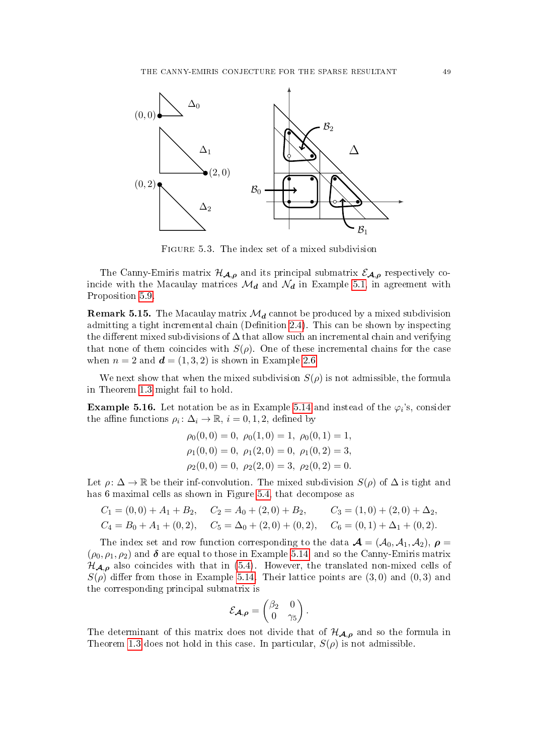FIGURE 5.3. The index set of a mixed subdivision

The Canny-Emiris matrix $\mathcal{H}_{\mathcal{A},\rho}$ and its principal submatrix $\mathcal{E}_{\mathcal{A},\rho}$ respectively coincide with the Macaulay matrices $\mathcal{M}_{\boldsymbol{d}}$ and $\mathcal{N}_{\boldsymbol{d}}$ in Example 5.1, in agreement with Proposition 5.9.

**Remark 5.15.** The Macaulay matrix $\mathcal{M}_{\boldsymbol{d}}$ cannot be produced by a mixed subdivision admitting a tight incremental chain (Definition 2.4). This can be shown by inspecting the different mixed subdivisions of $\Delta$ that allow such an incremental chain and verifying that none of them coincides with $S(\rho)$. One of these incremental chains for the case when $n = 2$ and $\boldsymbol{d} = (1, 3, 2)$ is shown in Example 2.6.

We next show that when the mixed subdivision $S(\rho)$ is not admissible, the formula in Theorem 1.3 might fail to hold.

**Example 5.16.** Let notation be as in Example 5.14 and instead of the $\varphi_i$'s, consider the affine functions $\rho_i \colon \Delta_i \to \mathbb{R}$, $i = 0, 1, 2$, defined by

$$\rho_0(0,0) = 0,\ \rho_0(1,0) = 1,\ \rho_0(0,1) = 1,$$
$$\rho_1(0,0) = 0,\ \rho_1(2,0) = 0,\ \rho_1(0,2) = 3,$$
$$\rho_2(0,0) = 0,\ \rho_2(2,0) = 3,\ \rho_2(0,2) = 0.$$

Let $\rho \colon \Delta \to \mathbb{R}$ be their inf-convolution. The mixed subdivision $S(\rho)$ of $\Delta$ is tight and has 6 maximal cells as shown in Figure 5.4, that decompose as

$$C_1 = (0,0) + A_1 + B_2, \quad C_2 = A_0 + (2,0) + B_2, \quad C_3 = (1,0) + (2,0) + \Delta_2,$$
$$C_4 = B_0 + A_1 + (0,2), \quad C_5 = \Delta_0 + (2,0) + (0,2), \quad C_6 = (0,1) + \Delta_1 + (0,2).$$

The index set and row function corresponding to the data $\mathcal{A} = (\mathcal{A}_0, \mathcal{A}_1, \mathcal{A}_2)$, $\boldsymbol{\rho} = (\rho_0, \rho_1, \rho_2)$ and $\boldsymbol{\delta}$ are equal to those in Example 5.14 and so the Canny-Emiris matrix $\mathcal{H}_{\mathcal{A},\rho}$ also coincides with that in (5.4). However, the translated non-mixed cells of $S(\rho)$ differ from those in Example 5.14. Their lattice points are $(3,0)$ and $(0,3)$ and the corresponding principal submatrix is

$$\mathcal{E}_{\mathcal{A},\rho} = \begin{pmatrix} \beta_2 & 0 \\ 0 & \gamma_5 \end{pmatrix}.$$

The determinant of this matrix does not divide that of $\mathcal{H}_{\mathcal{A},\rho}$ and so the formula in Theorem 1.3 does not hold in this case. In particular, $S(\rho)$ is not admissible.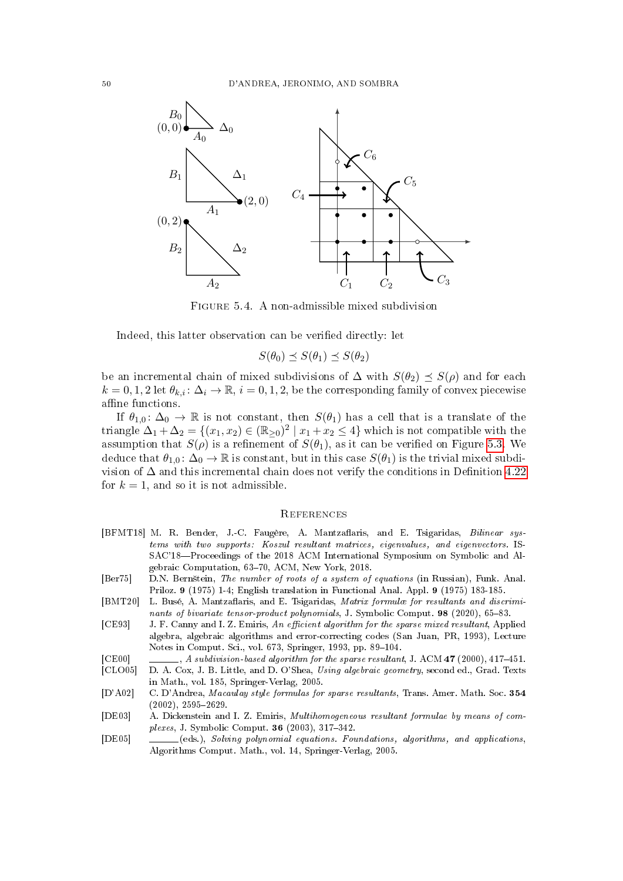Figure 5.4. A non-admissible mixed subdivision

Indeed, this latter observation can be verified directly: let

$$S(\theta_0) \preceq S(\theta_1) \preceq S(\theta_2)$$

be an incremental chain of mixed subdivisions of $\Delta$ with $S(\theta_2) \preceq S(\rho)$ and for each $k = 0, 1, 2$ let $\theta_{k,i} \colon \Delta_i \to \mathbb{R}$, $i = 0, 1, 2$, be the corresponding family of convex piecewise affine functions.

If $\theta_{1,0} \colon \Delta_0 \to \mathbb{R}$ is not constant, then $S(\theta_1)$ has a cell that is a translate of the triangle $\Delta_1 + \Delta_2 = \{(x_1, x_2) \in (\mathbb{R}_{\geq 0})^2 \mid x_1 + x_2 \leq 4\}$ which is not compatible with the assumption that $S(\rho)$ is a refinement of $S(\theta_1)$, as it can be verified on Figure 5.3. We deduce that $\theta_{1,0} \colon \Delta_0 \to \mathbb{R}$ is constant, but in this case $S(\theta_1)$ is the trivial mixed subdivision of $\Delta$ and this incremental chain does not verify the conditions in Definition 4.22 for $k = 1$, and so it is not admissible.

## References

[BFMT18] M. R. Bender, J.-C. Faugère, A. Mantzaflaris, and E. Tsigaridas, *Bilinear systems with two supports: Koszul resultant matrices, eigenvalues, and eigenvectors*. ISSAC'18—Proceedings of the 2018 ACM International Symposium on Symbolic and Algebraic Computation, 63–70, ACM, New York, 2018.

[Ber75] D.N. Bernštein, *The number of roots of a system of equations* (in Russian), Funk. Anal. Priloz. **9** (1975) 1-4; English translation in Functional Anal. Appl. **9** (1975) 183-185.

[BMT20] L. Busé, A. Mantzaflaris, and E. Tsigaridas, *Matrix formulæ for resultants and discriminants of bivariate tensor-product polynomials*, J. Symbolic Comput. **98** (2020), 65–83.

[CE93] J. F. Canny and I. Z. Emiris, *An efficient algorithm for the sparse mixed resultant*, Applied algebra, algebraic algorithms and error-correcting codes (San Juan, PR, 1993), Lecture Notes in Comput. Sci., vol. 673, Springer, 1993, pp. 89–104.

[CE00] ______, *A subdivision-based algorithm for the sparse resultant*, J. ACM **47** (2000), 417–451.

[CLO05] D. A. Cox, J. B. Little, and D. O'Shea, *Using algebraic geometry*, second ed., Grad. Texts in Math., vol. 185, Springer-Verlag, 2005.

[D'A02] C. D'Andrea, *Macaulay style formulas for sparse resultants*, Trans. Amer. Math. Soc. **354** (2002), 2595–2629.

[DE03] A. Dickenstein and I. Z. Emiris, *Multihomogeneous resultant formulae by means of complexes*, J. Symbolic Comput. **36** (2003), 317–342.

[DE05] ______(eds.), *Solving polynomial equations. Foundations, algorithms, and applications*, Algorithms Comput. Math., vol. 14, Springer-Verlag, 2005.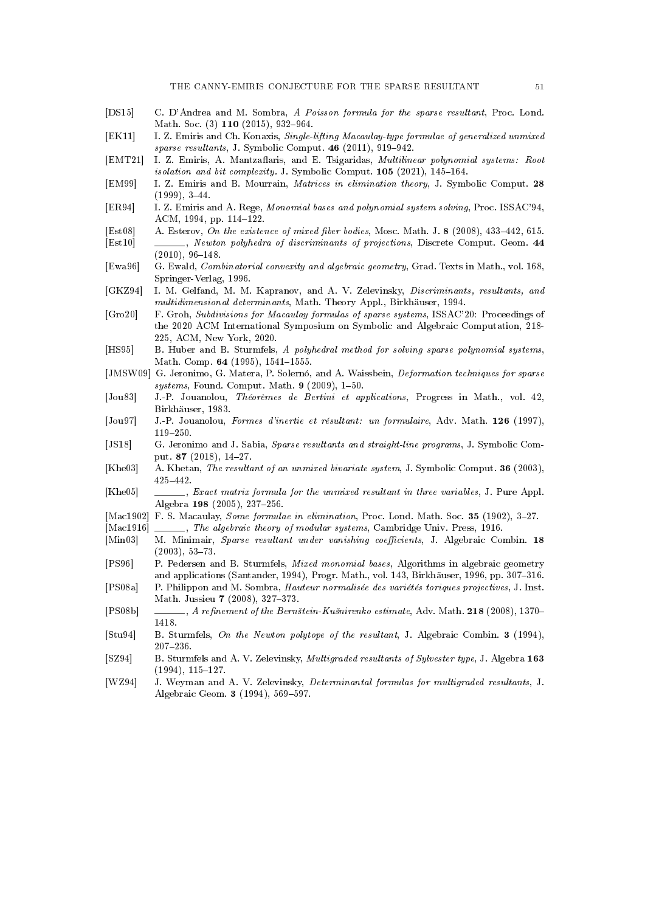- [DS15] C. D'Andrea and M. Sombra, *A Poisson formula for the sparse resultant*, Proc. Lond. Math. Soc. (3) **110** (2015), 932–964.
- [EK11] I. Z. Emiris and Ch. Konaxis, *Single-lifting Macaulay-type formulae of generalized unmixed sparse resultants*, J. Symbolic Comput. **46** (2011), 919–942.
- [EMT21] I. Z. Emiris, A. Mantzaflaris, and E. Tsigaridas, *Multilinear polynomial systems: Root isolation and bit complexity*. J. Symbolic Comput. **105** (2021), 145–164.
- [EM99] I. Z. Emiris and B. Mourrain, *Matrices in elimination theory*, J. Symbolic Comput. **28** (1999), 3–44.
- [ER94] I. Z. Emiris and A. Rege, *Monomial bases and polynomial system solving*, Proc. ISSAC'94, ACM, 1994, pp. 114–122.
- [Est08] A. Esterov, *On the existence of mixed fiber bodies*, Mosc. Math. J. **8** (2008), 433–442, 615.
- [Est10] ______, *Newton polyhedra of discriminants of projections*, Discrete Comput. Geom. **44** (2010), 96–148.
- [Ewa96] G. Ewald, *Combinatorial convexity and algebraic geometry*, Grad. Texts in Math., vol. 168, Springer-Verlag, 1996.
- [GKZ94] I. M. Gelfand, M. M. Kapranov, and A. V. Zelevinsky, *Discriminants, resultants, and multidimensional determinants*, Math. Theory Appl., Birkhäuser, 1994.
- [Gro20] F. Groh, *Subdivisions for Macaulay formulas of sparse systems*, ISSAC'20: Proceedings of the 2020 ACM International Symposium on Symbolic and Algebraic Computation, 218-225, ACM, New York, 2020.
- [HS95] B. Huber and B. Sturmfels, *A polyhedral method for solving sparse polynomial systems*, Math. Comp. **64** (1995), 1541–1555.
- [JMSW09] G. Jeronimo, G. Matera, P. Solernó, and A. Waissbein, *Deformation techniques for sparse systems*, Found. Comput. Math. **9** (2009), 1–50.
- [Jou83] J.-P. Jouanolou, *Théorèmes de Bertini et applications*, Progress in Math., vol. 42, Birkhäuser, 1983.
- [Jou97] J.-P. Jouanolou, *Formes d'inertie et résultant: un formulaire*, Adv. Math. **126** (1997), 119–250.
- [JS18] G. Jeronimo and J. Sabia, *Sparse resultants and straight-line programs*, J. Symbolic Comput. **87** (2018), 14–27.
- [Khe03] A. Khetan, *The resultant of an unmixed bivariate system*, J. Symbolic Comput. **36** (2003), 425–442.
- [Khe05] ______, *Exact matrix formula for the unmixed resultant in three variables*, J. Pure Appl. Algebra **198** (2005), 237–256.
- [Mac1902] F. S. Macaulay, *Some formulae in elimination*, Proc. Lond. Math. Soc. **35** (1902), 3–27.
- [Mac1916] ______, *The algebraic theory of modular systems*, Cambridge Univ. Press, 1916.
- [Min03] M. Minimair, *Sparse resultant under vanishing coefficients*, J. Algebraic Combin. **18** (2003), 53–73.
- [PS96] P. Pedersen and B. Sturmfels, *Mixed monomial bases*, Algorithms in algebraic geometry and applications (Santander, 1994), Progr. Math., vol. 143, Birkhäuser, 1996, pp. 307–316.
- [PS08a] P. Philippon and M. Sombra, *Hauteur normalisée des variétés toriques projectives*, J. Inst. Math. Jussieu **7** (2008), 327–373.
- [PS08b] ______, *A refinement of the Bernštein-Kušnirenko estimate*, Adv. Math. **218** (2008), 1370–1418.
- [Stu94] B. Sturmfels, *On the Newton polytope of the resultant*, J. Algebraic Combin. **3** (1994), 207–236.
- [SZ94] B. Sturmfels and A. V. Zelevinsky, *Multigraded resultants of Sylvester type*, J. Algebra **163** (1994), 115–127.
- [WZ94] J. Weyman and A. V. Zelevinsky, *Determinantal formulas for multigraded resultants*, J. Algebraic Geom. **3** (1994), 569–597.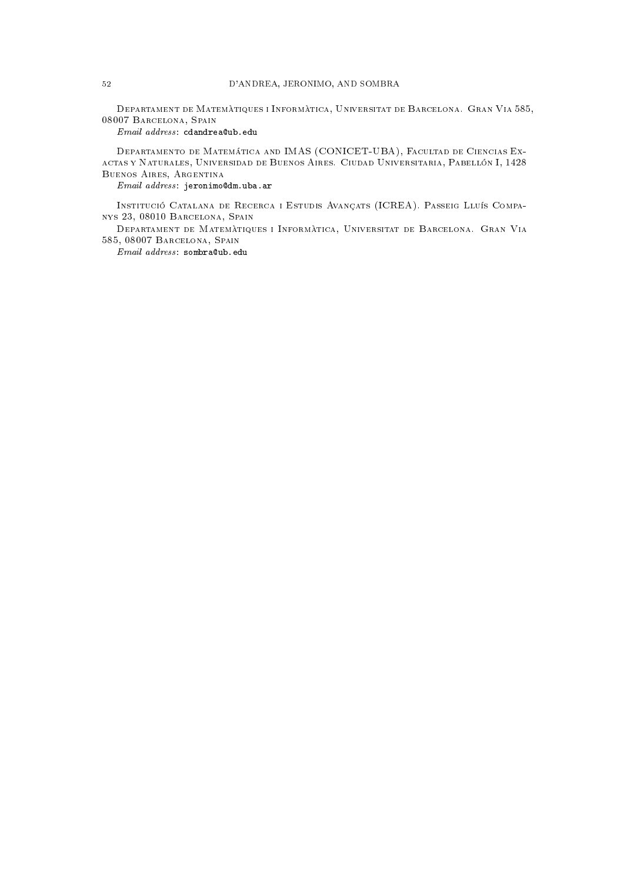Departament de Matemàtiques i Informàtica, Universitat de Barcelona. Gran Via 585, 08007 Barcelona, Spain

*Email address*: cdandrea@ub.edu

Departamento de Matemática and IMAS (CONICET-UBA), Facultad de Ciencias Exactas y Naturales, Universidad de Buenos Aires. Ciudad Universitaria, Pabellón I, 1428 Buenos Aires, Argentina

*Email address*: jeronimo@dm.uba.ar

Institució Catalana de Recerca i Estudis Avançats (ICREA). Passeig Lluís Companys 23, 08010 Barcelona, Spain

Departament de Matemàtiques i Informàtica, Universitat de Barcelona. Gran Via 585, 08007 Barcelona, Spain

*Email address*: sombra@ub.edu